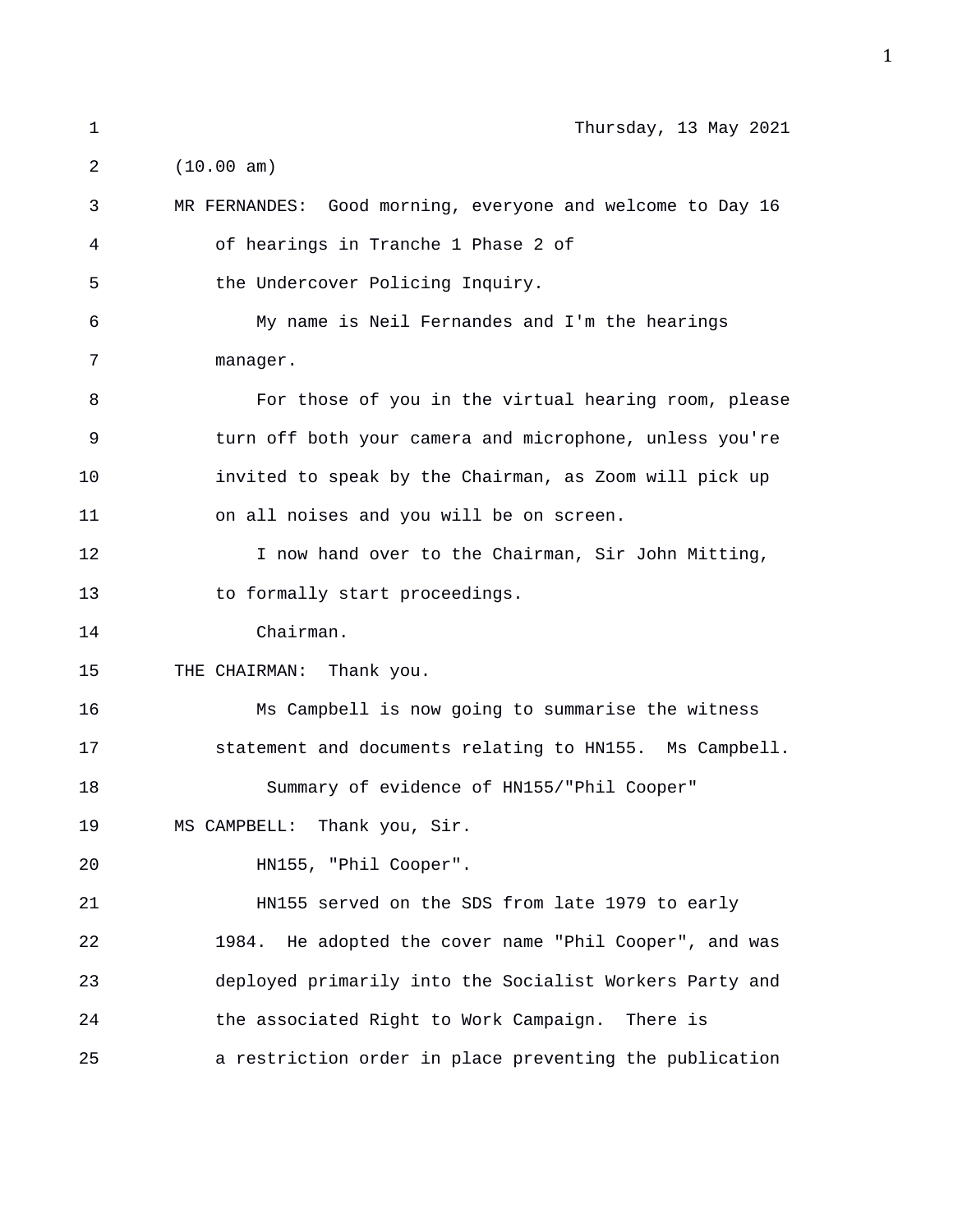Thursday, 13 May 2021

(10.00 am)

MR FERNANDES: Good morning, everyone and welcome to Day 16 of hearings in Tranche 1 Phase 2 of the Undercover Policing Inquiry.

My name is Neil Fernandes and I'm the hearings manager.

For those of you in the virtual hearing room, please turn off both your camera and microphone, unless you're invited to speak by the Chairman, as Zoom will pick up on all noises and you will be on screen.

I now hand over to the Chairman, Sir John Mitting, to formally start proceedings.

Chairman.

THE CHAIRMAN: Thank you.

Ms Campbell is now going to summarise the witness statement and documents relating to HN155. Ms Campbell.

Summary of evidence of HN155/"Phil Cooper"

MS CAMPBELL: Thank you, Sir.

HN155, "Phil Cooper".

HN155 served on the SDS from late 1979 to early 1984. He adopted the cover name "Phil Cooper", and was deployed primarily into the Socialist Workers Party and the associated Right to Work Campaign. There is a restriction order in place preventing the publication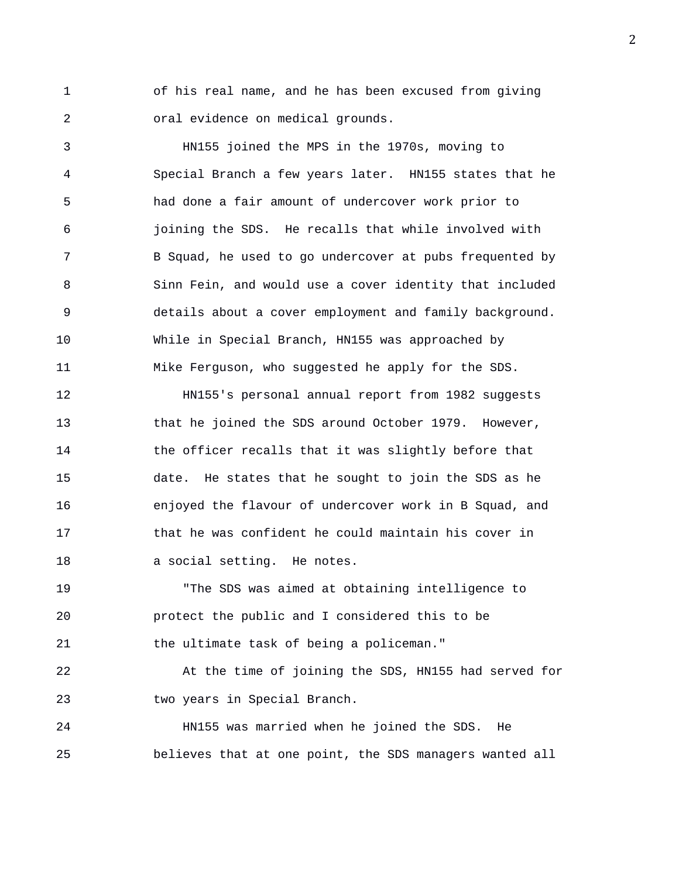of his real name, and he has been excused from giving oral evidence on medical grounds.

HN155 joined the MPS in the 1970s, moving to Special Branch a few years later. HN155 states that he had done a fair amount of undercover work prior to joining the SDS. He recalls that while involved with B Squad, he used to go undercover at pubs frequented by Sinn Fein, and would use a cover identity that included details about a cover employment and family background. While in Special Branch, HN155 was approached by Mike Ferguson, who suggested he apply for the SDS.

HN155's personal annual report from 1982 suggests that he joined the SDS around October 1979. However, the officer recalls that it was slightly before that date. He states that he sought to join the SDS as he enjoyed the flavour of undercover work in B Squad, and that he was confident he could maintain his cover in a social setting. He notes.

"The SDS was aimed at obtaining intelligence to protect the public and I considered this to be the ultimate task of being a policeman."

At the time of joining the SDS, HN155 had served for two years in Special Branch.

HN155 was married when he joined the SDS. He believes that at one point, the SDS managers wanted all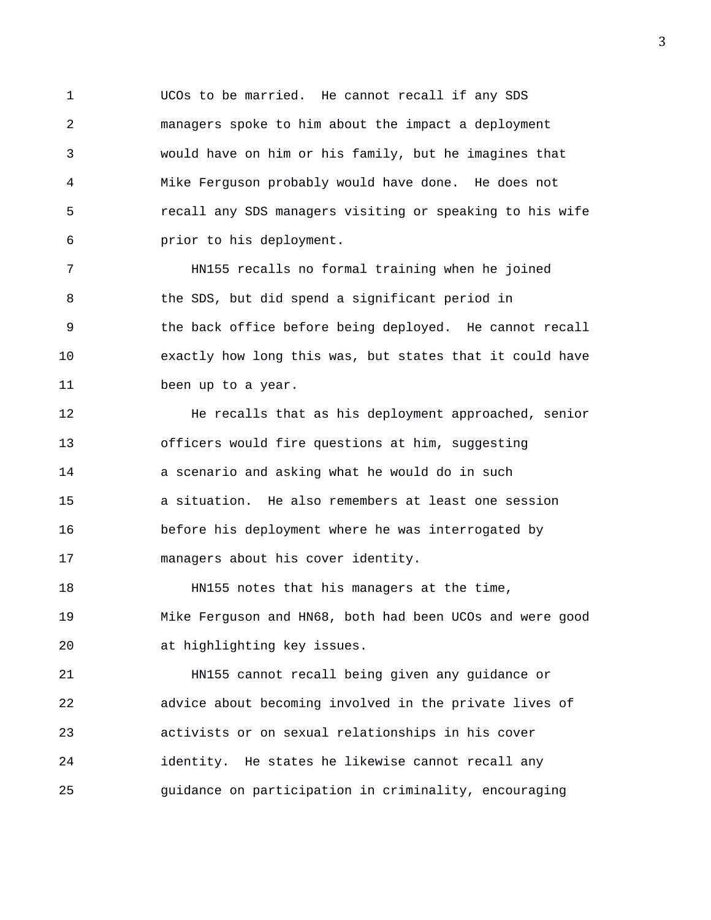UCOs to be married. He cannot recall if any SDS managers spoke to him about the impact a deployment would have on him or his family, but he imagines that Mike Ferguson probably would have done. He does not recall any SDS managers visiting or speaking to his wife prior to his deployment.

HN155 recalls no formal training when he joined the SDS, but did spend a significant period in the back office before being deployed. He cannot recall exactly how long this was, but states that it could have been up to a year.

He recalls that as his deployment approached, senior officers would fire questions at him, suggesting a scenario and asking what he would do in such a situation. He also remembers at least one session before his deployment where he was interrogated by managers about his cover identity.

HN155 notes that his managers at the time, Mike Ferguson and HN68, both had been UCOs and were good at highlighting key issues.

HN155 cannot recall being given any guidance or advice about becoming involved in the private lives of activists or on sexual relationships in his cover identity. He states he likewise cannot recall any guidance on participation in criminality, encouraging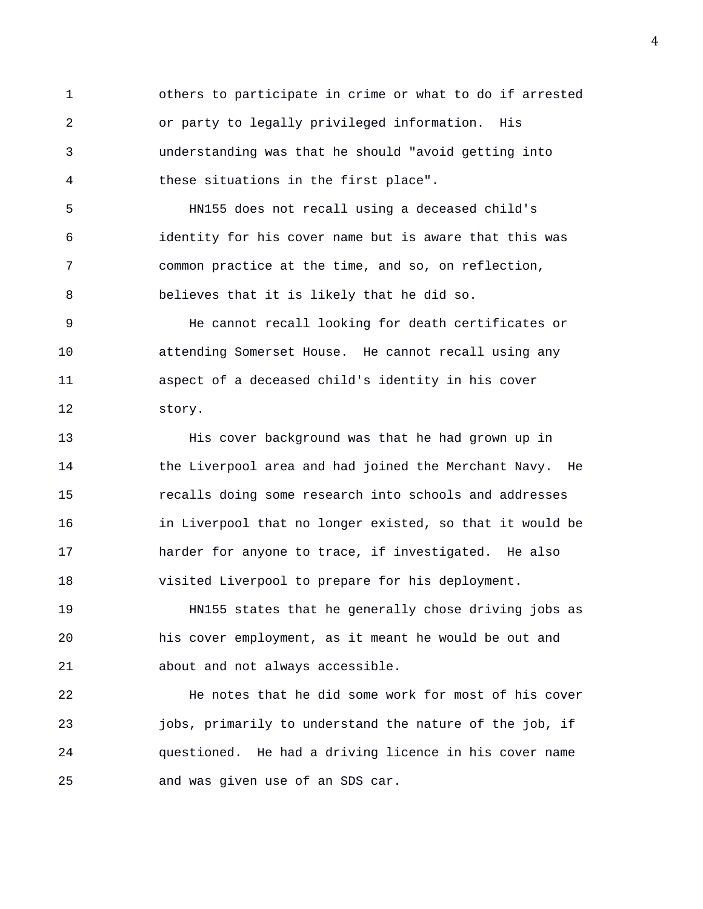others to participate in crime or what to do if arrested or party to legally privileged information. His understanding was that he should "avoid getting into these situations in the first place".

HN155 does not recall using a deceased child's identity for his cover name but is aware that this was common practice at the time, and so, on reflection, believes that it is likely that he did so.

He cannot recall looking for death certificates or attending Somerset House. He cannot recall using any aspect of a deceased child's identity in his cover story.

His cover background was that he had grown up in the Liverpool area and had joined the Merchant Navy. He recalls doing some research into schools and addresses in Liverpool that no longer existed, so that it would be harder for anyone to trace, if investigated. He also visited Liverpool to prepare for his deployment.

HN155 states that he generally chose driving jobs as his cover employment, as it meant he would be out and about and not always accessible.

He notes that he did some work for most of his cover jobs, primarily to understand the nature of the job, if questioned. He had a driving licence in his cover name and was given use of an SDS car.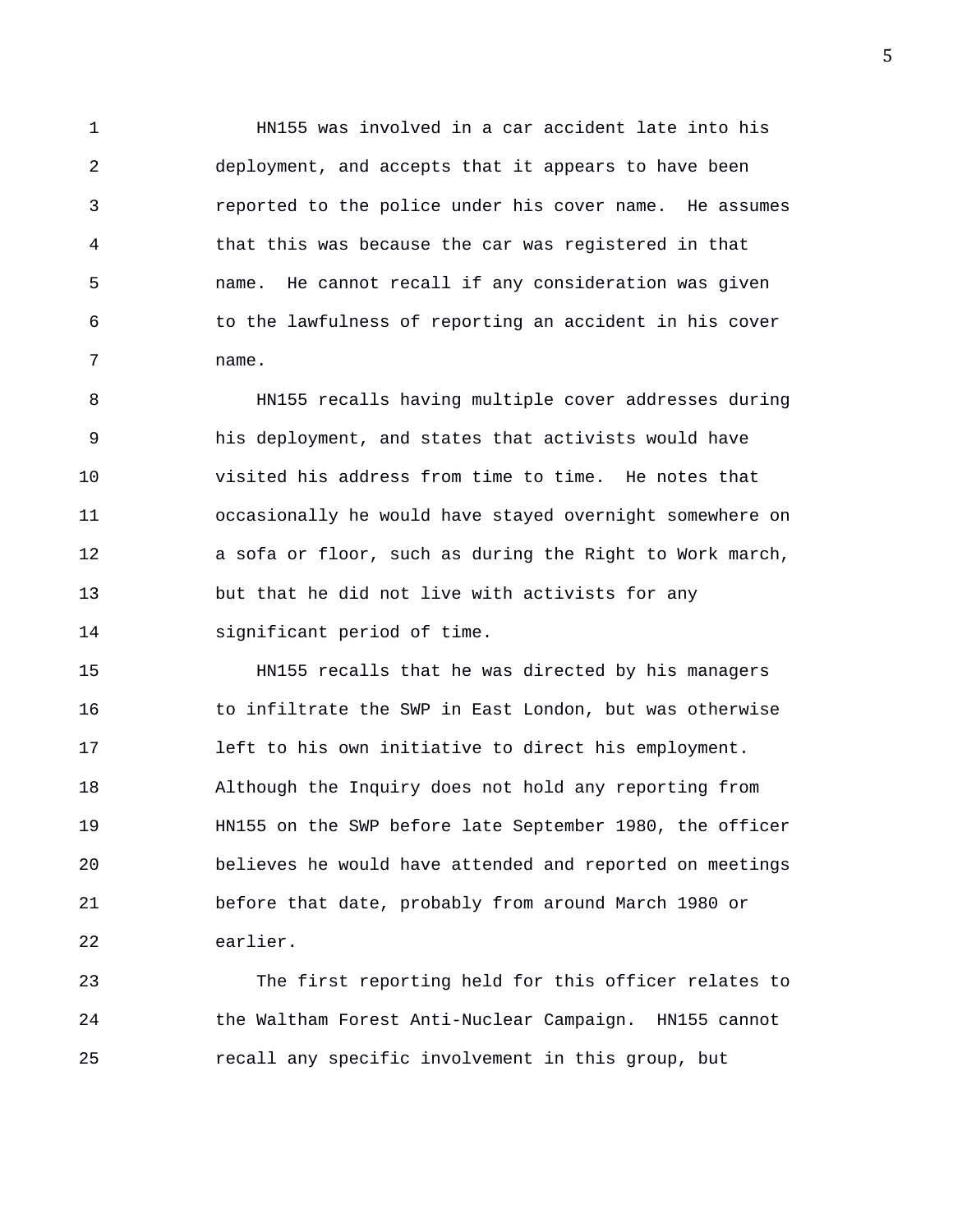HN155 was involved in a car accident late into his deployment, and accepts that it appears to have been reported to the police under his cover name. He assumes that this was because the car was registered in that name. He cannot recall if any consideration was given to the lawfulness of reporting an accident in his cover name.

HN155 recalls having multiple cover addresses during his deployment, and states that activists would have visited his address from time to time. He notes that occasionally he would have stayed overnight somewhere on a sofa or floor, such as during the Right to Work march, but that he did not live with activists for any significant period of time.

HN155 recalls that he was directed by his managers to infiltrate the SWP in East London, but was otherwise left to his own initiative to direct his employment. Although the Inquiry does not hold any reporting from HN155 on the SWP before late September 1980, the officer believes he would have attended and reported on meetings before that date, probably from around March 1980 or earlier.

The first reporting held for this officer relates to the Waltham Forest Anti-Nuclear Campaign. HN155 cannot recall any specific involvement in this group, but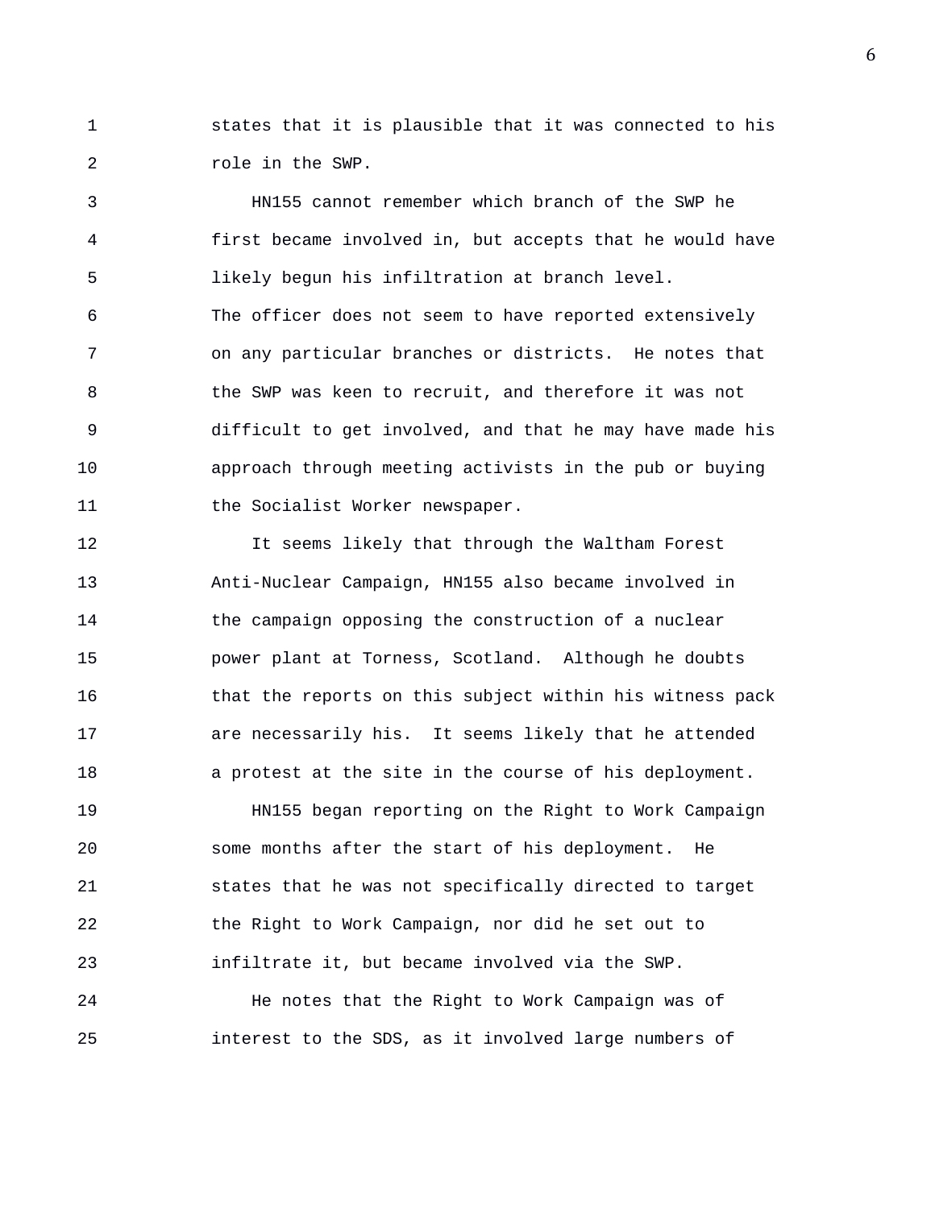states that it is plausible that it was connected to his role in the SWP.

HN155 cannot remember which branch of the SWP he first became involved in, but accepts that he would have likely begun his infiltration at branch level. The officer does not seem to have reported extensively on any particular branches or districts. He notes that the SWP was keen to recruit, and therefore it was not difficult to get involved, and that he may have made his approach through meeting activists in the pub or buying the Socialist Worker newspaper.

It seems likely that through the Waltham Forest Anti-Nuclear Campaign, HN155 also became involved in the campaign opposing the construction of a nuclear power plant at Torness, Scotland. Although he doubts that the reports on this subject within his witness pack are necessarily his. It seems likely that he attended a protest at the site in the course of his deployment.

HN155 began reporting on the Right to Work Campaign some months after the start of his deployment. He states that he was not specifically directed to target the Right to Work Campaign, nor did he set out to infiltrate it, but became involved via the SWP.

He notes that the Right to Work Campaign was of interest to the SDS, as it involved large numbers of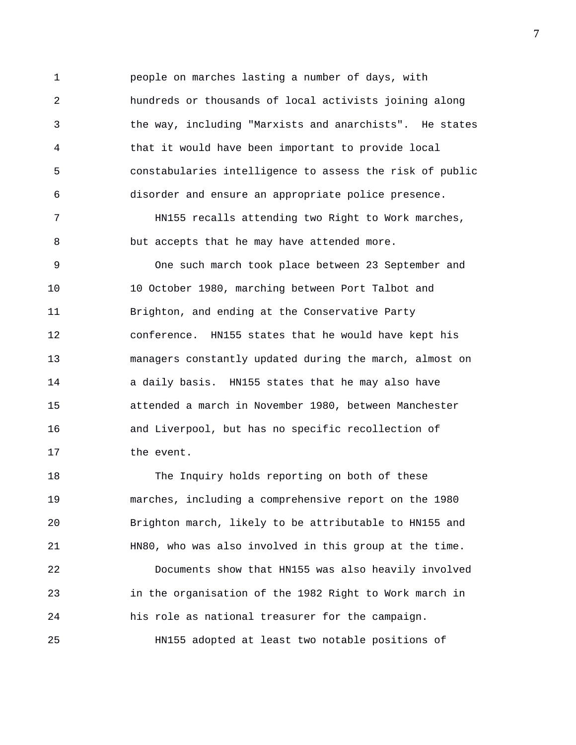people on marches lasting a number of days, with hundreds or thousands of local activists joining along the way, including "Marxists and anarchists". He states that it would have been important to provide local constabularies intelligence to assess the risk of public disorder and ensure an appropriate police presence.

HN155 recalls attending two Right to Work marches, but accepts that he may have attended more.

One such march took place between 23 September and 10 October 1980, marching between Port Talbot and Brighton, and ending at the Conservative Party conference. HN155 states that he would have kept his managers constantly updated during the march, almost on a daily basis. HN155 states that he may also have attended a march in November 1980, between Manchester and Liverpool, but has no specific recollection of the event.

The Inquiry holds reporting on both of these marches, including a comprehensive report on the 1980 Brighton march, likely to be attributable to HN155 and HN80, who was also involved in this group at the time.

Documents show that HN155 was also heavily involved in the organisation of the 1982 Right to Work march in his role as national treasurer for the campaign.

HN155 adopted at least two notable positions of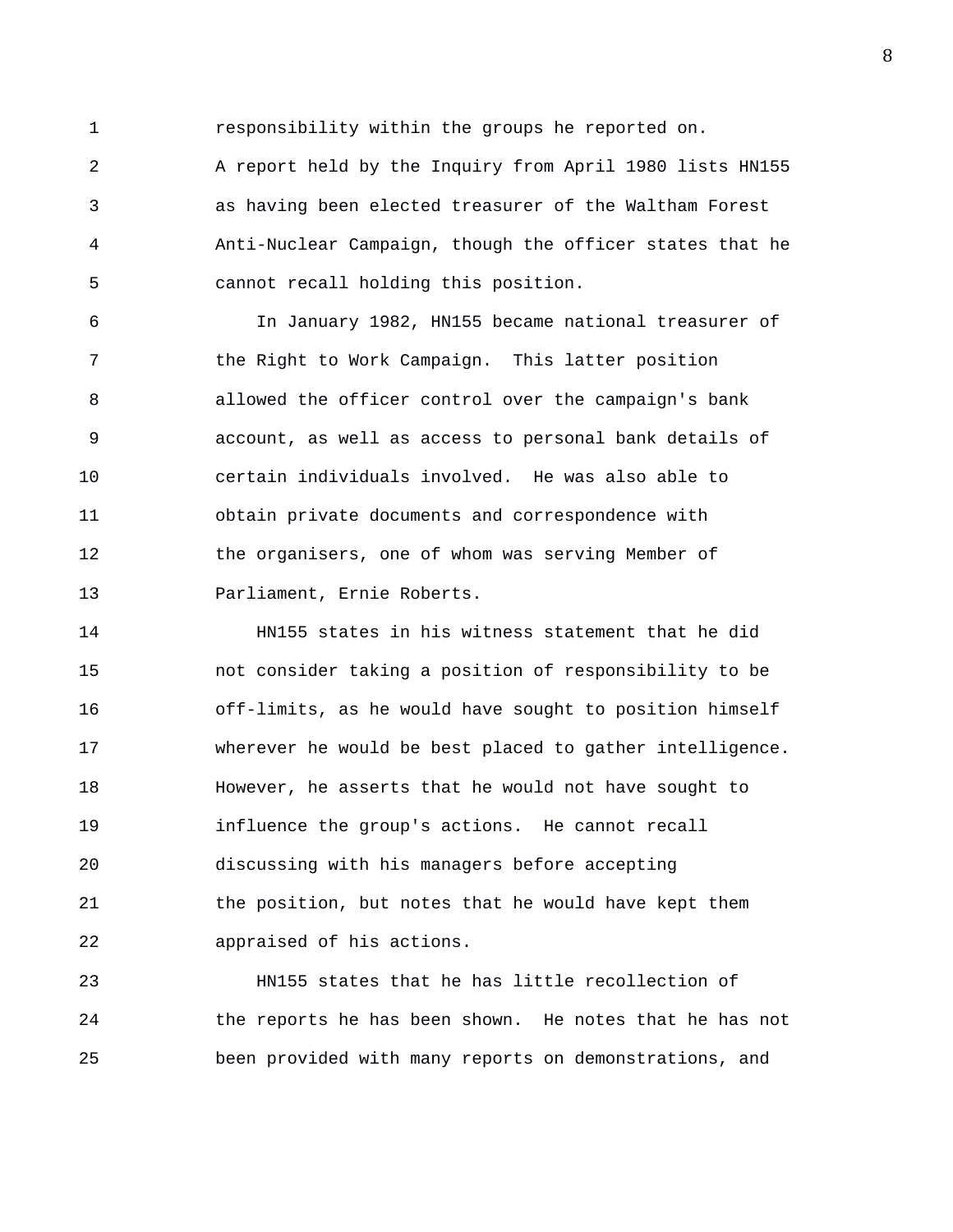responsibility within the groups he reported on. A report held by the Inquiry from April 1980 lists HN155 as having been elected treasurer of the Waltham Forest Anti-Nuclear Campaign, though the officer states that he cannot recall holding this position.

In January 1982, HN155 became national treasurer of the Right to Work Campaign. This latter position allowed the officer control over the campaign's bank account, as well as access to personal bank details of certain individuals involved. He was also able to obtain private documents and correspondence with the organisers, one of whom was serving Member of Parliament, Ernie Roberts.

HN155 states in his witness statement that he did not consider taking a position of responsibility to be off-limits, as he would have sought to position himself wherever he would be best placed to gather intelligence. However, he asserts that he would not have sought to influence the group's actions. He cannot recall discussing with his managers before accepting the position, but notes that he would have kept them appraised of his actions.

HN155 states that he has little recollection of the reports he has been shown. He notes that he has not been provided with many reports on demonstrations, and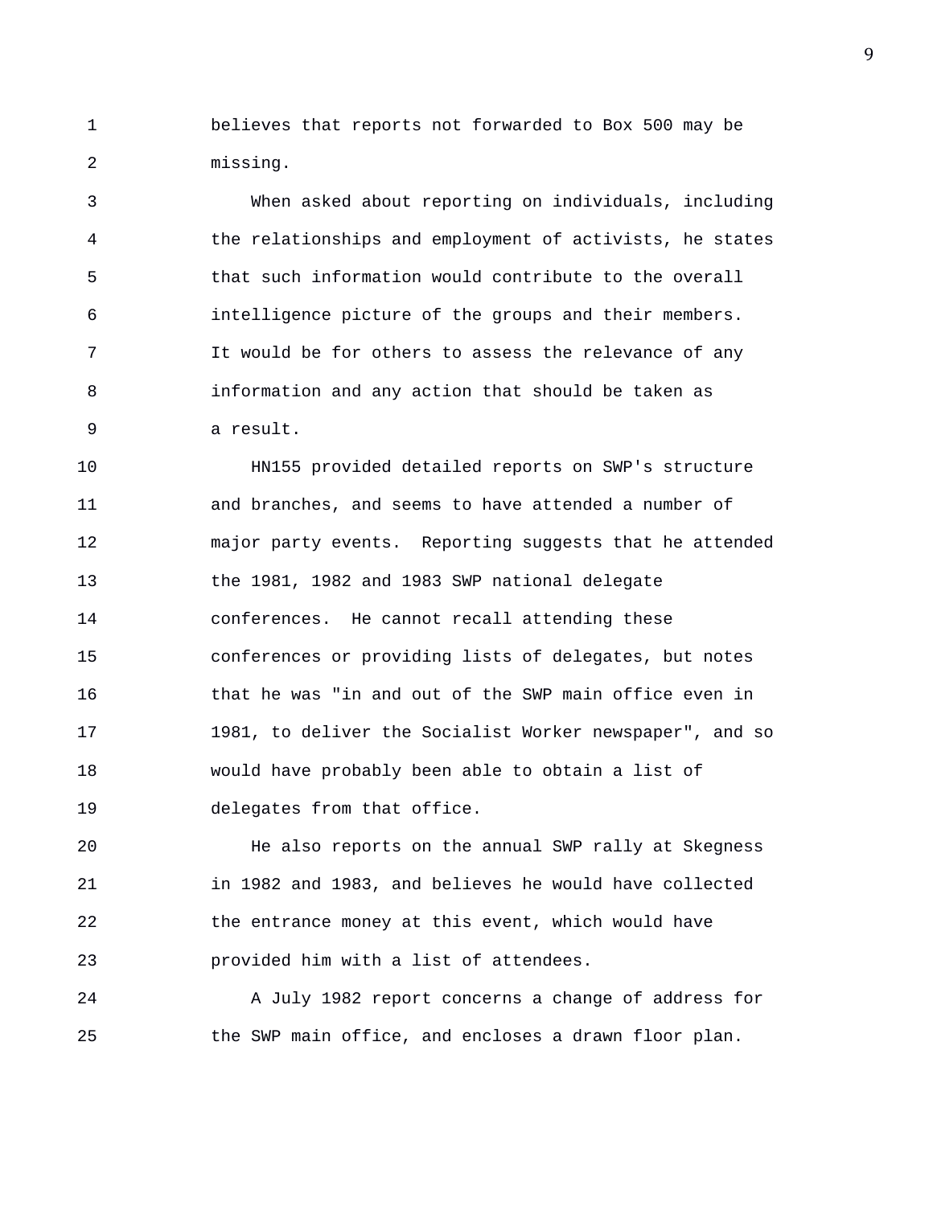believes that reports not forwarded to Box 500 may be missing.

When asked about reporting on individuals, including the relationships and employment of activists, he states that such information would contribute to the overall intelligence picture of the groups and their members. It would be for others to assess the relevance of any information and any action that should be taken as a result.

HN155 provided detailed reports on SWP's structure and branches, and seems to have attended a number of major party events. Reporting suggests that he attended the 1981, 1982 and 1983 SWP national delegate conferences. He cannot recall attending these conferences or providing lists of delegates, but notes that he was "in and out of the SWP main office even in 1981, to deliver the Socialist Worker newspaper", and so would have probably been able to obtain a list of delegates from that office.

He also reports on the annual SWP rally at Skegness in 1982 and 1983, and believes he would have collected the entrance money at this event, which would have provided him with a list of attendees.

A July 1982 report concerns a change of address for the SWP main office, and encloses a drawn floor plan.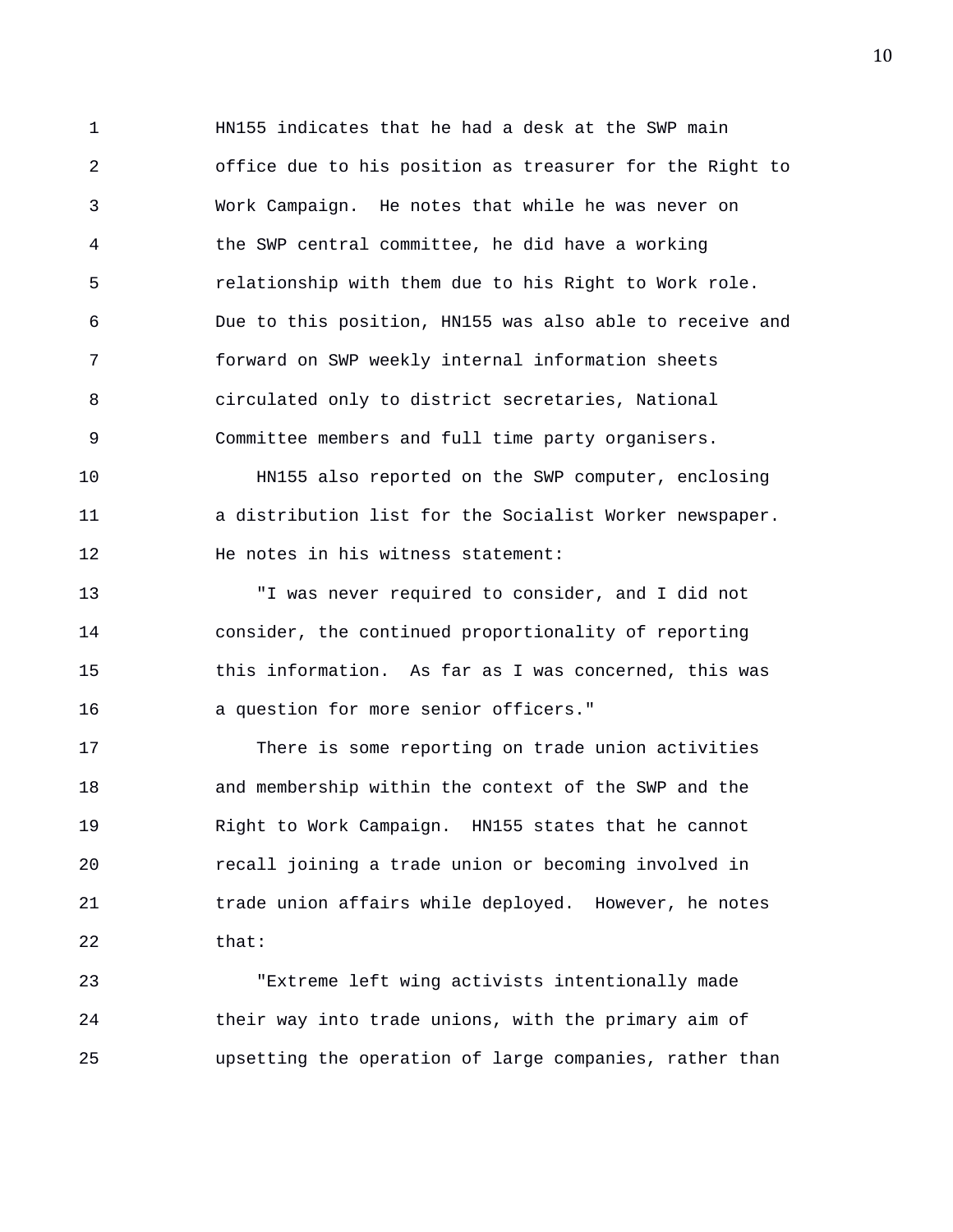HN155 indicates that he had a desk at the SWP main office due to his position as treasurer for the Right to Work Campaign. He notes that while he was never on the SWP central committee, he did have a working relationship with them due to his Right to Work role. Due to this position, HN155 was also able to receive and forward on SWP weekly internal information sheets circulated only to district secretaries, National Committee members and full time party organisers.

HN155 also reported on the SWP computer, enclosing a distribution list for the Socialist Worker newspaper. He notes in his witness statement:

"I was never required to consider, and I did not consider, the continued proportionality of reporting this information. As far as I was concerned, this was a question for more senior officers."

There is some reporting on trade union activities and membership within the context of the SWP and the Right to Work Campaign. HN155 states that he cannot recall joining a trade union or becoming involved in trade union affairs while deployed. However, he notes that:

"Extreme left wing activists intentionally made their way into trade unions, with the primary aim of upsetting the operation of large companies, rather than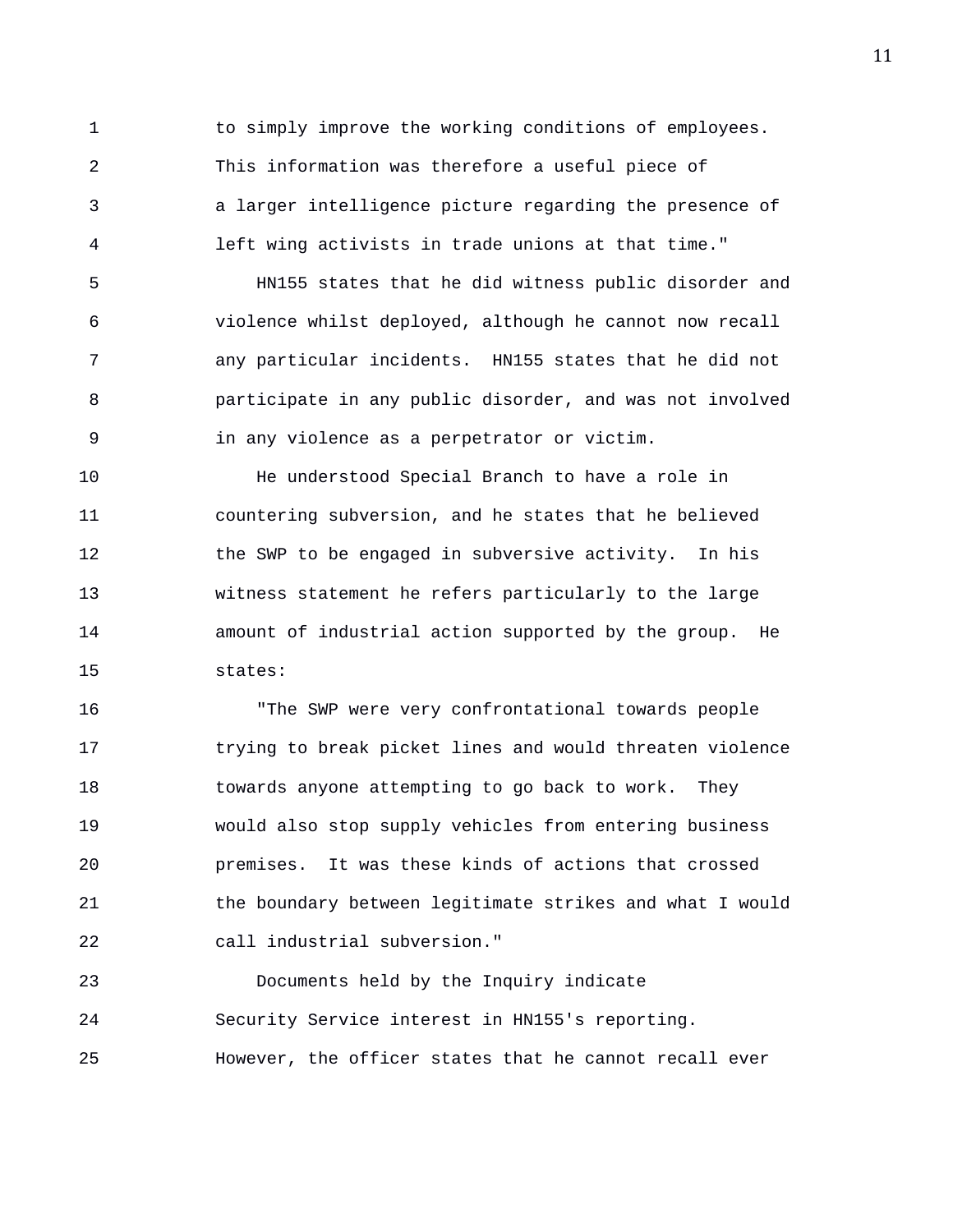to simply improve the working conditions of employees. This information was therefore a useful piece of a larger intelligence picture regarding the presence of left wing activists in trade unions at that time."

HN155 states that he did witness public disorder and violence whilst deployed, although he cannot now recall any particular incidents. HN155 states that he did not participate in any public disorder, and was not involved in any violence as a perpetrator or victim.

He understood Special Branch to have a role in countering subversion, and he states that he believed the SWP to be engaged in subversive activity. In his witness statement he refers particularly to the large amount of industrial action supported by the group. He states:

"The SWP were very confrontational towards people trying to break picket lines and would threaten violence towards anyone attempting to go back to work. They would also stop supply vehicles from entering business premises. It was these kinds of actions that crossed the boundary between legitimate strikes and what I would call industrial subversion."

Documents held by the Inquiry indicate Security Service interest in HN155's reporting. However, the officer states that he cannot recall ever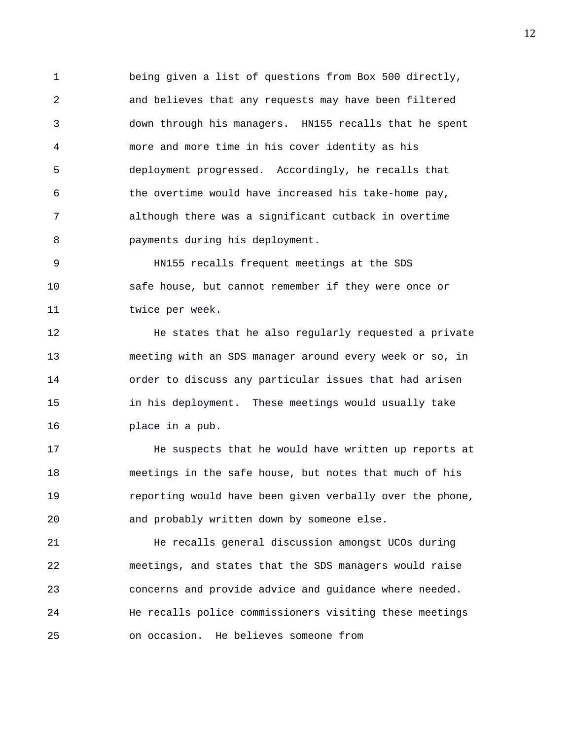being given a list of questions from Box 500 directly, and believes that any requests may have been filtered down through his managers. HN155 recalls that he spent more and more time in his cover identity as his deployment progressed. Accordingly, he recalls that the overtime would have increased his take-home pay, although there was a significant cutback in overtime payments during his deployment.

HN155 recalls frequent meetings at the SDS safe house, but cannot remember if they were once or twice per week.

He states that he also regularly requested a private meeting with an SDS manager around every week or so, in order to discuss any particular issues that had arisen in his deployment. These meetings would usually take place in a pub.

He suspects that he would have written up reports at meetings in the safe house, but notes that much of his reporting would have been given verbally over the phone, and probably written down by someone else.

He recalls general discussion amongst UCOs during meetings, and states that the SDS managers would raise concerns and provide advice and guidance where needed. He recalls police commissioners visiting these meetings on occasion. He believes someone from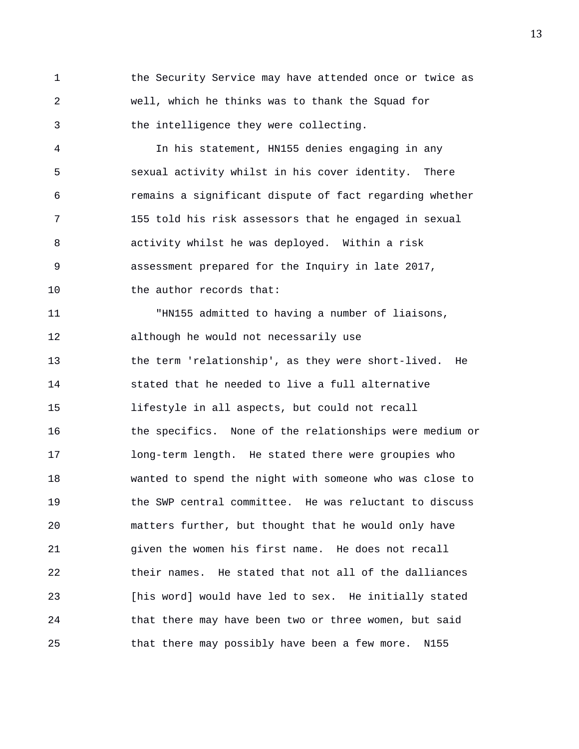the Security Service may have attended once or twice as well, which he thinks was to thank the Squad for the intelligence they were collecting.

In his statement, HN155 denies engaging in any sexual activity whilst in his cover identity. There remains a significant dispute of fact regarding whether 155 told his risk assessors that he engaged in sexual activity whilst he was deployed. Within a risk assessment prepared for the Inquiry in late 2017, the author records that:

"HN155 admitted to having a number of liaisons, although he would not necessarily use the term 'relationship', as they were short-lived. He stated that he needed to live a full alternative lifestyle in all aspects, but could not recall the specifics. None of the relationships were medium or long-term length. He stated there were groupies who wanted to spend the night with someone who was close to the SWP central committee. He was reluctant to discuss matters further, but thought that he would only have given the women his first name. He does not recall their names. He stated that not all of the dalliances [his word] would have led to sex. He initially stated that there may have been two or three women, but said that there may possibly have been a few more. N155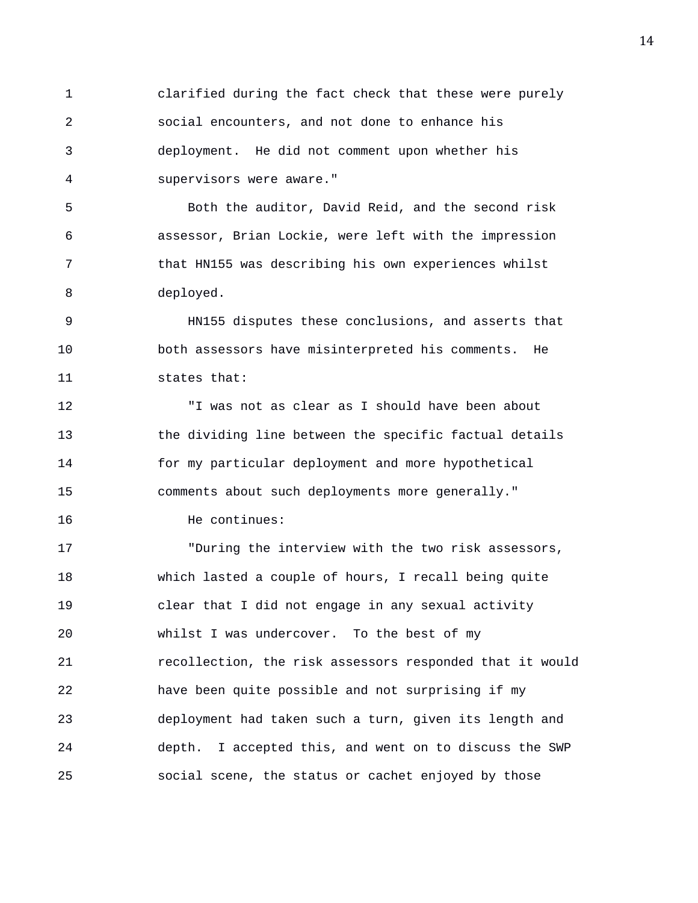clarified during the fact check that these were purely social encounters, and not done to enhance his deployment. He did not comment upon whether his supervisors were aware."

Both the auditor, David Reid, and the second risk assessor, Brian Lockie, were left with the impression that HN155 was describing his own experiences whilst deployed.

HN155 disputes these conclusions, and asserts that both assessors have misinterpreted his comments. He states that:

"I was not as clear as I should have been about the dividing line between the specific factual details for my particular deployment and more hypothetical comments about such deployments more generally."

He continues:

"During the interview with the two risk assessors, which lasted a couple of hours, I recall being quite clear that I did not engage in any sexual activity whilst I was undercover. To the best of my recollection, the risk assessors responded that it would have been quite possible and not surprising if my deployment had taken such a turn, given its length and depth. I accepted this, and went on to discuss the SWP social scene, the status or cachet enjoyed by those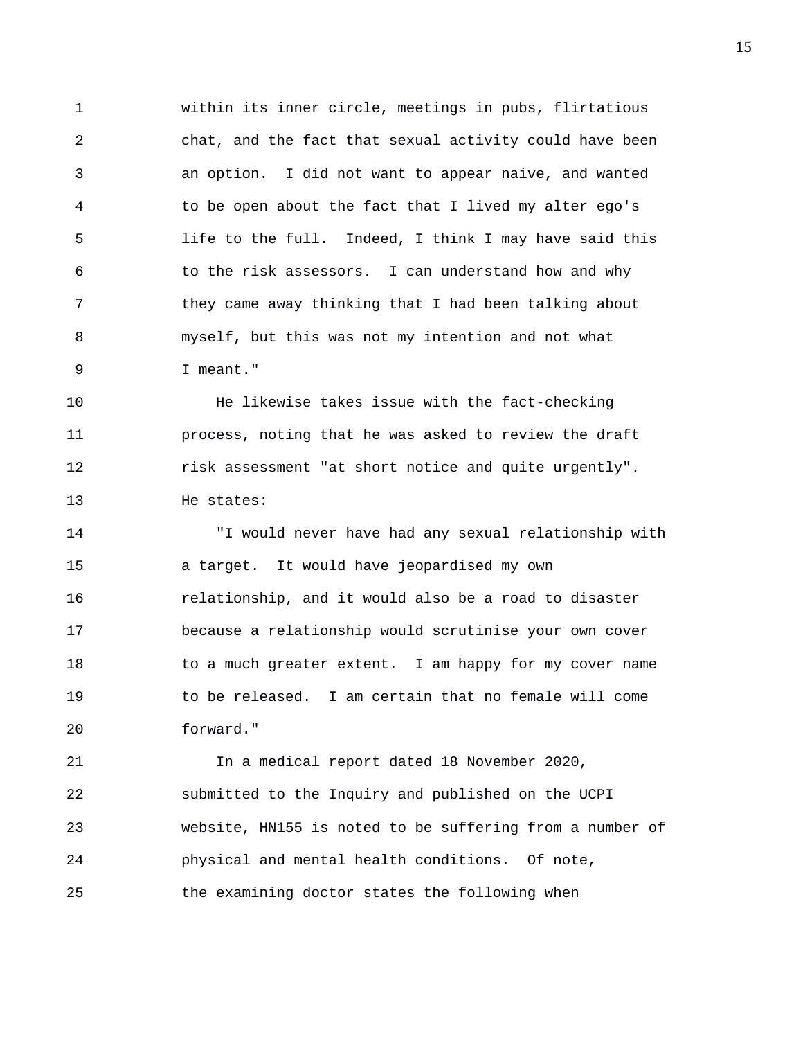within its inner circle, meetings in pubs, flirtatious chat, and the fact that sexual activity could have been an option. I did not want to appear naive, and wanted to be open about the fact that I lived my alter ego's life to the full. Indeed, I think I may have said this to the risk assessors. I can understand how and why they came away thinking that I had been talking about myself, but this was not my intention and not what I meant."

He likewise takes issue with the fact-checking process, noting that he was asked to review the draft risk assessment "at short notice and quite urgently". He states:

"I would never have had any sexual relationship with a target. It would have jeopardised my own relationship, and it would also be a road to disaster because a relationship would scrutinise your own cover to a much greater extent. I am happy for my cover name to be released. I am certain that no female will come forward."

In a medical report dated 18 November 2020, submitted to the Inquiry and published on the UCPI website, HN155 is noted to be suffering from a number of physical and mental health conditions. Of note, the examining doctor states the following when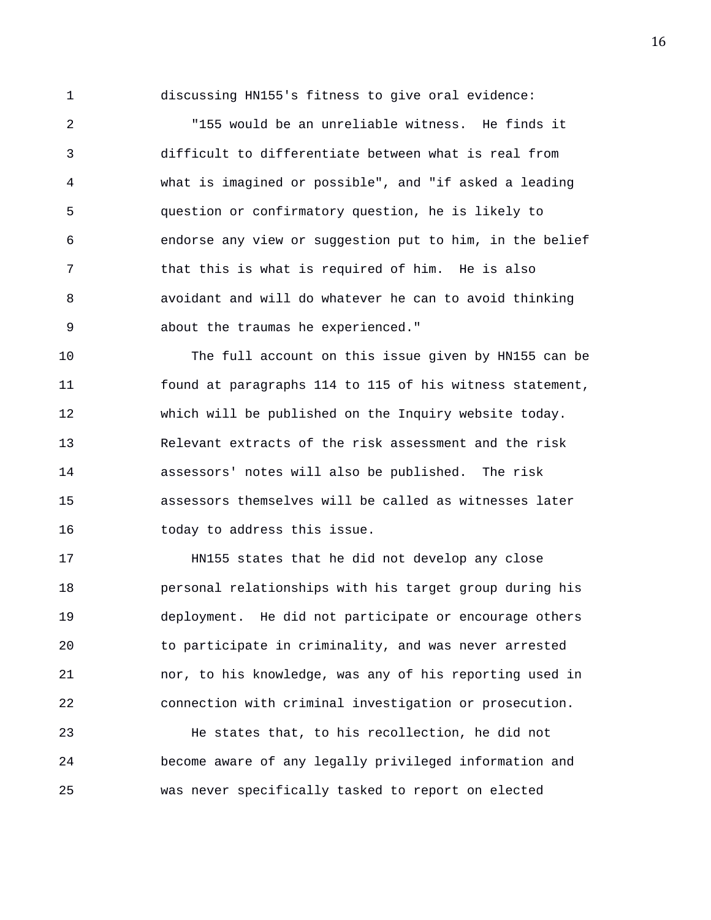discussing HN155's fitness to give oral evidence:

"155 would be an unreliable witness. He finds it difficult to differentiate between what is real from what is imagined or possible", and "if asked a leading question or confirmatory question, he is likely to endorse any view or suggestion put to him, in the belief that this is what is required of him. He is also avoidant and will do whatever he can to avoid thinking about the traumas he experienced."

The full account on this issue given by HN155 can be found at paragraphs 114 to 115 of his witness statement, which will be published on the Inquiry website today. Relevant extracts of the risk assessment and the risk assessors' notes will also be published. The risk assessors themselves will be called as witnesses later today to address this issue.

HN155 states that he did not develop any close personal relationships with his target group during his deployment. He did not participate or encourage others to participate in criminality, and was never arrested nor, to his knowledge, was any of his reporting used in connection with criminal investigation or prosecution.

He states that, to his recollection, he did not become aware of any legally privileged information and was never specifically tasked to report on elected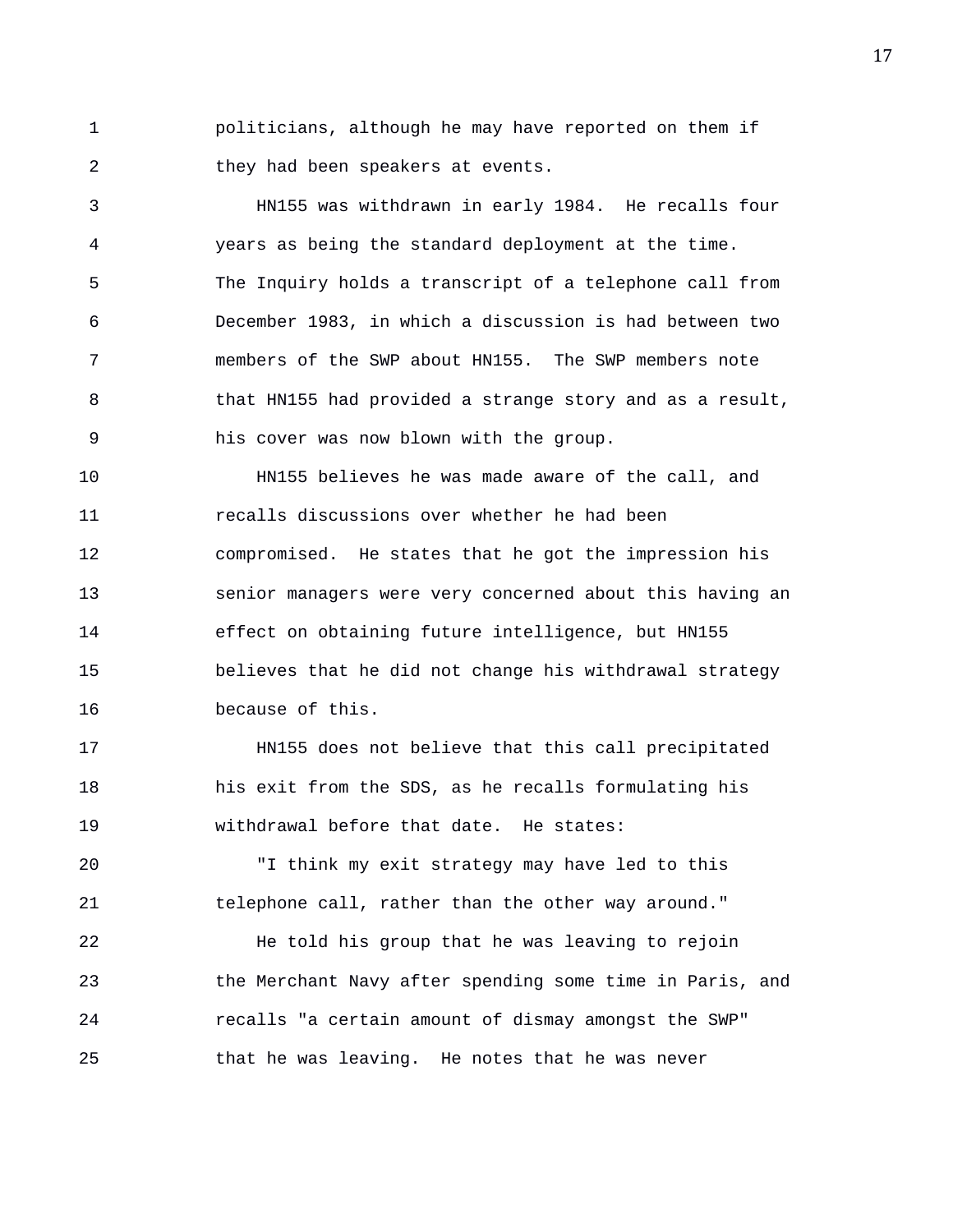politicians, although he may have reported on them if they had been speakers at events.

HN155 was withdrawn in early 1984. He recalls four years as being the standard deployment at the time. The Inquiry holds a transcript of a telephone call from December 1983, in which a discussion is had between two members of the SWP about HN155. The SWP members note that HN155 had provided a strange story and as a result, his cover was now blown with the group.

HN155 believes he was made aware of the call, and recalls discussions over whether he had been compromised. He states that he got the impression his senior managers were very concerned about this having an effect on obtaining future intelligence, but HN155 believes that he did not change his withdrawal strategy because of this.

HN155 does not believe that this call precipitated his exit from the SDS, as he recalls formulating his withdrawal before that date. He states:

"I think my exit strategy may have led to this telephone call, rather than the other way around."

He told his group that he was leaving to rejoin the Merchant Navy after spending some time in Paris, and recalls "a certain amount of dismay amongst the SWP" that he was leaving. He notes that he was never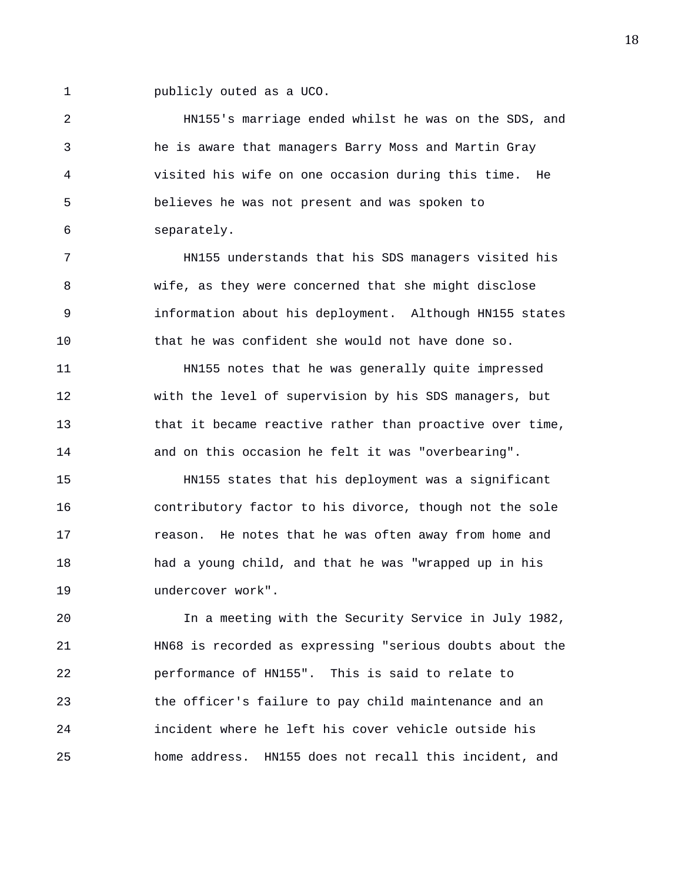publicly outed as a UCO.

HN155's marriage ended whilst he was on the SDS, and he is aware that managers Barry Moss and Martin Gray visited his wife on one occasion during this time. He believes he was not present and was spoken to separately.

HN155 understands that his SDS managers visited his wife, as they were concerned that she might disclose information about his deployment. Although HN155 states that he was confident she would not have done so.

HN155 notes that he was generally quite impressed with the level of supervision by his SDS managers, but that it became reactive rather than proactive over time, and on this occasion he felt it was "overbearing".

HN155 states that his deployment was a significant contributory factor to his divorce, though not the sole reason. He notes that he was often away from home and had a young child, and that he was "wrapped up in his undercover work".

In a meeting with the Security Service in July 1982, HN68 is recorded as expressing "serious doubts about the performance of HN155". This is said to relate to the officer's failure to pay child maintenance and an incident where he left his cover vehicle outside his home address. HN155 does not recall this incident, and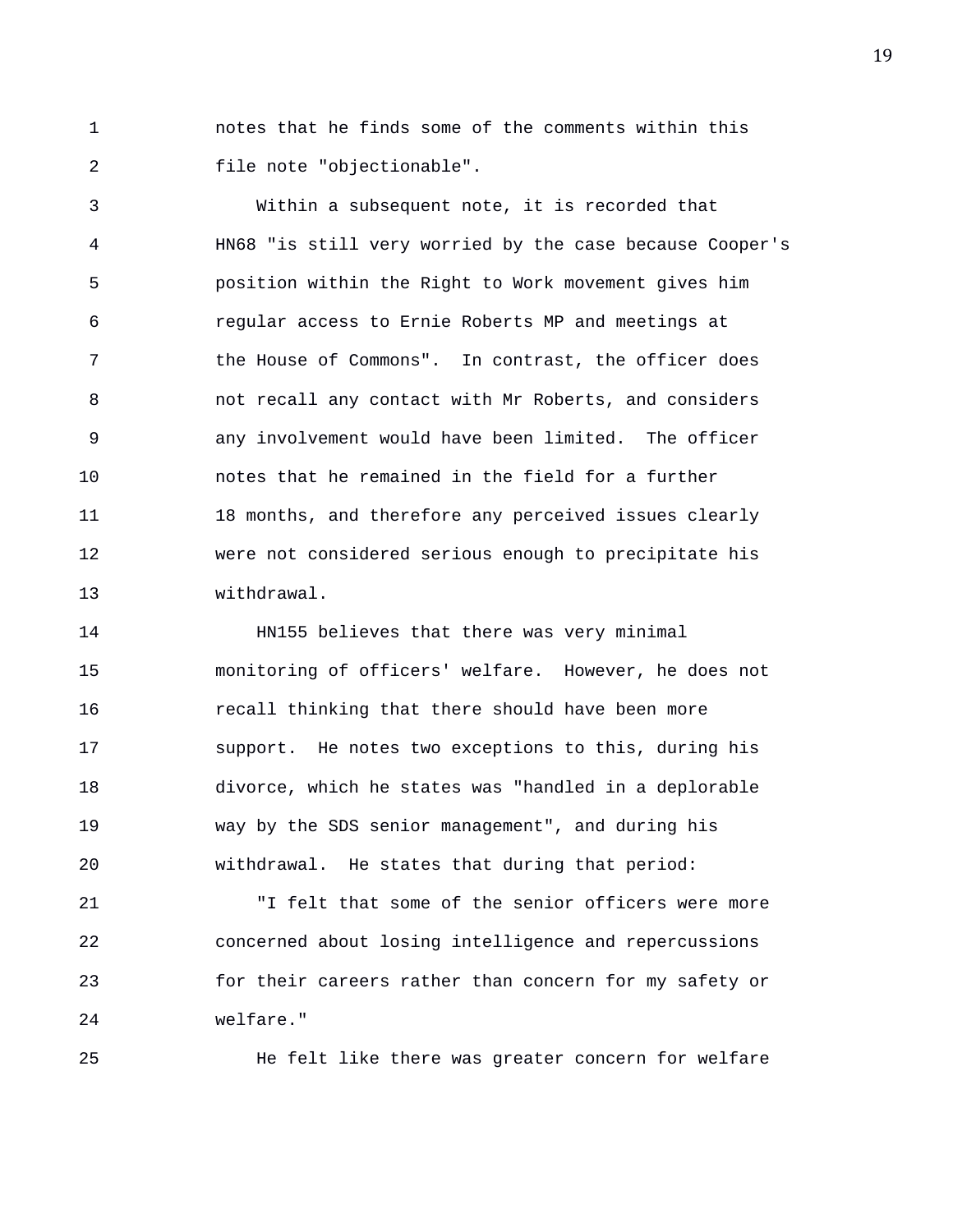notes that he finds some of the comments within this file note "objectionable".

Within a subsequent note, it is recorded that HN68 "is still very worried by the case because Cooper's position within the Right to Work movement gives him regular access to Ernie Roberts MP and meetings at the House of Commons". In contrast, the officer does not recall any contact with Mr Roberts, and considers any involvement would have been limited. The officer notes that he remained in the field for a further 18 months, and therefore any perceived issues clearly were not considered serious enough to precipitate his withdrawal.

HN155 believes that there was very minimal monitoring of officers' welfare. However, he does not recall thinking that there should have been more support. He notes two exceptions to this, during his divorce, which he states was "handled in a deplorable way by the SDS senior management", and during his withdrawal. He states that during that period:

"I felt that some of the senior officers were more concerned about losing intelligence and repercussions for their careers rather than concern for my safety or welfare."

He felt like there was greater concern for welfare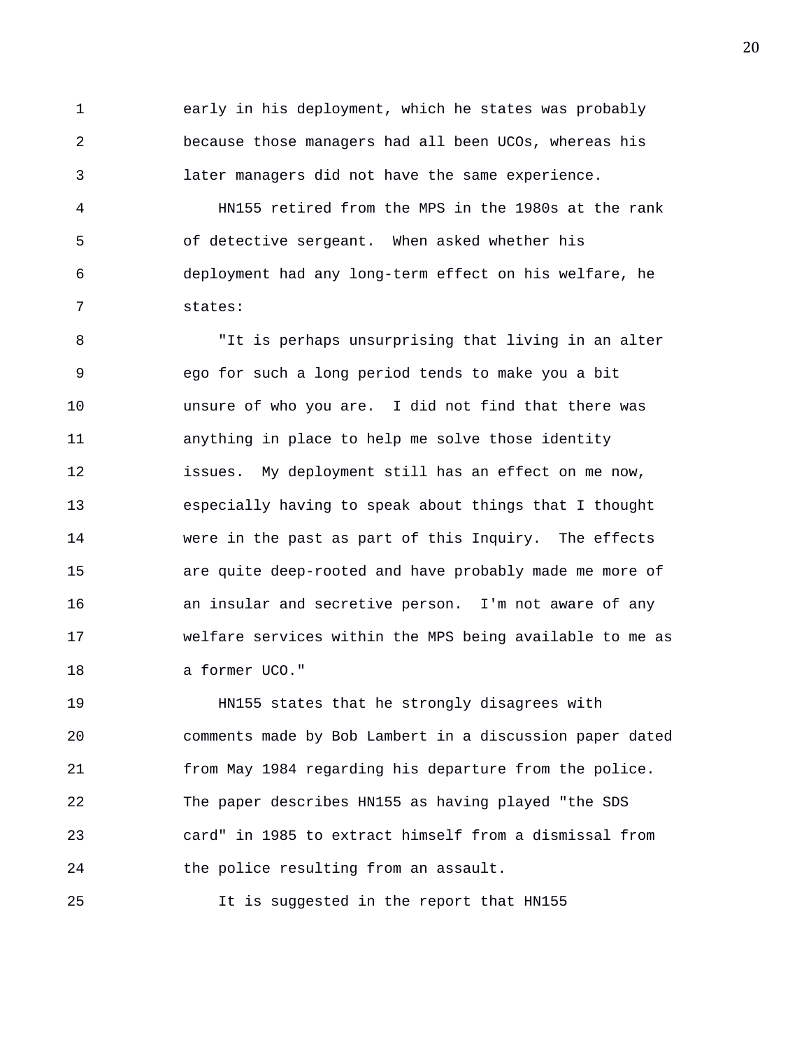early in his deployment, which he states was probably because those managers had all been UCOs, whereas his later managers did not have the same experience.

HN155 retired from the MPS in the 1980s at the rank of detective sergeant. When asked whether his deployment had any long-term effect on his welfare, he states:

"It is perhaps unsurprising that living in an alter ego for such a long period tends to make you a bit unsure of who you are. I did not find that there was anything in place to help me solve those identity issues. My deployment still has an effect on me now, especially having to speak about things that I thought were in the past as part of this Inquiry. The effects are quite deep-rooted and have probably made me more of an insular and secretive person. I'm not aware of any welfare services within the MPS being available to me as a former UCO."

HN155 states that he strongly disagrees with comments made by Bob Lambert in a discussion paper dated from May 1984 regarding his departure from the police. The paper describes HN155 as having played "the SDS card" in 1985 to extract himself from a dismissal from the police resulting from an assault.

It is suggested in the report that HN155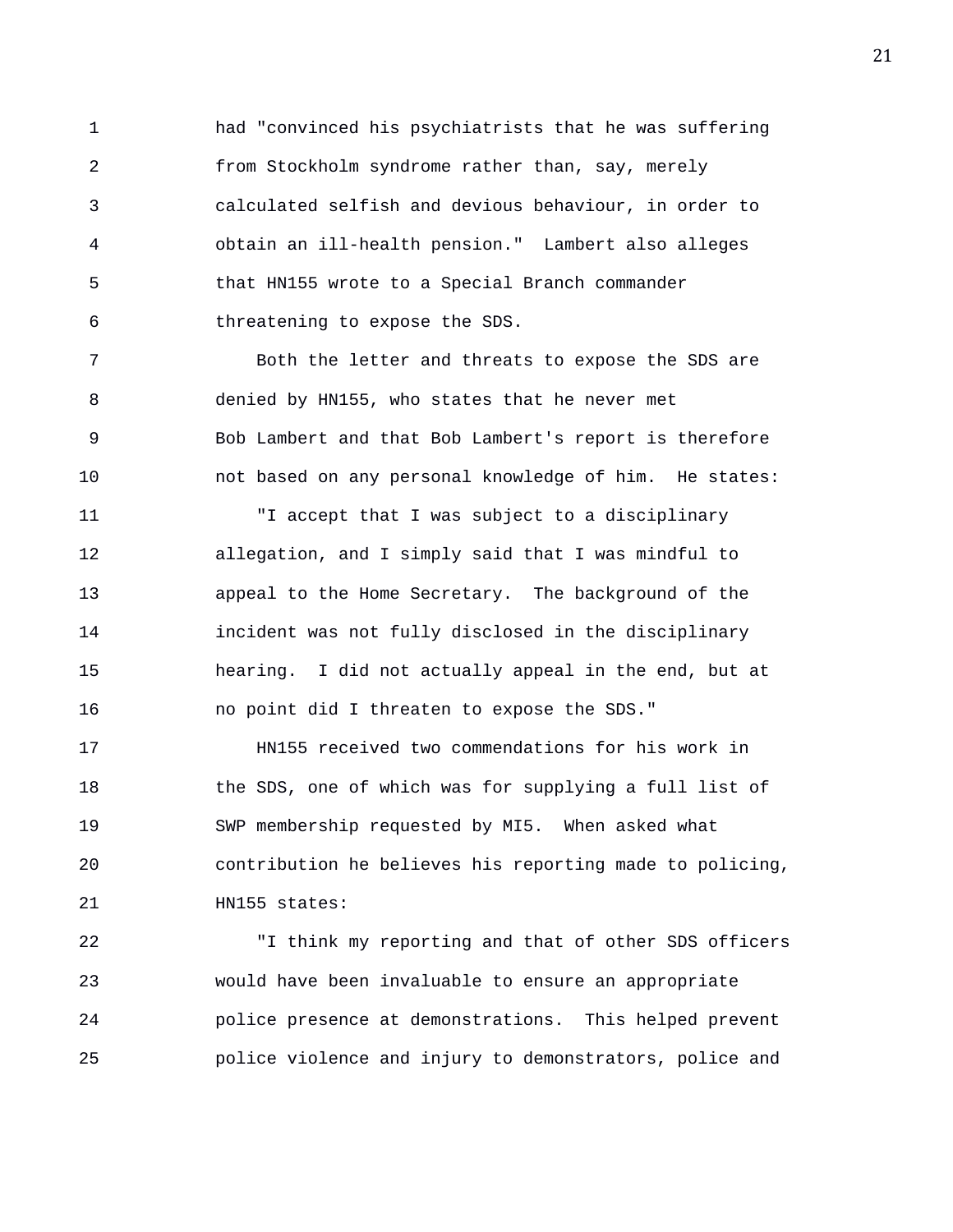had "convinced his psychiatrists that he was suffering from Stockholm syndrome rather than, say, merely calculated selfish and devious behaviour, in order to obtain an ill-health pension." Lambert also alleges that HN155 wrote to a Special Branch commander threatening to expose the SDS.

Both the letter and threats to expose the SDS are denied by HN155, who states that he never met Bob Lambert and that Bob Lambert's report is therefore not based on any personal knowledge of him. He states:

"I accept that I was subject to a disciplinary allegation, and I simply said that I was mindful to appeal to the Home Secretary. The background of the incident was not fully disclosed in the disciplinary hearing. I did not actually appeal in the end, but at no point did I threaten to expose the SDS."

HN155 received two commendations for his work in the SDS, one of which was for supplying a full list of SWP membership requested by MI5. When asked what contribution he believes his reporting made to policing, HN155 states:

"I think my reporting and that of other SDS officers would have been invaluable to ensure an appropriate police presence at demonstrations. This helped prevent police violence and injury to demonstrators, police and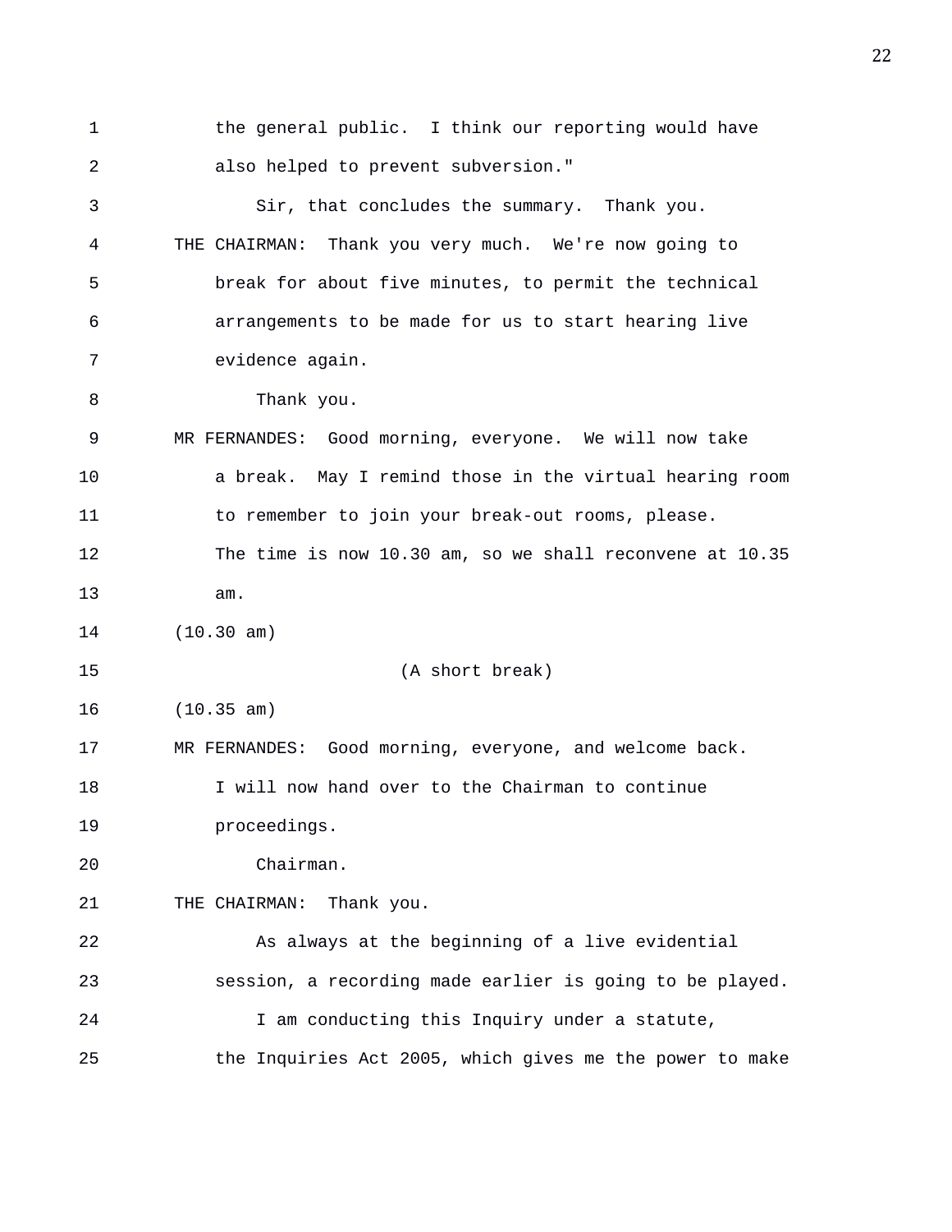the general public. I think our reporting would have also helped to prevent subversion."

Sir, that concludes the summary. Thank you.

THE CHAIRMAN: Thank you very much. We're now going to break for about five minutes, to permit the technical arrangements to be made for us to start hearing live evidence again.

Thank you.

MR FERNANDES: Good morning, everyone. We will now take a break. May I remind those in the virtual hearing room to remember to join your break-out rooms, please. The time is now 10.30 am, so we shall reconvene at 10.35 am.

(10.30 am)

(A short break)

(10.35 am)

MR FERNANDES: Good morning, everyone, and welcome back. I will now hand over to the Chairman to continue proceedings.

Chairman.

THE CHAIRMAN: Thank you.

As always at the beginning of a live evidential session, a recording made earlier is going to be played.

I am conducting this Inquiry under a statute, the Inquiries Act 2005, which gives me the power to make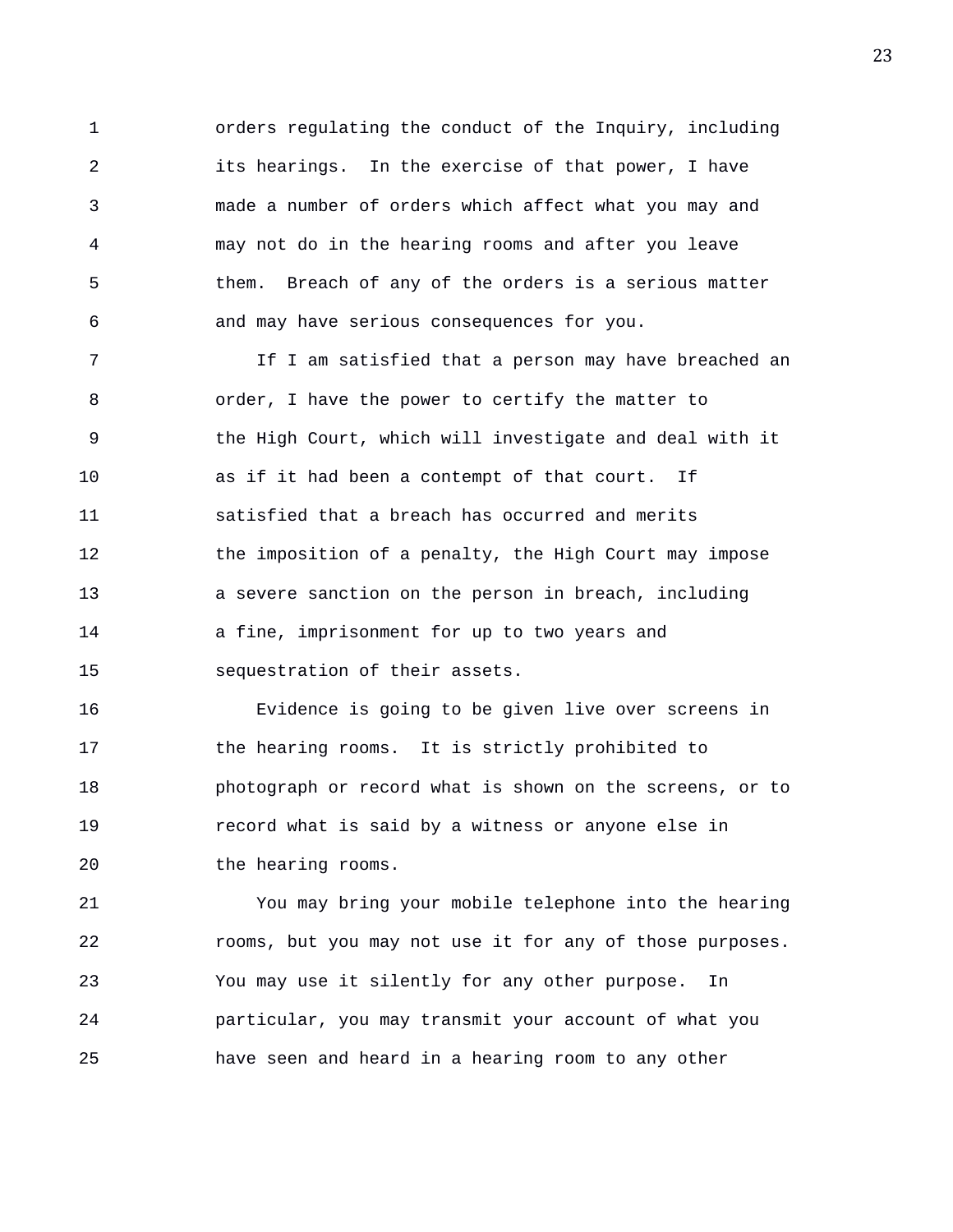orders regulating the conduct of the Inquiry, including its hearings. In the exercise of that power, I have made a number of orders which affect what you may and may not do in the hearing rooms and after you leave them. Breach of any of the orders is a serious matter and may have serious consequences for you.

If I am satisfied that a person may have breached an order, I have the power to certify the matter to the High Court, which will investigate and deal with it as if it had been a contempt of that court. If satisfied that a breach has occurred and merits the imposition of a penalty, the High Court may impose a severe sanction on the person in breach, including a fine, imprisonment for up to two years and sequestration of their assets.

Evidence is going to be given live over screens in the hearing rooms. It is strictly prohibited to photograph or record what is shown on the screens, or to record what is said by a witness or anyone else in the hearing rooms.

You may bring your mobile telephone into the hearing rooms, but you may not use it for any of those purposes. You may use it silently for any other purpose. In particular, you may transmit your account of what you have seen and heard in a hearing room to any other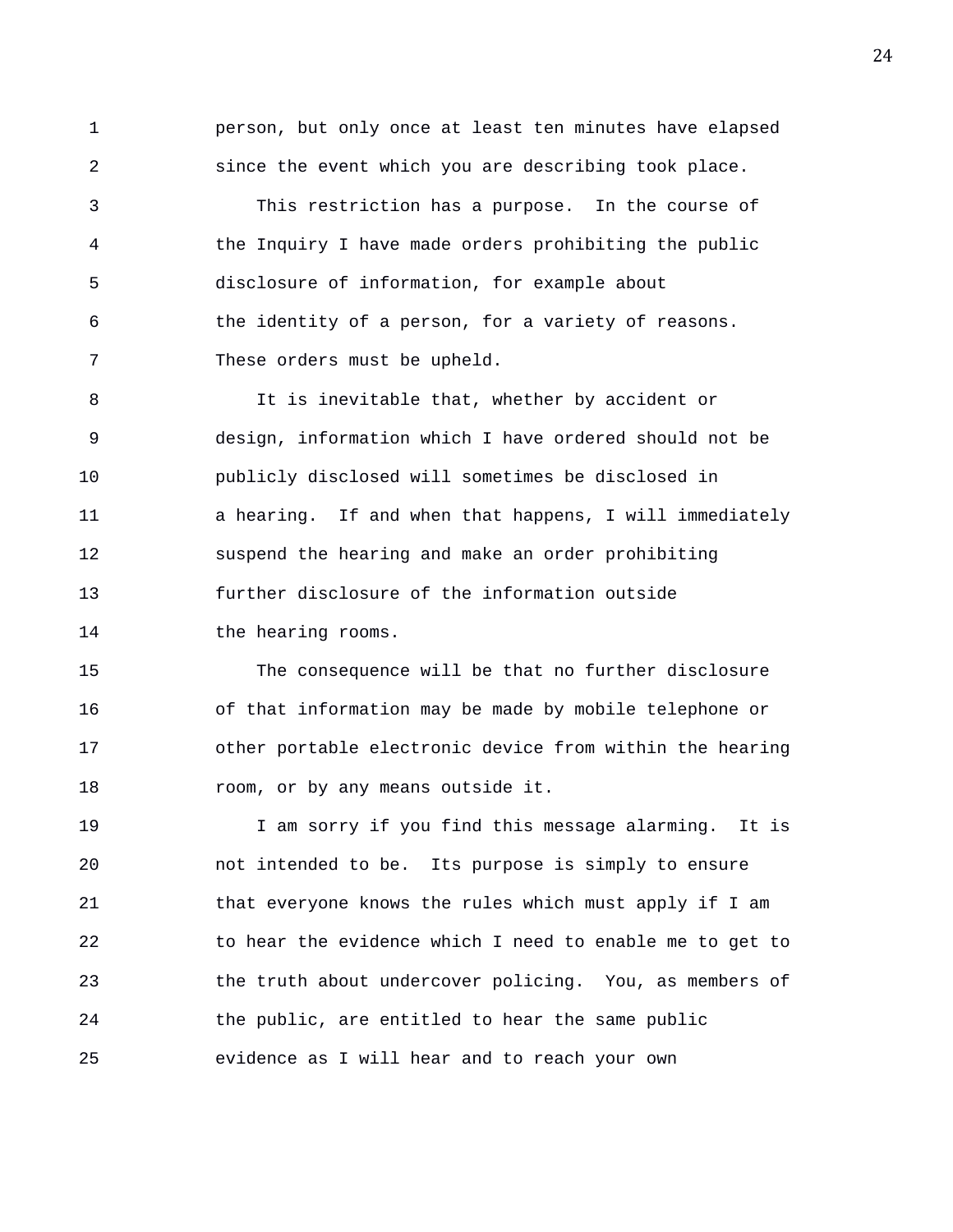person, but only once at least ten minutes have elapsed since the event which you are describing took place.

This restriction has a purpose. In the course of the Inquiry I have made orders prohibiting the public disclosure of information, for example about the identity of a person, for a variety of reasons. These orders must be upheld.

It is inevitable that, whether by accident or design, information which I have ordered should not be publicly disclosed will sometimes be disclosed in a hearing. If and when that happens, I will immediately suspend the hearing and make an order prohibiting further disclosure of the information outside the hearing rooms.

The consequence will be that no further disclosure of that information may be made by mobile telephone or other portable electronic device from within the hearing room, or by any means outside it.

I am sorry if you find this message alarming. It is not intended to be. Its purpose is simply to ensure that everyone knows the rules which must apply if I am to hear the evidence which I need to enable me to get to the truth about undercover policing. You, as members of the public, are entitled to hear the same public evidence as I will hear and to reach your own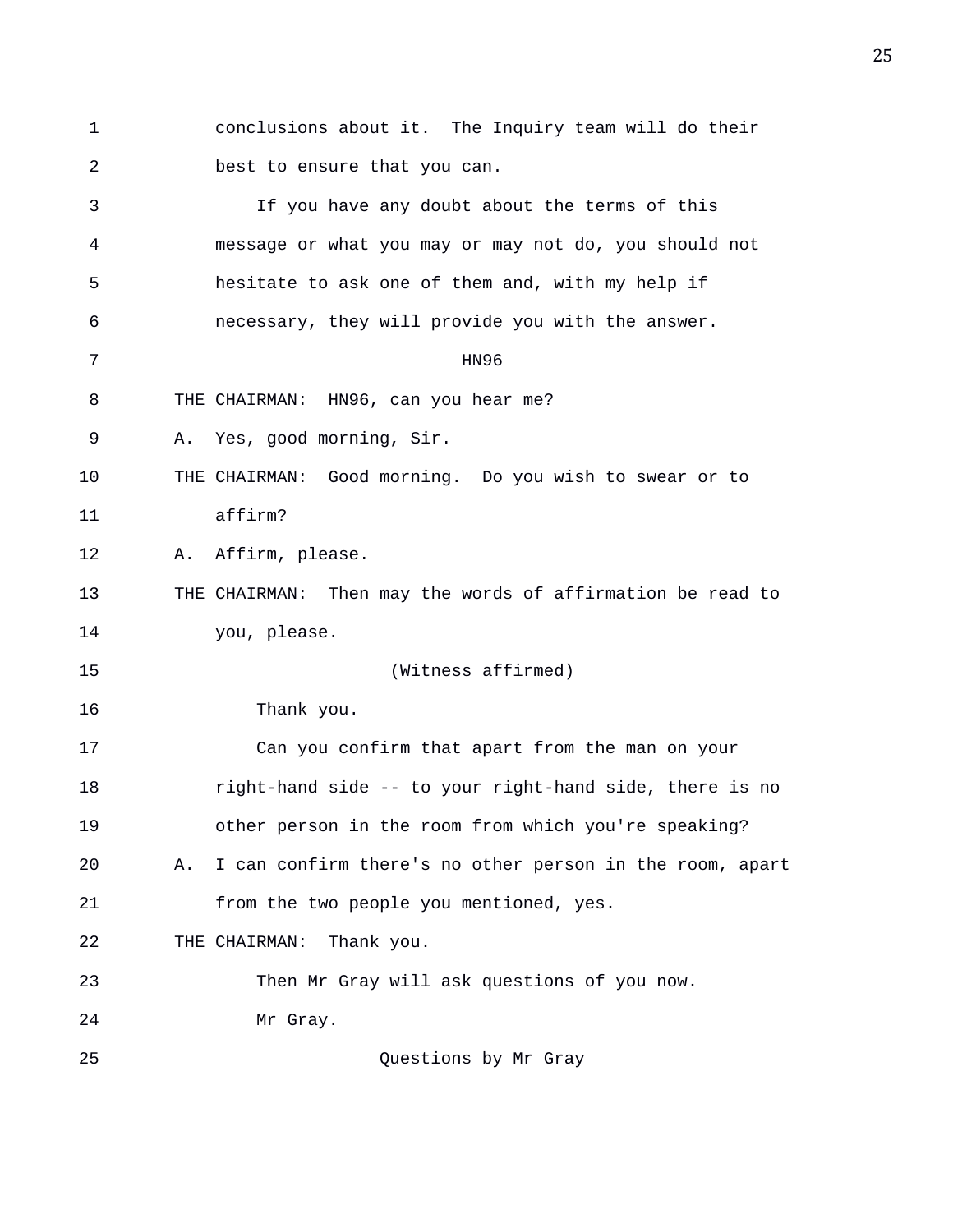conclusions about it. The Inquiry team will do their best to ensure that you can.

If you have any doubt about the terms of this message or what you may or may not do, you should not hesitate to ask one of them and, with my help if necessary, they will provide you with the answer.

HN96

THE CHAIRMAN: HN96, can you hear me?

A. Yes, good morning, Sir.

THE CHAIRMAN: Good morning. Do you wish to swear or to affirm?

A. Affirm, please.

THE CHAIRMAN: Then may the words of affirmation be read to you, please.

(Witness affirmed)

Thank you.

Can you confirm that apart from the man on your right-hand side -- to your right-hand side, there is no other person in the room from which you're speaking?

A. I can confirm there's no other person in the room, apart from the two people you mentioned, yes.

THE CHAIRMAN: Thank you.

Then Mr Gray will ask questions of you now.

Mr Gray.

Questions by Mr Gray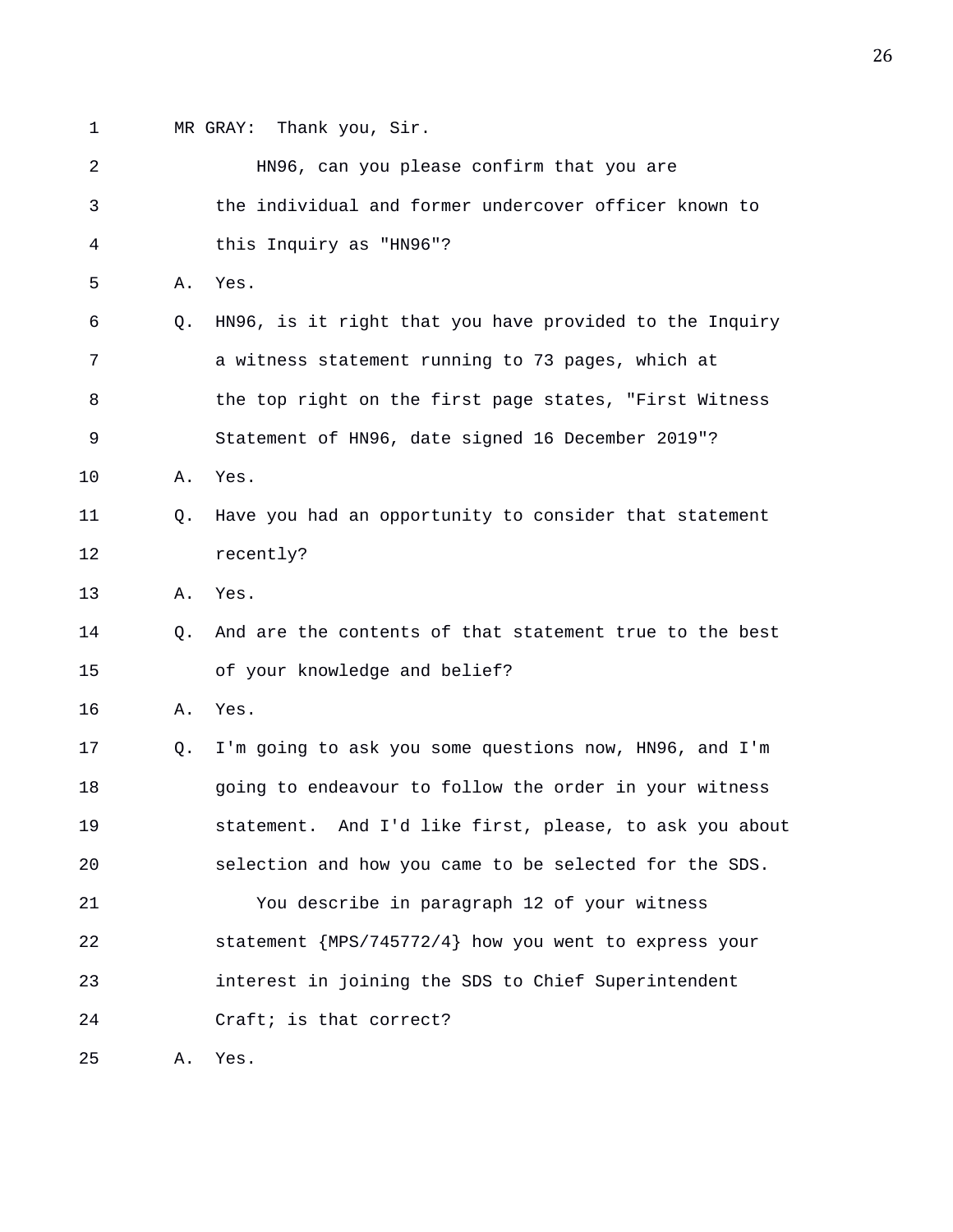MR GRAY: Thank you, Sir.

HN96, can you please confirm that you are the individual and former undercover officer known to this Inquiry as "HN96"?

A. Yes.

Q. HN96, is it right that you have provided to the Inquiry a witness statement running to 73 pages, which at the top right on the first page states, "First Witness Statement of HN96, date signed 16 December 2019"?

A. Yes.

Q. Have you had an opportunity to consider that statement recently?

A. Yes.

Q. And are the contents of that statement true to the best of your knowledge and belief?

A. Yes.

Q. I'm going to ask you some questions now, HN96, and I'm going to endeavour to follow the order in your witness statement. And I'd like first, please, to ask you about selection and how you came to be selected for the SDS.

You describe in paragraph 12 of your witness statement {MPS/745772/4} how you went to express your interest in joining the SDS to Chief Superintendent Craft; is that correct?

A. Yes.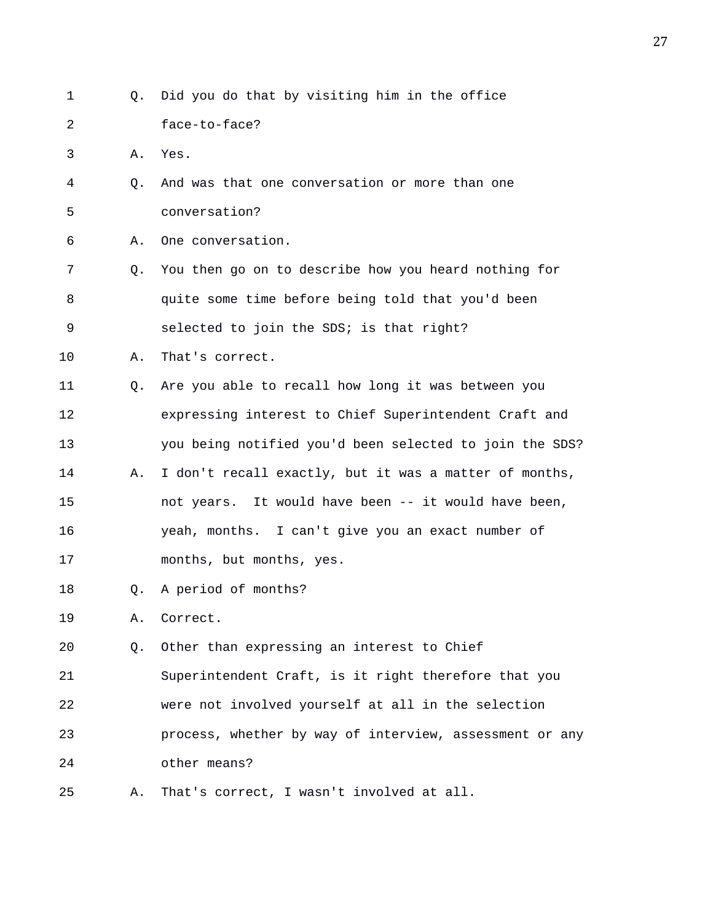Q. Did you do that by visiting him in the office face-to-face?

A. Yes.

Q. And was that one conversation or more than one conversation?

A. One conversation.

Q. You then go on to describe how you heard nothing for quite some time before being told that you'd been selected to join the SDS; is that right?

A. That's correct.

Q. Are you able to recall how long it was between you expressing interest to Chief Superintendent Craft and you being notified you'd been selected to join the SDS?

A. I don't recall exactly, but it was a matter of months, not years. It would have been -- it would have been, yeah, months. I can't give you an exact number of months, but months, yes.

Q. A period of months?

A. Correct.

Q. Other than expressing an interest to Chief Superintendent Craft, is it right therefore that you were not involved yourself at all in the selection process, whether by way of interview, assessment or any other means?

A. That's correct, I wasn't involved at all.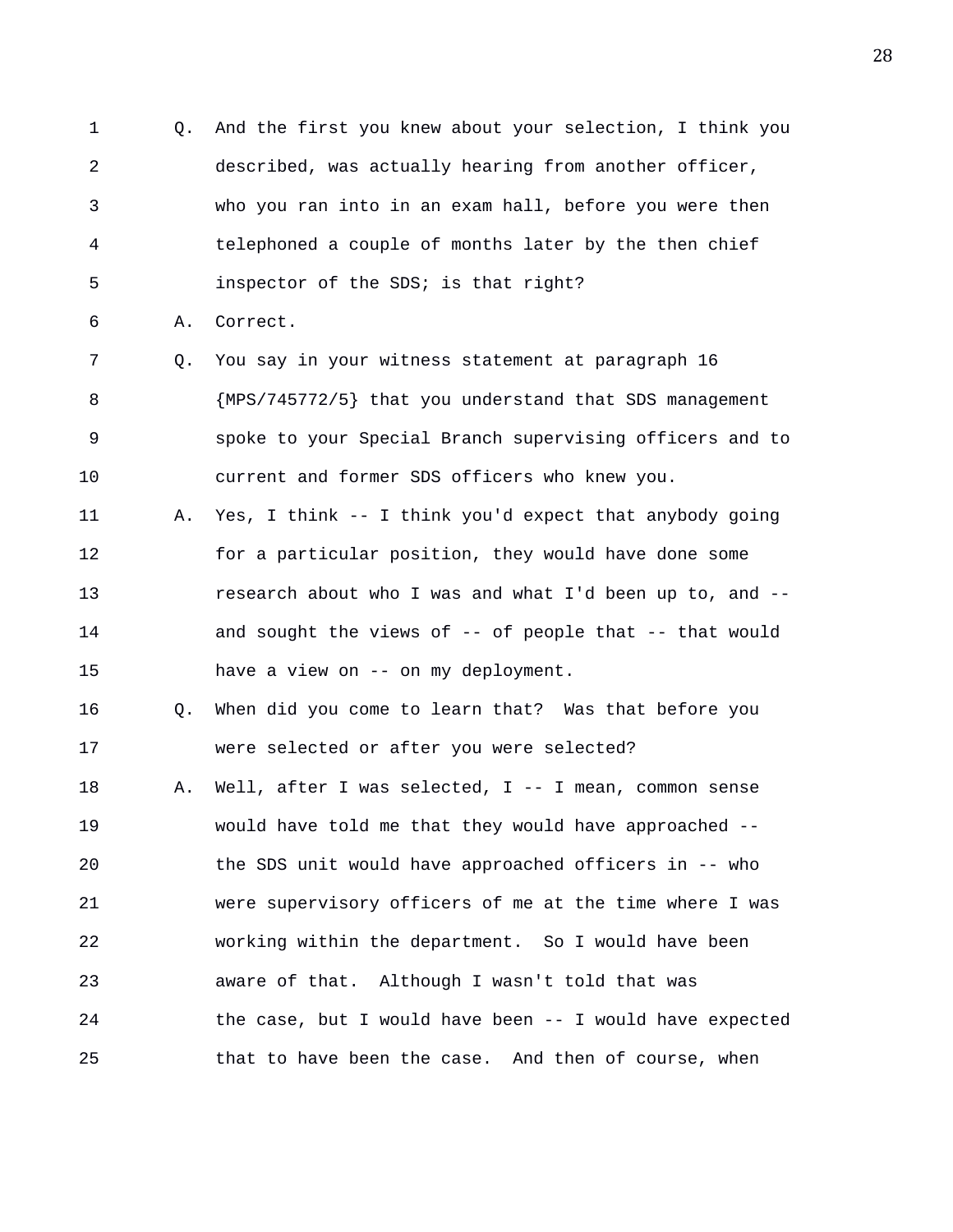1 Q. And the first you knew about your selection, I think you
2 described, was actually hearing from another officer,
3 who you ran into in an exam hall, before you were then
4 telephoned a couple of months later by the then chief
5 inspector of the SDS; is that right?

6 A. Correct.

7 Q. You say in your witness statement at paragraph 16
8 {MPS/745772/5} that you understand that SDS management
9 spoke to your Special Branch supervising officers and to
10 current and former SDS officers who knew you.

11 A. Yes, I think -- I think you'd expect that anybody going
12 for a particular position, they would have done some
13 research about who I was and what I'd been up to, and --
14 and sought the views of -- of people that -- that would
15 have a view on -- on my deployment.

16 Q. When did you come to learn that? Was that before you
17 were selected or after you were selected?

18 A. Well, after I was selected, I -- I mean, common sense
19 would have told me that they would have approached --
20 the SDS unit would have approached officers in -- who
21 were supervisory officers of me at the time where I was
22 working within the department. So I would have been
23 aware of that. Although I wasn't told that was
24 the case, but I would have been -- I would have expected
25 that to have been the case. And then of course, when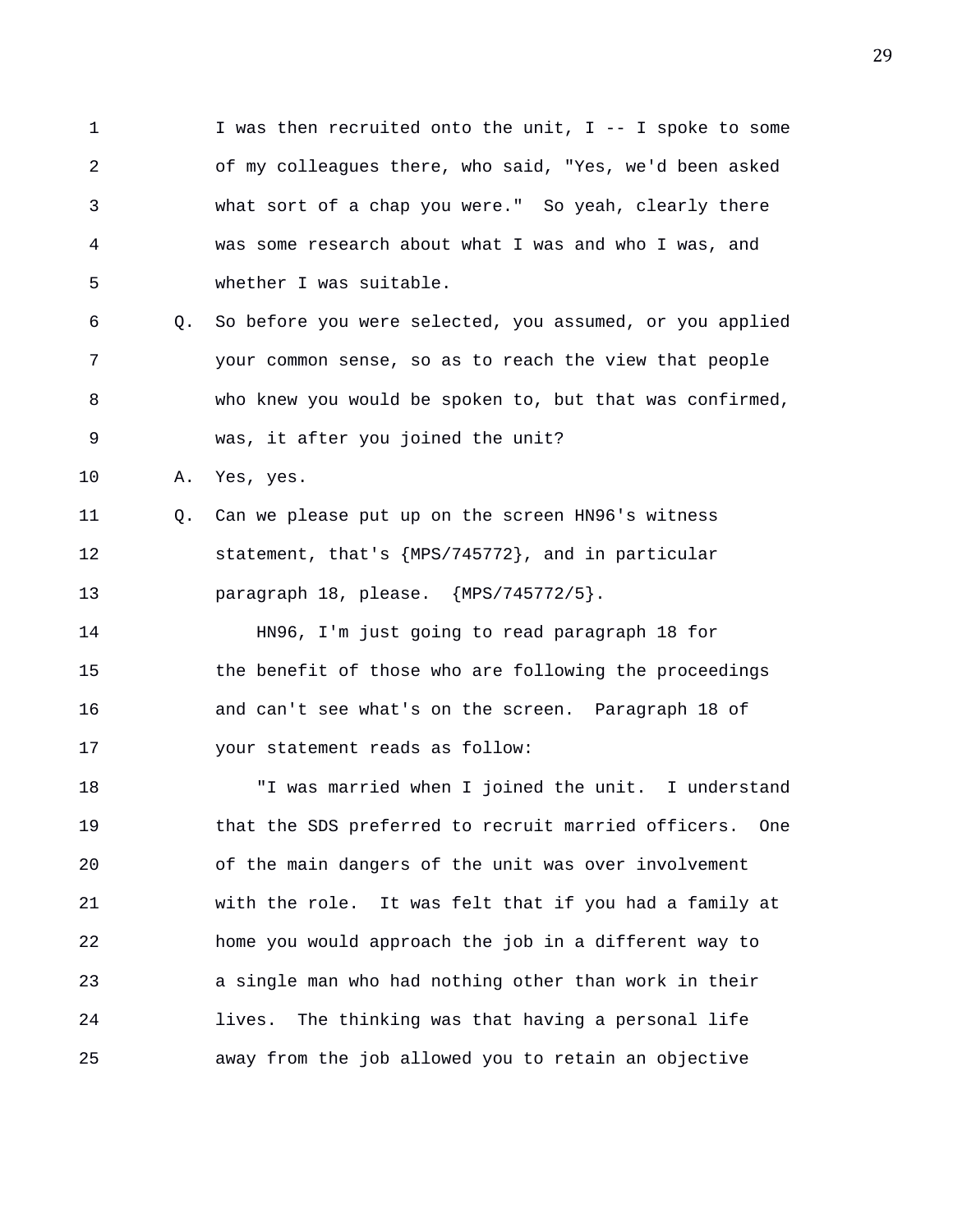1 I was then recruited onto the unit, I -- I spoke to some
2 of my colleagues there, who said, "Yes, we'd been asked
3 what sort of a chap you were." So yeah, clearly there
4 was some research about what I was and who I was, and
5 whether I was suitable.

6 Q. So before you were selected, you assumed, or you applied
7 your common sense, so as to reach the view that people
8 who knew you would be spoken to, but that was confirmed,
9 was, it after you joined the unit?

10 A. Yes, yes.

11 Q. Can we please put up on the screen HN96's witness
12 statement, that's {MPS/745772}, and in particular
13 paragraph 18, please. {MPS/745772/5}.

14 HN96, I'm just going to read paragraph 18 for
15 the benefit of those who are following the proceedings
16 and can't see what's on the screen. Paragraph 18 of
17 your statement reads as follow:

18 "I was married when I joined the unit. I understand
19 that the SDS preferred to recruit married officers. One
20 of the main dangers of the unit was over involvement
21 with the role. It was felt that if you had a family at
22 home you would approach the job in a different way to
23 a single man who had nothing other than work in their
24 lives. The thinking was that having a personal life
25 away from the job allowed you to retain an objective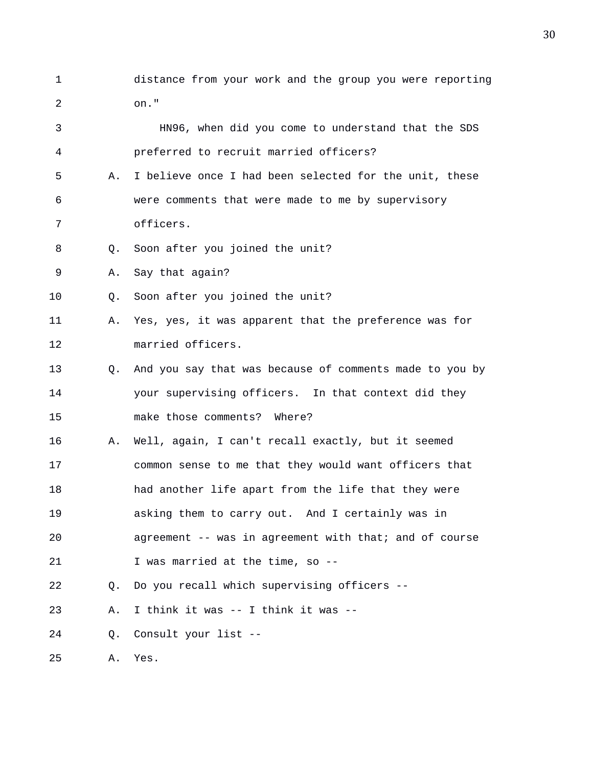distance from your work and the group you were reporting on."

HN96, when did you come to understand that the SDS preferred to recruit married officers?

A. I believe once I had been selected for the unit, these were comments that were made to me by supervisory officers.

Q. Soon after you joined the unit?

A. Say that again?

Q. Soon after you joined the unit?

A. Yes, yes, it was apparent that the preference was for married officers.

Q. And you say that was because of comments made to you by your supervising officers. In that context did they make those comments? Where?

A. Well, again, I can't recall exactly, but it seemed common sense to me that they would want officers that had another life apart from the life that they were asking them to carry out. And I certainly was in agreement -- was in agreement with that; and of course I was married at the time, so --

Q. Do you recall which supervising officers --

A. I think it was -- I think it was --

Q. Consult your list --

A. Yes.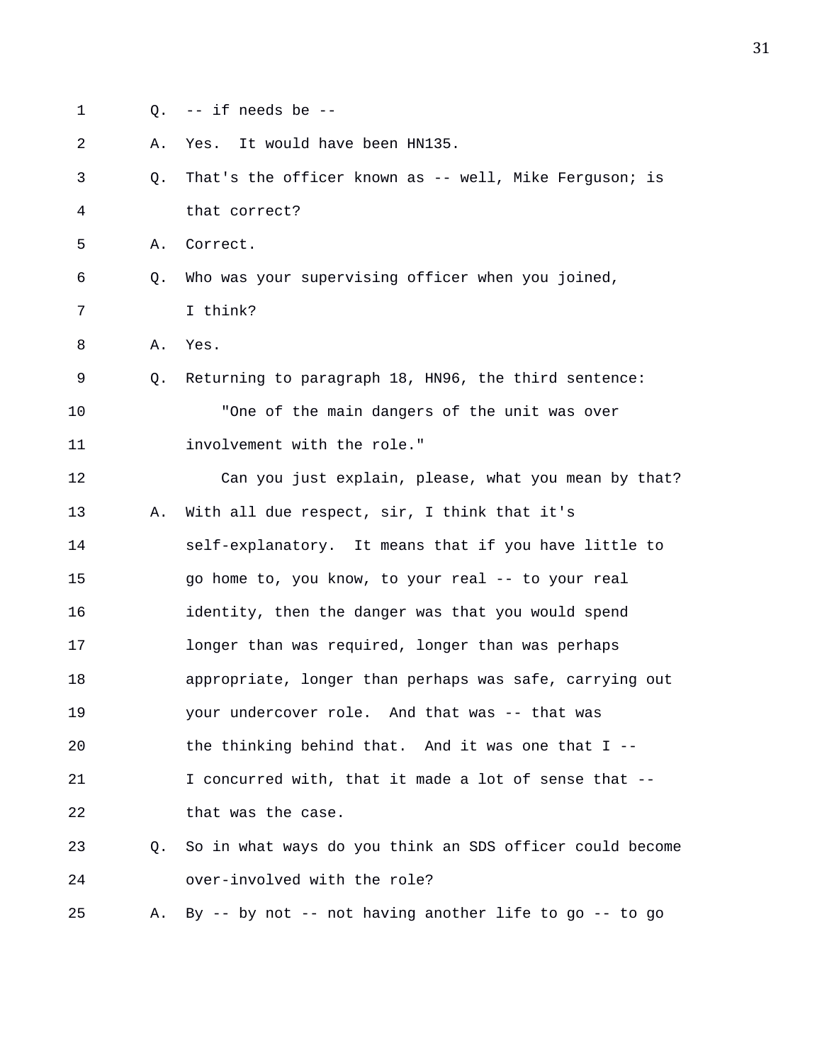Q. -- if needs be --

A. Yes. It would have been HN135.

Q. That's the officer known as -- well, Mike Ferguson; is that correct?

A. Correct.

Q. Who was your supervising officer when you joined, I think?

A. Yes.

Q. Returning to paragraph 18, HN96, the third sentence:

"One of the main dangers of the unit was over involvement with the role."

Can you just explain, please, what you mean by that?

A. With all due respect, sir, I think that it's self-explanatory. It means that if you have little to go home to, you know, to your real -- to your real identity, then the danger was that you would spend longer than was required, longer than was perhaps appropriate, longer than perhaps was safe, carrying out your undercover role. And that was -- that was the thinking behind that. And it was one that I -- I concurred with, that it made a lot of sense that -- that was the case.

Q. So in what ways do you think an SDS officer could become over-involved with the role?

A. By -- by not -- not having another life to go -- to go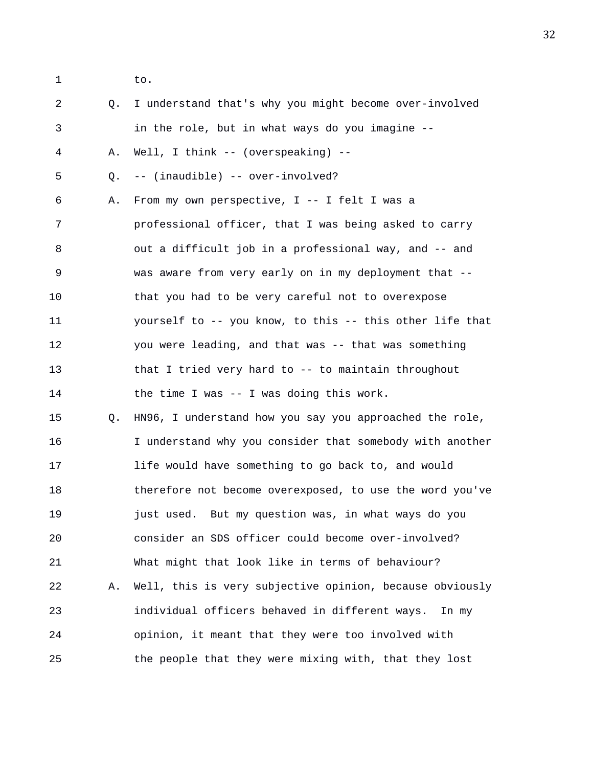1 to.

2 Q. I understand that's why you might become over-involved

3 in the role, but in what ways do you imagine --

4 A. Well, I think -- (overspeaking) --

5 Q. -- (inaudible) -- over-involved?

6 A. From my own perspective, I -- I felt I was a

7 professional officer, that I was being asked to carry

8 out a difficult job in a professional way, and -- and

9 was aware from very early on in my deployment that --

10 that you had to be very careful not to overexpose

11 yourself to -- you know, to this -- this other life that

12 you were leading, and that was -- that was something

13 that I tried very hard to -- to maintain throughout

14 the time I was -- I was doing this work.

15 Q. HN96, I understand how you say you approached the role,

16 I understand why you consider that somebody with another

17 life would have something to go back to, and would

18 therefore not become overexposed, to use the word you've

19 just used. But my question was, in what ways do you

20 consider an SDS officer could become over-involved?

21 What might that look like in terms of behaviour?

22 A. Well, this is very subjective opinion, because obviously

23 individual officers behaved in different ways. In my

24 opinion, it meant that they were too involved with

25 the people that they were mixing with, that they lost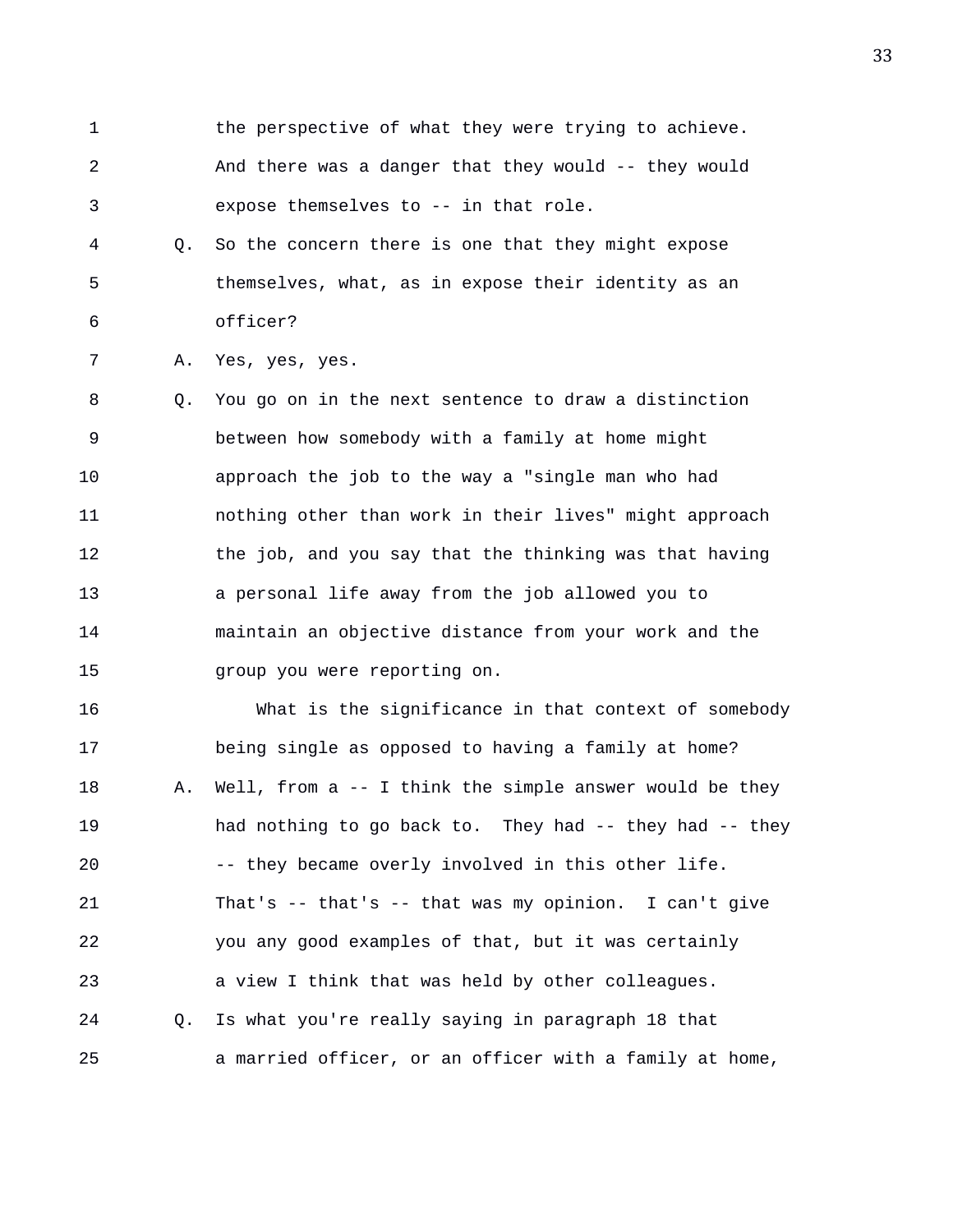1 the perspective of what they were trying to achieve.
2 And there was a danger that they would -- they would
3 expose themselves to -- in that role.
4 Q. So the concern there is one that they might expose
5 themselves, what, as in expose their identity as an
6 officer?
7 A. Yes, yes, yes.
8 Q. You go on in the next sentence to draw a distinction
9 between how somebody with a family at home might
10 approach the job to the way a "single man who had
11 nothing other than work in their lives" might approach
12 the job, and you say that the thinking was that having
13 a personal life away from the job allowed you to
14 maintain an objective distance from your work and the
15 group you were reporting on.
16 What is the significance in that context of somebody
17 being single as opposed to having a family at home?
18 A. Well, from a -- I think the simple answer would be they
19 had nothing to go back to. They had -- they had -- they
20 -- they became overly involved in this other life.
21 That's -- that's -- that was my opinion. I can't give
22 you any good examples of that, but it was certainly
23 a view I think that was held by other colleagues.
24 Q. Is what you're really saying in paragraph 18 that
25 a married officer, or an officer with a family at home,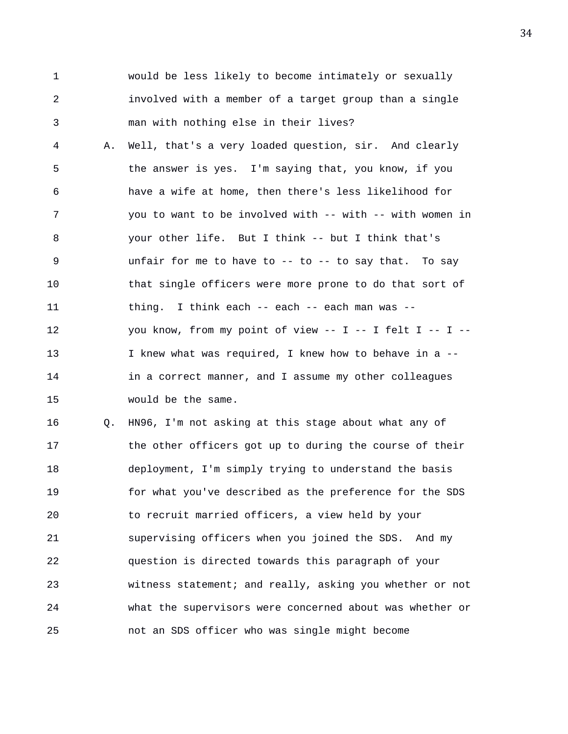would be less likely to become intimately or sexually involved with a member of a target group than a single man with nothing else in their lives?

A. Well, that's a very loaded question, sir. And clearly the answer is yes. I'm saying that, you know, if you have a wife at home, then there's less likelihood for you to want to be involved with -- with -- with women in your other life. But I think -- but I think that's unfair for me to have to -- to -- to say that. To say that single officers were more prone to do that sort of thing. I think each -- each -- each man was -- you know, from my point of view -- I -- I felt I -- I -- I knew what was required, I knew how to behave in a -- in a correct manner, and I assume my other colleagues would be the same.

Q. HN96, I'm not asking at this stage about what any of the other officers got up to during the course of their deployment, I'm simply trying to understand the basis for what you've described as the preference for the SDS to recruit married officers, a view held by your supervising officers when you joined the SDS. And my question is directed towards this paragraph of your witness statement; and really, asking you whether or not what the supervisors were concerned about was whether or not an SDS officer who was single might become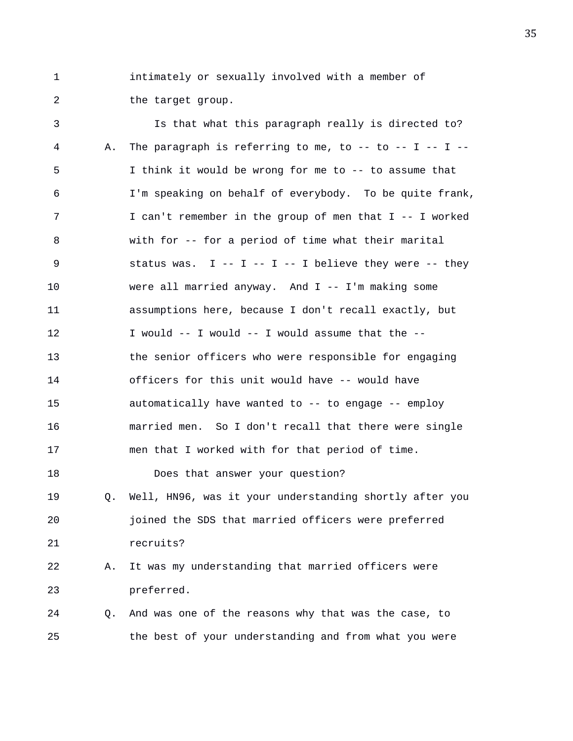1 intimately or sexually involved with a member of
2 the target group.
3 Is that what this paragraph really is directed to?
4 A. The paragraph is referring to me, to -- to -- I -- I --
5 I think it would be wrong for me to -- to assume that
6 I'm speaking on behalf of everybody. To be quite frank,
7 I can't remember in the group of men that I -- I worked
8 with for -- for a period of time what their marital
9 status was. I -- I -- I -- I believe they were -- they
10 were all married anyway. And I -- I'm making some
11 assumptions here, because I don't recall exactly, but
12 I would -- I would -- I would assume that the --
13 the senior officers who were responsible for engaging
14 officers for this unit would have -- would have
15 automatically have wanted to -- to engage -- employ
16 married men. So I don't recall that there were single
17 men that I worked with for that period of time.
18 Does that answer your question?
19 Q. Well, HN96, was it your understanding shortly after you
20 joined the SDS that married officers were preferred
21 recruits?
22 A. It was my understanding that married officers were
23 preferred.
24 Q. And was one of the reasons why that was the case, to
25 the best of your understanding and from what you were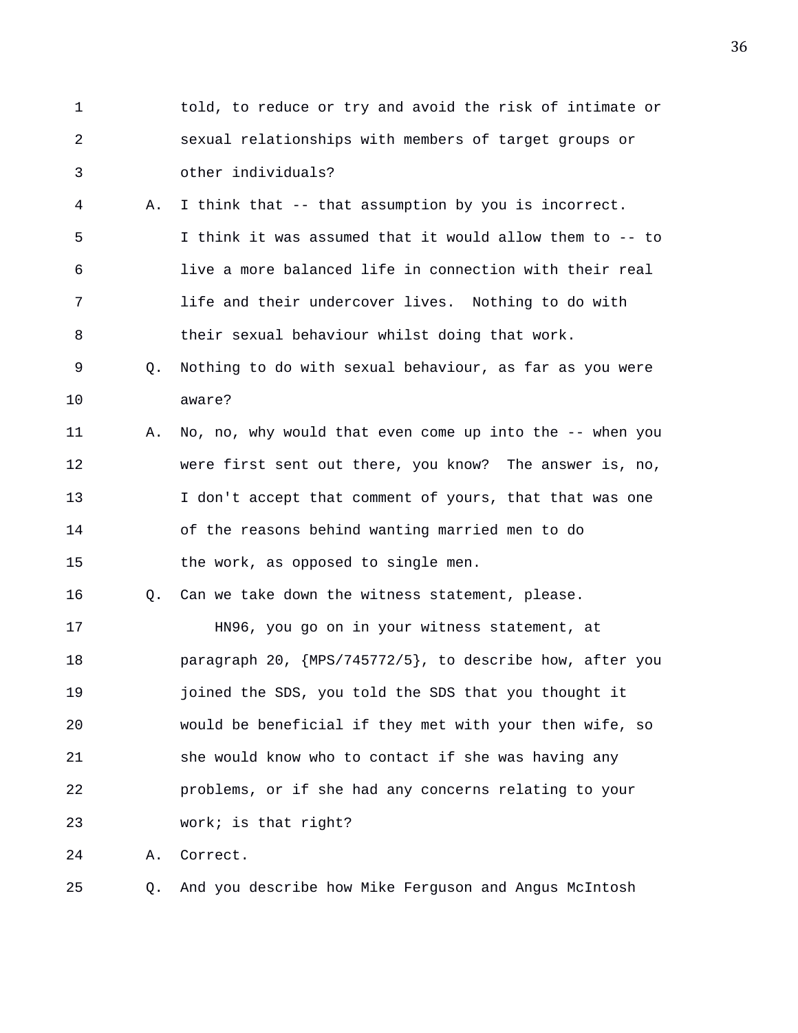1 told, to reduce or try and avoid the risk of intimate or
2 sexual relationships with members of target groups or
3 other individuals?

4 A. I think that -- that assumption by you is incorrect.
5 I think it was assumed that it would allow them to -- to
6 live a more balanced life in connection with their real
7 life and their undercover lives. Nothing to do with
8 their sexual behaviour whilst doing that work.

9 Q. Nothing to do with sexual behaviour, as far as you were
10 aware?

11 A. No, no, why would that even come up into the -- when you
12 were first sent out there, you know? The answer is, no,
13 I don't accept that comment of yours, that that was one
14 of the reasons behind wanting married men to do
15 the work, as opposed to single men.

16 Q. Can we take down the witness statement, please.

17 HN96, you go on in your witness statement, at
18 paragraph 20, {MPS/745772/5}, to describe how, after you
19 joined the SDS, you told the SDS that you thought it
20 would be beneficial if they met with your then wife, so
21 she would know who to contact if she was having any
22 problems, or if she had any concerns relating to your
23 work; is that right?

24 A. Correct.

25 Q. And you describe how Mike Ferguson and Angus McIntosh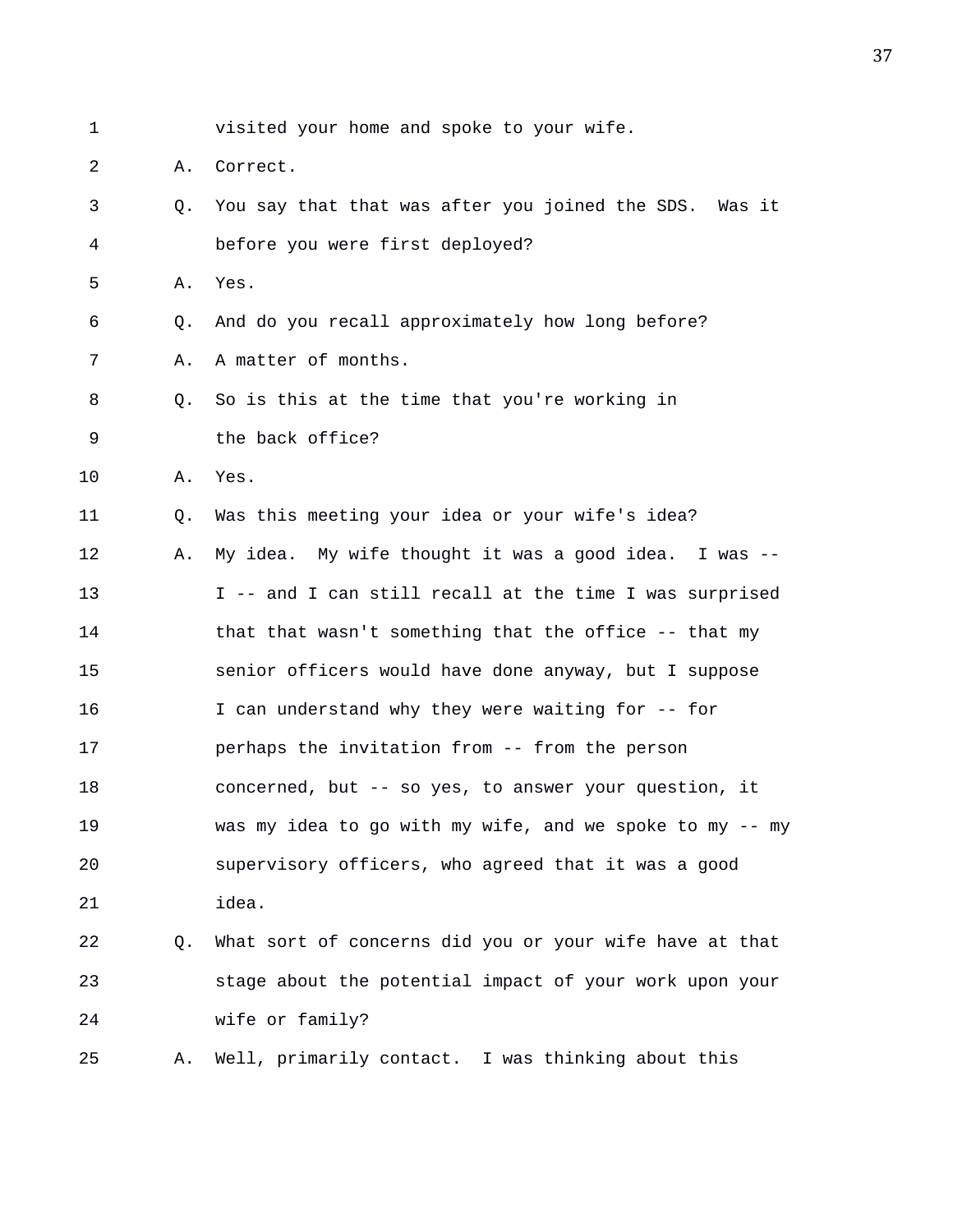visited your home and spoke to your wife.

A. Correct.

Q. You say that that was after you joined the SDS. Was it before you were first deployed?

A. Yes.

Q. And do you recall approximately how long before?

A. A matter of months.

Q. So is this at the time that you're working in the back office?

A. Yes.

Q. Was this meeting your idea or your wife's idea?

A. My idea. My wife thought it was a good idea. I was -- I -- and I can still recall at the time I was surprised that that wasn't something that the office -- that my senior officers would have done anyway, but I suppose I can understand why they were waiting for -- for perhaps the invitation from -- from the person concerned, but -- so yes, to answer your question, it was my idea to go with my wife, and we spoke to my -- my supervisory officers, who agreed that it was a good idea.

Q. What sort of concerns did you or your wife have at that stage about the potential impact of your work upon your wife or family?

A. Well, primarily contact. I was thinking about this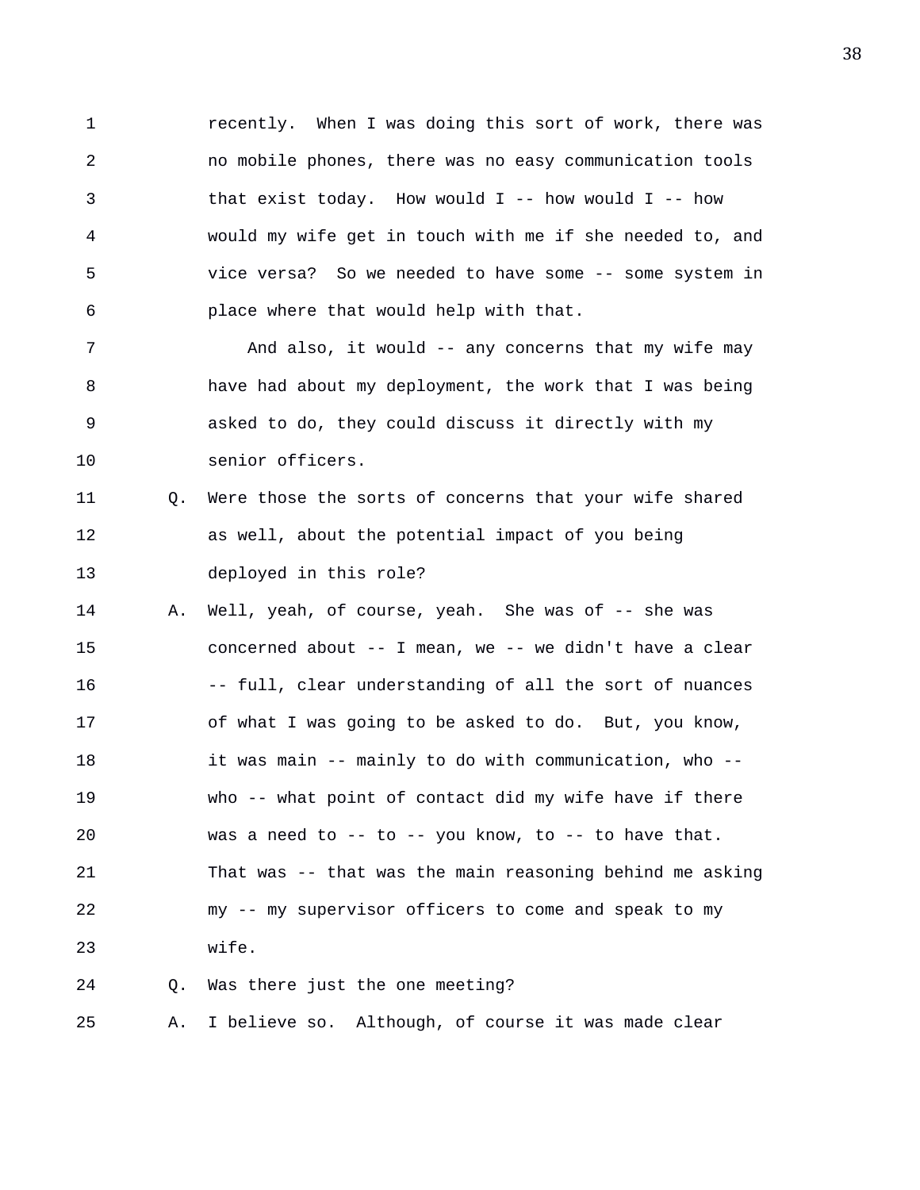recently. When I was doing this sort of work, there was no mobile phones, there was no easy communication tools that exist today. How would I -- how would I -- how would my wife get in touch with me if she needed to, and vice versa? So we needed to have some -- some system in place where that would help with that.

And also, it would -- any concerns that my wife may have had about my deployment, the work that I was being asked to do, they could discuss it directly with my senior officers.

Q. Were those the sorts of concerns that your wife shared as well, about the potential impact of you being deployed in this role?

A. Well, yeah, of course, yeah. She was of -- she was concerned about -- I mean, we -- we didn't have a clear -- full, clear understanding of all the sort of nuances of what I was going to be asked to do. But, you know, it was main -- mainly to do with communication, who -- who -- what point of contact did my wife have if there was a need to -- to -- you know, to -- to have that. That was -- that was the main reasoning behind me asking my -- my supervisor officers to come and speak to my wife.

Q. Was there just the one meeting?

A. I believe so. Although, of course it was made clear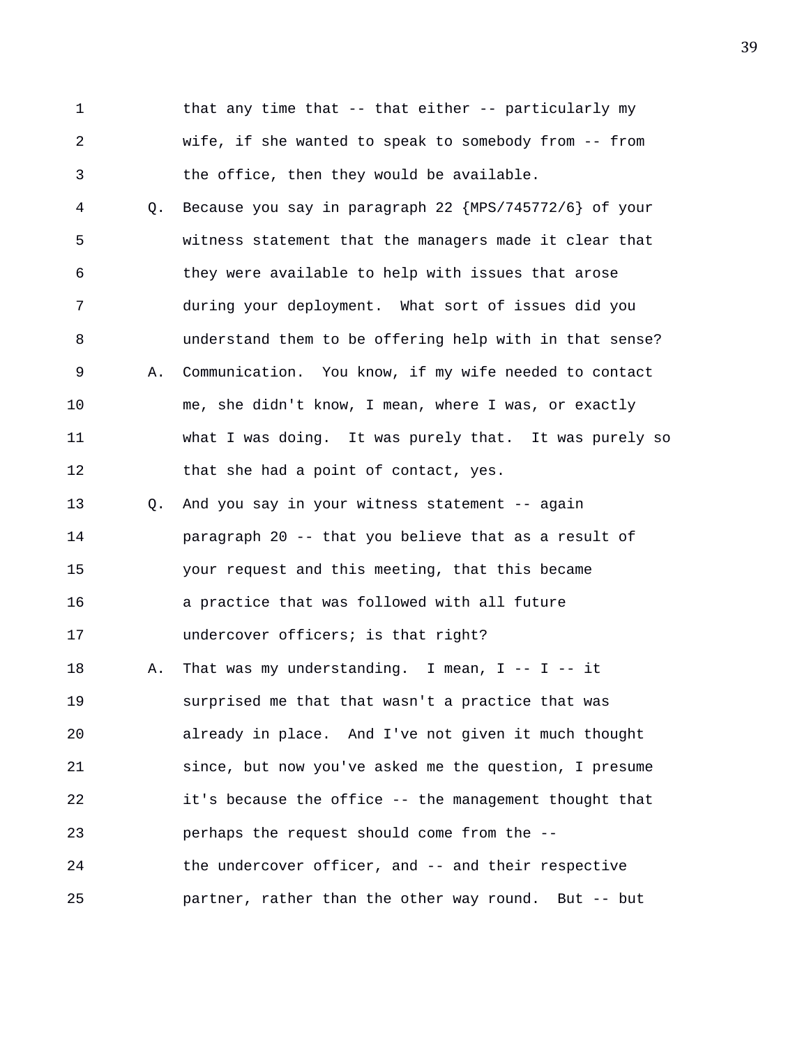that any time that -- that either -- particularly my wife, if she wanted to speak to somebody from -- from the office, then they would be available.

Q. Because you say in paragraph 22 {MPS/745772/6} of your witness statement that the managers made it clear that they were available to help with issues that arose during your deployment. What sort of issues did you understand them to be offering help with in that sense?

A. Communication. You know, if my wife needed to contact me, she didn't know, I mean, where I was, or exactly what I was doing. It was purely that. It was purely so that she had a point of contact, yes.

Q. And you say in your witness statement -- again paragraph 20 -- that you believe that as a result of your request and this meeting, that this became a practice that was followed with all future undercover officers; is that right?

A. That was my understanding. I mean, I -- I -- it surprised me that that wasn't a practice that was already in place. And I've not given it much thought since, but now you've asked me the question, I presume it's because the office -- the management thought that perhaps the request should come from the -- the undercover officer, and -- and their respective partner, rather than the other way round. But -- but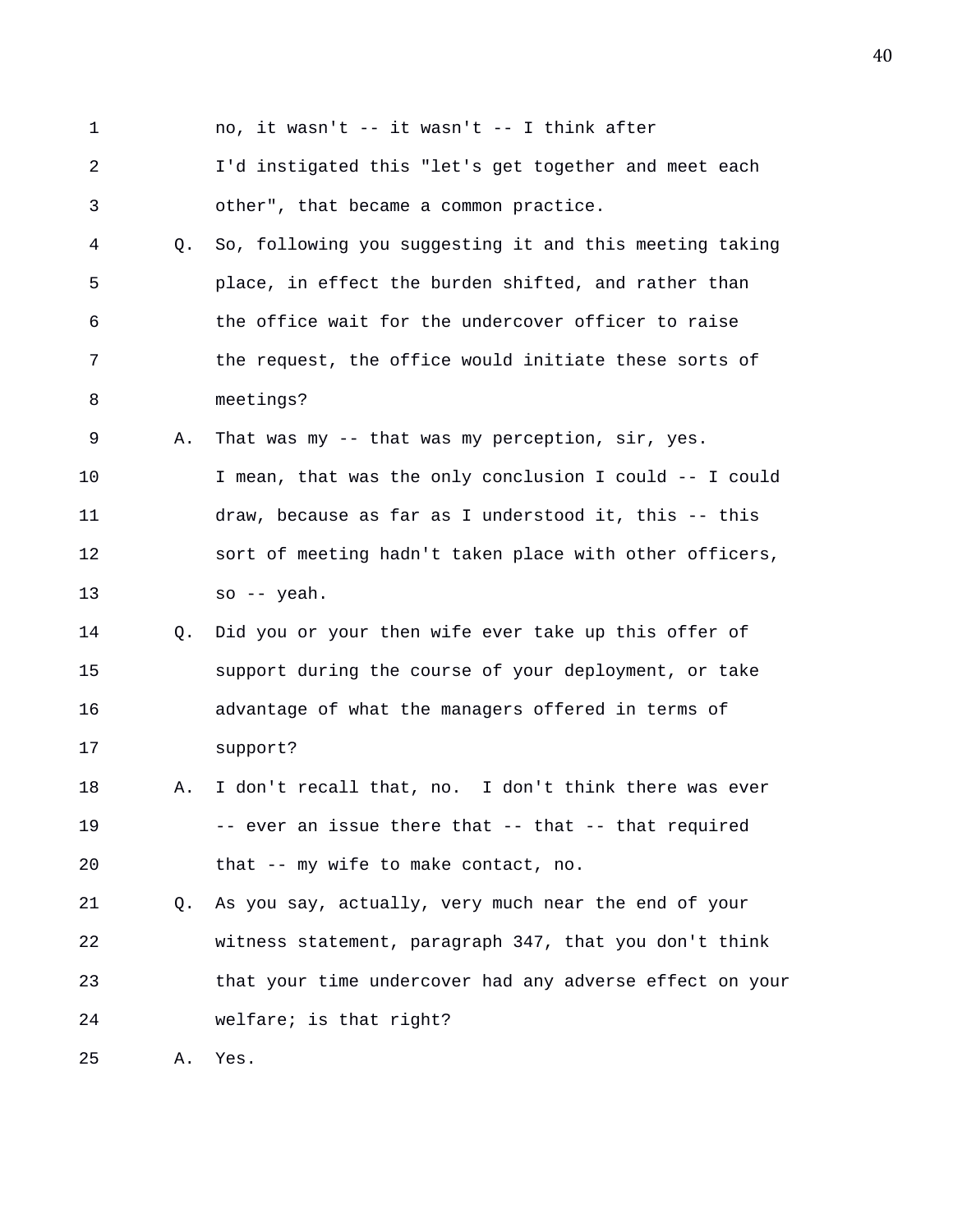no, it wasn't -- it wasn't -- I think after I'd instigated this "let's get together and meet each other", that became a common practice.

Q. So, following you suggesting it and this meeting taking place, in effect the burden shifted, and rather than the office wait for the undercover officer to raise the request, the office would initiate these sorts of meetings?

A. That was my -- that was my perception, sir, yes. I mean, that was the only conclusion I could -- I could draw, because as far as I understood it, this -- this sort of meeting hadn't taken place with other officers, so -- yeah.

Q. Did you or your then wife ever take up this offer of support during the course of your deployment, or take advantage of what the managers offered in terms of support?

A. I don't recall that, no. I don't think there was ever -- ever an issue there that -- that -- that required that -- my wife to make contact, no.

Q. As you say, actually, very much near the end of your witness statement, paragraph 347, that you don't think that your time undercover had any adverse effect on your welfare; is that right?

A. Yes.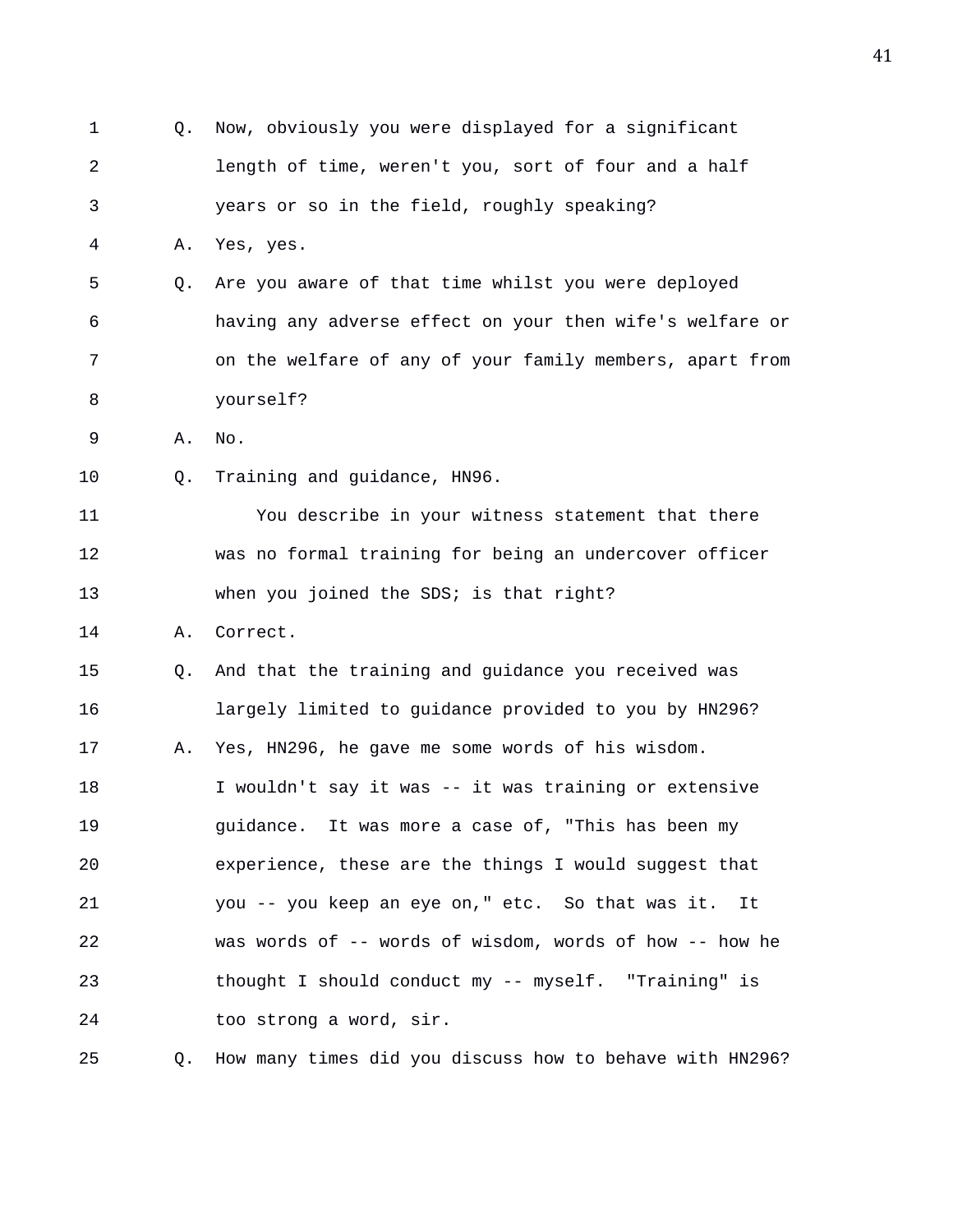1 Q. Now, obviously you were displayed for a significant
2 length of time, weren't you, sort of four and a half
3 years or so in the field, roughly speaking?
4 A. Yes, yes.
5 Q. Are you aware of that time whilst you were deployed
6 having any adverse effect on your then wife's welfare or
7 on the welfare of any of your family members, apart from
8 yourself?
9 A. No.
10 Q. Training and guidance, HN96.
11 You describe in your witness statement that there
12 was no formal training for being an undercover officer
13 when you joined the SDS; is that right?
14 A. Correct.
15 Q. And that the training and guidance you received was
16 largely limited to guidance provided to you by HN296?
17 A. Yes, HN296, he gave me some words of his wisdom.
18 I wouldn't say it was -- it was training or extensive
19 guidance. It was more a case of, "This has been my
20 experience, these are the things I would suggest that
21 you -- you keep an eye on," etc. So that was it. It
22 was words of -- words of wisdom, words of how -- how he
23 thought I should conduct my -- myself. "Training" is
24 too strong a word, sir.
25 Q. How many times did you discuss how to behave with HN296?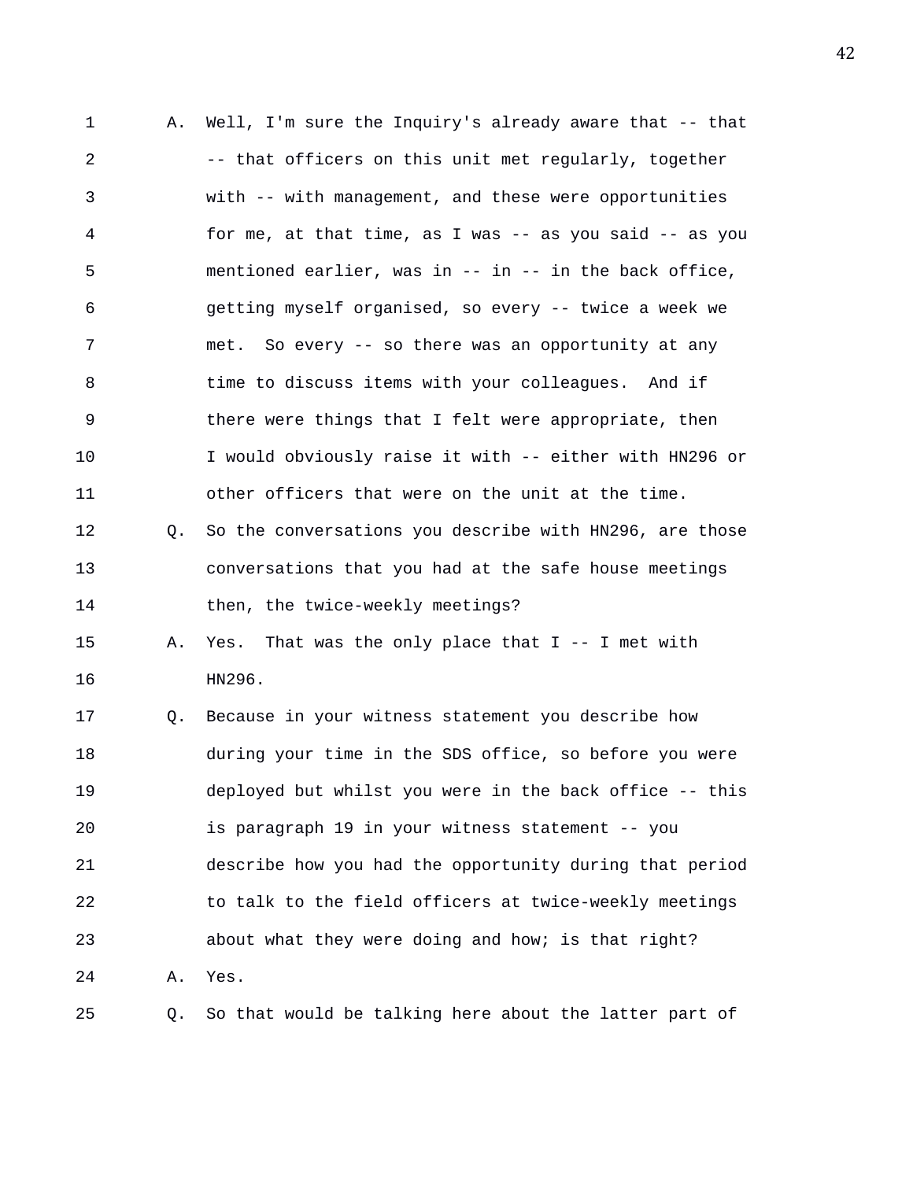A. Well, I'm sure the Inquiry's already aware that -- that -- that officers on this unit met regularly, together with -- with management, and these were opportunities for me, at that time, as I was -- as you said -- as you mentioned earlier, was in -- in -- in the back office, getting myself organised, so every -- twice a week we met. So every -- so there was an opportunity at any time to discuss items with your colleagues. And if there were things that I felt were appropriate, then I would obviously raise it with -- either with HN296 or other officers that were on the unit at the time.

Q. So the conversations you describe with HN296, are those conversations that you had at the safe house meetings then, the twice-weekly meetings?

A. Yes. That was the only place that I -- I met with HN296.

Q. Because in your witness statement you describe how during your time in the SDS office, so before you were deployed but whilst you were in the back office -- this is paragraph 19 in your witness statement -- you describe how you had the opportunity during that period to talk to the field officers at twice-weekly meetings about what they were doing and how; is that right?

A. Yes.

Q. So that would be talking here about the latter part of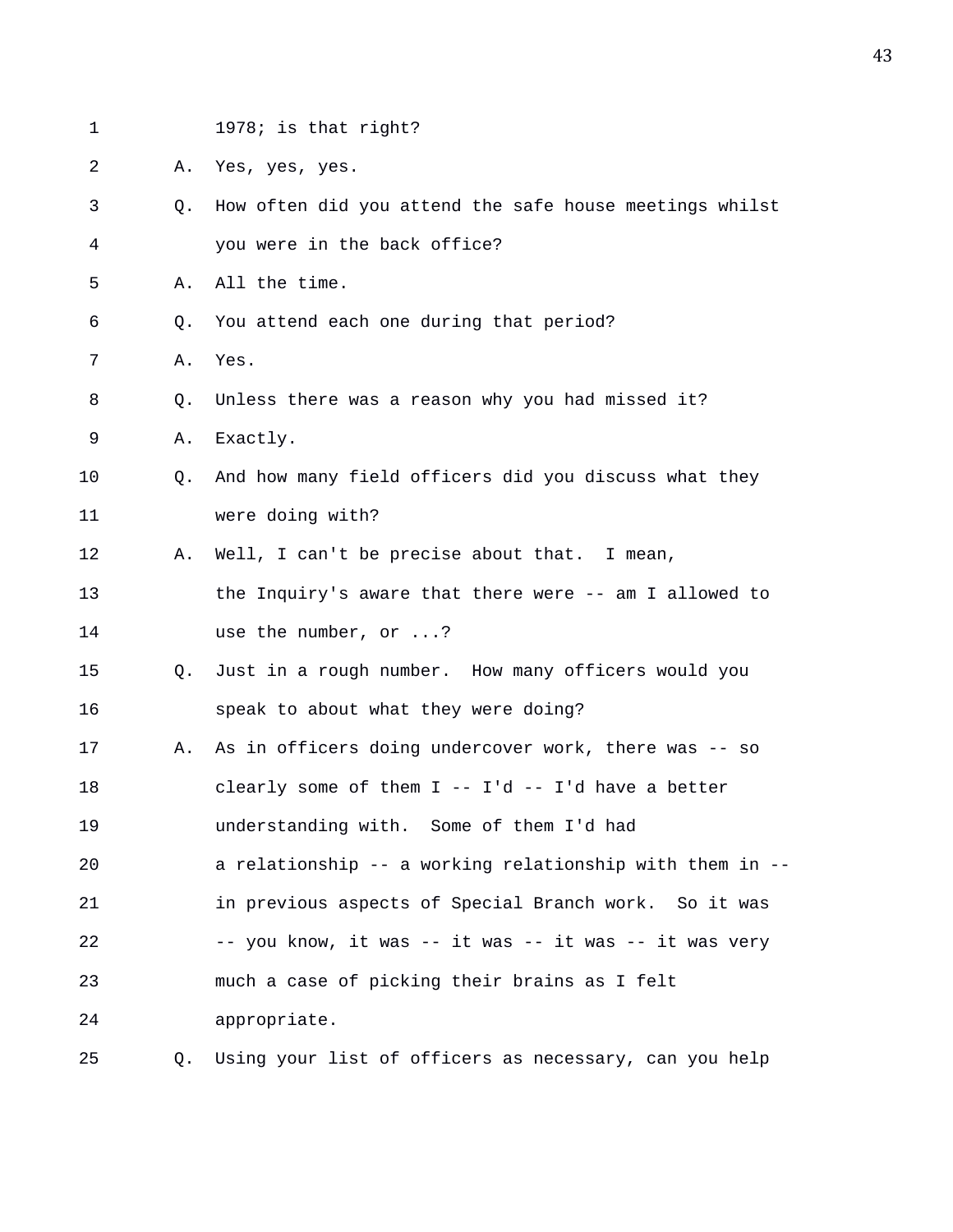1978; is that right?

A. Yes, yes, yes.

Q. How often did you attend the safe house meetings whilst you were in the back office?

A. All the time.

Q. You attend each one during that period?

A. Yes.

Q. Unless there was a reason why you had missed it?

A. Exactly.

Q. And how many field officers did you discuss what they were doing with?

A. Well, I can't be precise about that. I mean, the Inquiry's aware that there were -- am I allowed to use the number, or ...?

Q. Just in a rough number. How many officers would you speak to about what they were doing?

A. As in officers doing undercover work, there was -- so clearly some of them I -- I'd -- I'd have a better understanding with. Some of them I'd had a relationship -- a working relationship with them in -- in previous aspects of Special Branch work. So it was -- you know, it was -- it was -- it was -- it was very much a case of picking their brains as I felt appropriate.

Q. Using your list of officers as necessary, can you help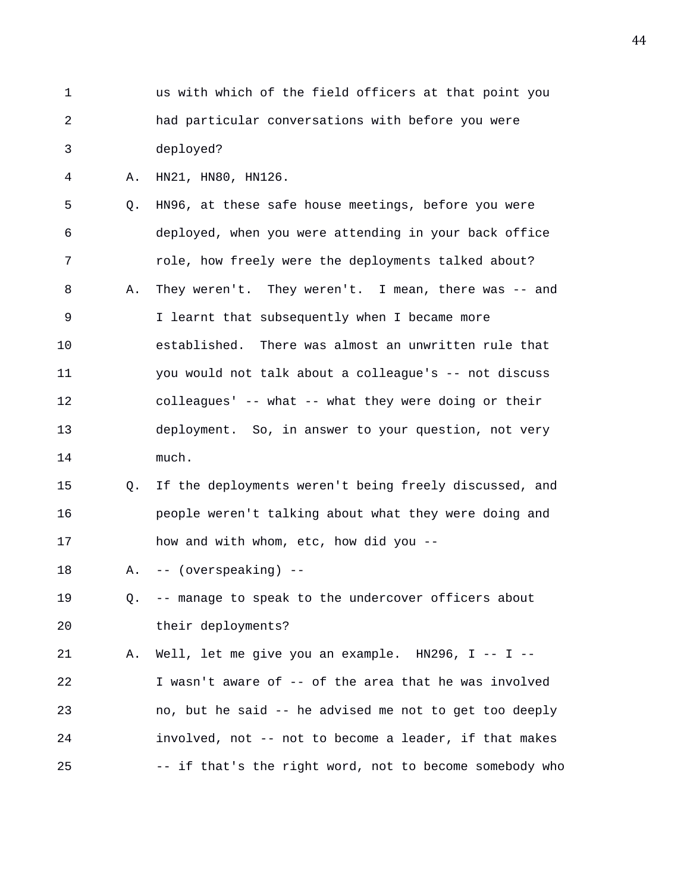1 us with which of the field officers at that point you
2 had particular conversations with before you were
3 deployed?
4 A. HN21, HN80, HN126.
5 Q. HN96, at these safe house meetings, before you were
6 deployed, when you were attending in your back office
7 role, how freely were the deployments talked about?
8 A. They weren't. They weren't. I mean, there was -- and
9 I learnt that subsequently when I became more
10 established. There was almost an unwritten rule that
11 you would not talk about a colleague's -- not discuss
12 colleagues' -- what -- what they were doing or their
13 deployment. So, in answer to your question, not very
14 much.
15 Q. If the deployments weren't being freely discussed, and
16 people weren't talking about what they were doing and
17 how and with whom, etc, how did you --
18 A. -- (overspeaking) --
19 Q. -- manage to speak to the undercover officers about
20 their deployments?
21 A. Well, let me give you an example. HN296, I -- I --
22 I wasn't aware of -- of the area that he was involved
23 no, but he said -- he advised me not to get too deeply
24 involved, not -- not to become a leader, if that makes
25 -- if that's the right word, not to become somebody who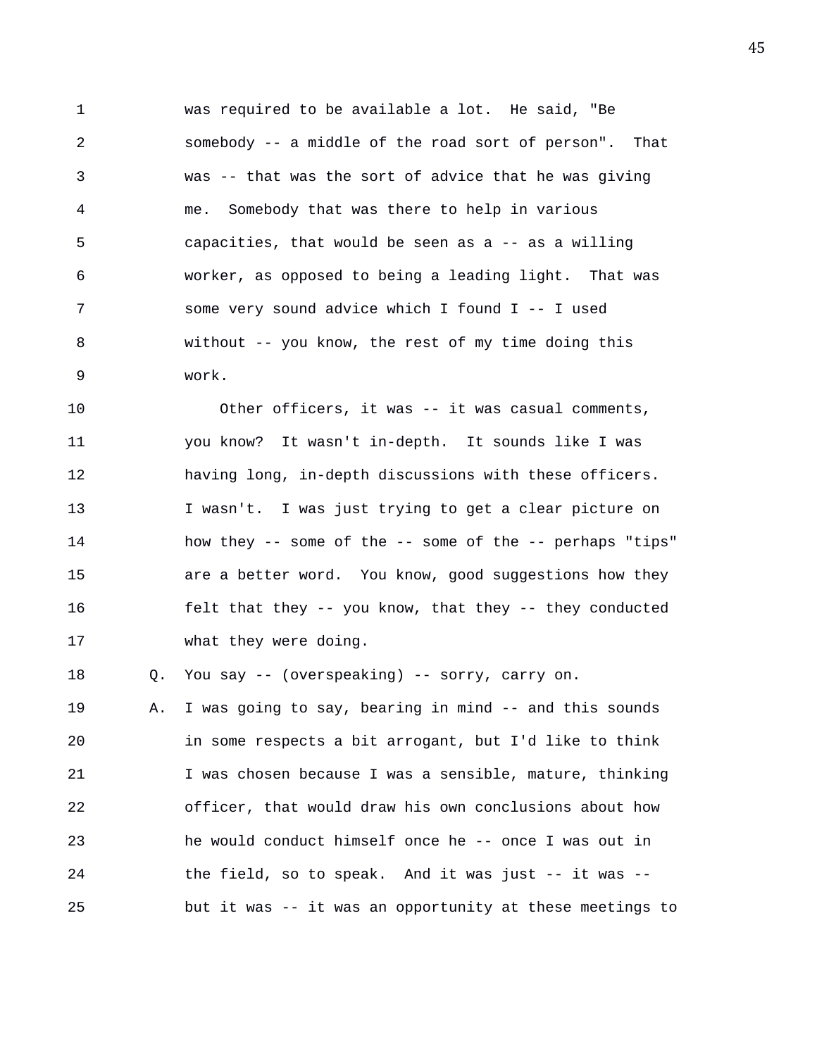was required to be available a lot. He said, "Be somebody -- a middle of the road sort of person". That was -- that was the sort of advice that he was giving me. Somebody that was there to help in various capacities, that would be seen as a -- as a willing worker, as opposed to being a leading light. That was some very sound advice which I found I -- I used without -- you know, the rest of my time doing this work.

Other officers, it was -- it was casual comments, you know? It wasn't in-depth. It sounds like I was having long, in-depth discussions with these officers. I wasn't. I was just trying to get a clear picture on how they -- some of the -- some of the -- perhaps "tips" are a better word. You know, good suggestions how they felt that they -- you know, that they -- they conducted what they were doing.

Q. You say -- (overspeaking) -- sorry, carry on.

A. I was going to say, bearing in mind -- and this sounds in some respects a bit arrogant, but I'd like to think I was chosen because I was a sensible, mature, thinking officer, that would draw his own conclusions about how he would conduct himself once he -- once I was out in the field, so to speak. And it was just -- it was -- but it was -- it was an opportunity at these meetings to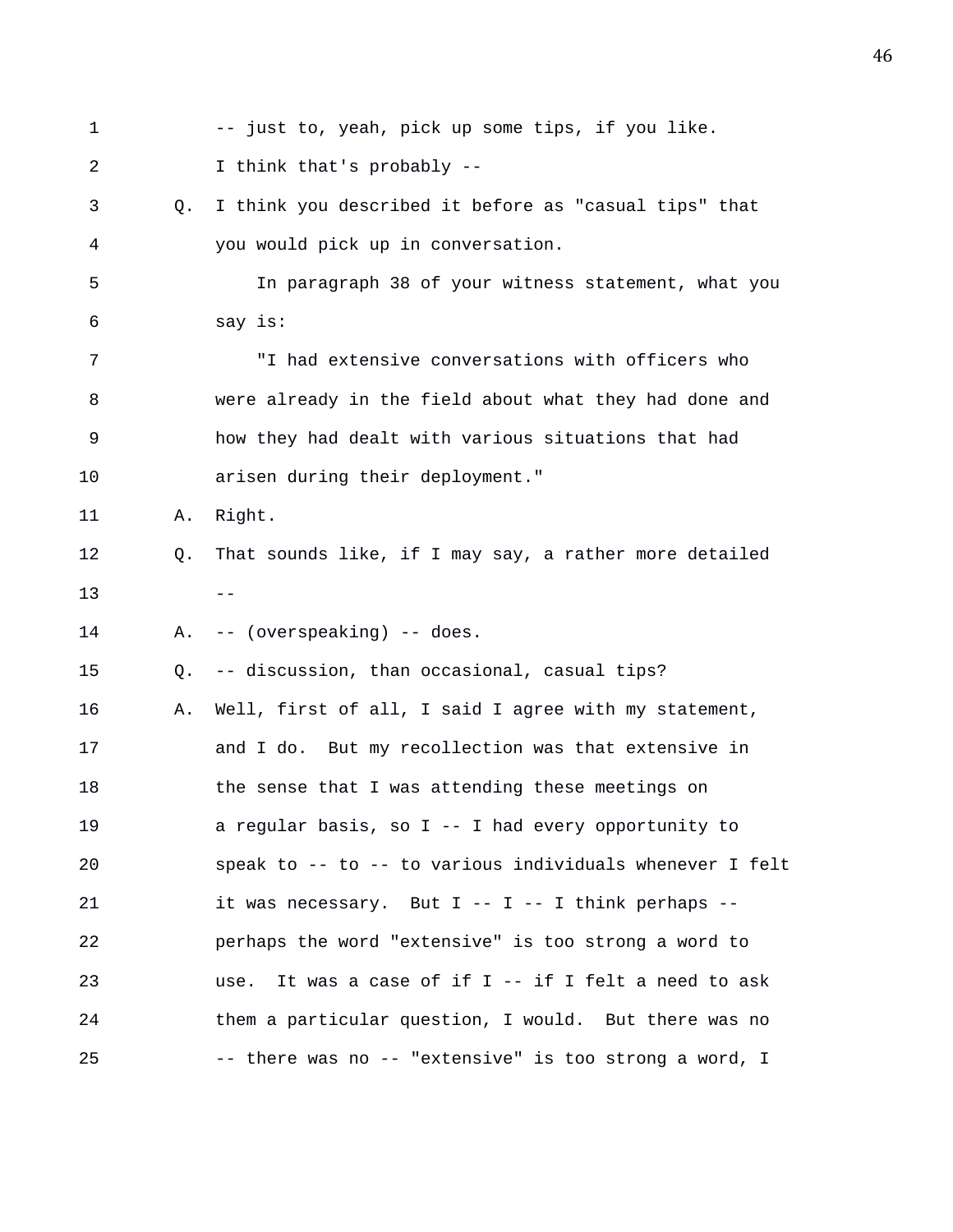1 -- just to, yeah, pick up some tips, if you like.
2 I think that's probably --
3 Q. I think you described it before as "casual tips" that
4 you would pick up in conversation.
5 In paragraph 38 of your witness statement, what you
6 say is:
7 "I had extensive conversations with officers who
8 were already in the field about what they had done and
9 how they had dealt with various situations that had
10 arisen during their deployment."
11 A. Right.
12 Q. That sounds like, if I may say, a rather more detailed
13 --
14 A. -- (overspeaking) -- does.
15 Q. -- discussion, than occasional, casual tips?
16 A. Well, first of all, I said I agree with my statement,
17 and I do. But my recollection was that extensive in
18 the sense that I was attending these meetings on
19 a regular basis, so I -- I had every opportunity to
20 speak to -- to -- to various individuals whenever I felt
21 it was necessary. But I -- I -- I think perhaps --
22 perhaps the word "extensive" is too strong a word to
23 use. It was a case of if I -- if I felt a need to ask
24 them a particular question, I would. But there was no
25 -- there was no -- "extensive" is too strong a word, I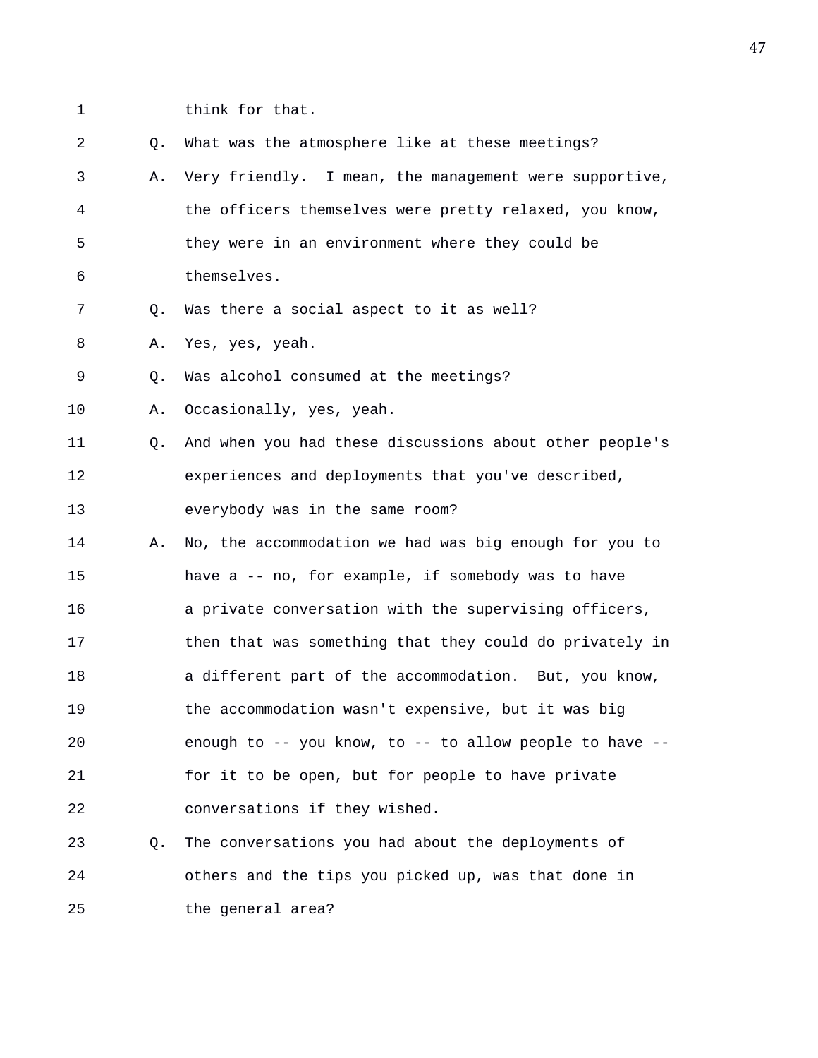think for that.

Q. What was the atmosphere like at these meetings?

A. Very friendly. I mean, the management were supportive, the officers themselves were pretty relaxed, you know, they were in an environment where they could be themselves.

Q. Was there a social aspect to it as well?

A. Yes, yes, yeah.

Q. Was alcohol consumed at the meetings?

A. Occasionally, yes, yeah.

Q. And when you had these discussions about other people's experiences and deployments that you've described, everybody was in the same room?

A. No, the accommodation we had was big enough for you to have a -- no, for example, if somebody was to have a private conversation with the supervising officers, then that was something that they could do privately in a different part of the accommodation. But, you know, the accommodation wasn't expensive, but it was big enough to -- you know, to -- to allow people to have -- for it to be open, but for people to have private conversations if they wished.

Q. The conversations you had about the deployments of others and the tips you picked up, was that done in the general area?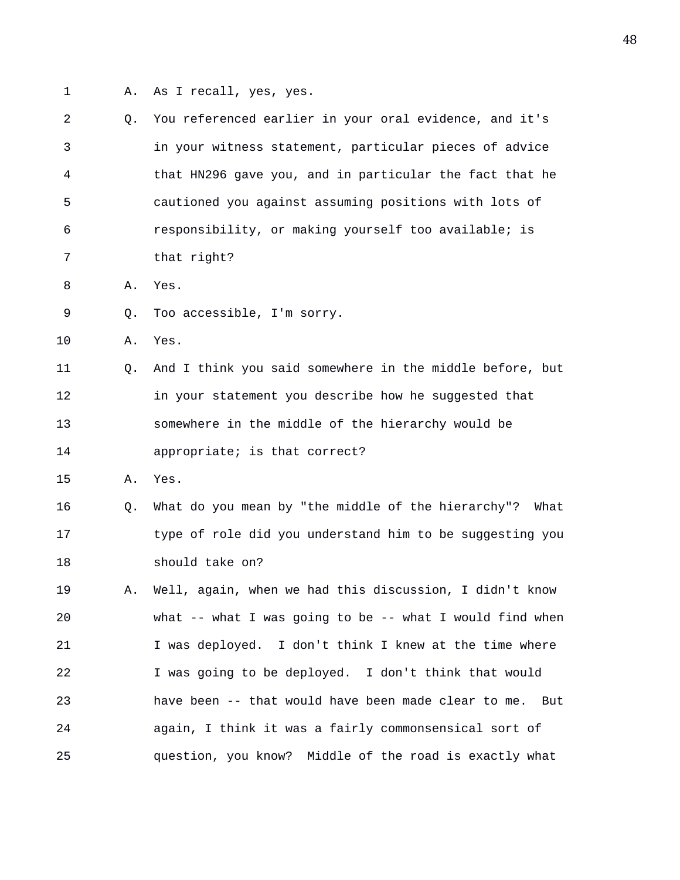A. As I recall, yes, yes.

Q. You referenced earlier in your oral evidence, and it's in your witness statement, particular pieces of advice that HN296 gave you, and in particular the fact that he cautioned you against assuming positions with lots of responsibility, or making yourself too available; is that right?

A. Yes.

Q. Too accessible, I'm sorry.

A. Yes.

Q. And I think you said somewhere in the middle before, but in your statement you describe how he suggested that somewhere in the middle of the hierarchy would be appropriate; is that correct?

A. Yes.

Q. What do you mean by "the middle of the hierarchy"? What type of role did you understand him to be suggesting you should take on?

A. Well, again, when we had this discussion, I didn't know what -- what I was going to be -- what I would find when I was deployed. I don't think I knew at the time where I was going to be deployed. I don't think that would have been -- that would have been made clear to me. But again, I think it was a fairly commonsensical sort of question, you know? Middle of the road is exactly what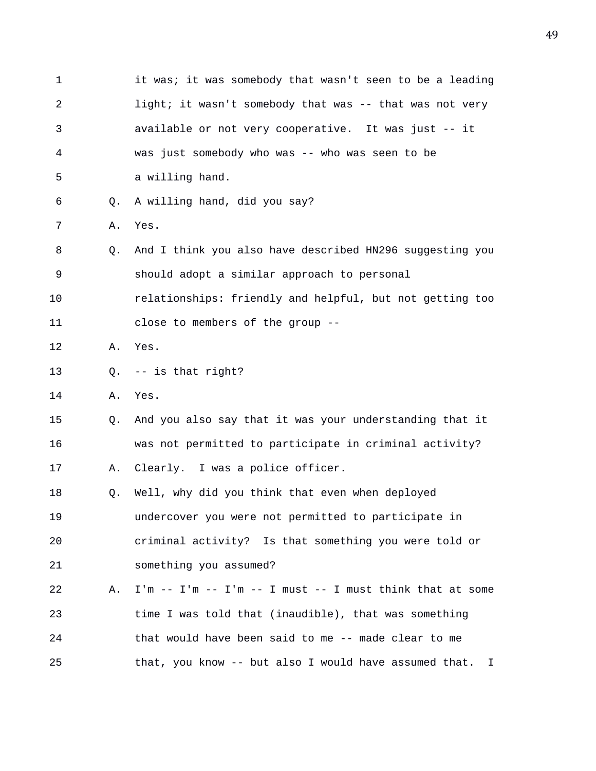1 it was; it was somebody that wasn't seen to be a leading
2 light; it wasn't somebody that was -- that was not very
3 available or not very cooperative. It was just -- it
4 was just somebody who was -- who was seen to be
5 a willing hand.
6 Q. A willing hand, did you say?
7 A. Yes.
8 Q. And I think you also have described HN296 suggesting you
9 should adopt a similar approach to personal
10 relationships: friendly and helpful, but not getting too
11 close to members of the group --
12 A. Yes.
13 Q. -- is that right?
14 A. Yes.
15 Q. And you also say that it was your understanding that it
16 was not permitted to participate in criminal activity?
17 A. Clearly. I was a police officer.
18 Q. Well, why did you think that even when deployed
19 undercover you were not permitted to participate in
20 criminal activity? Is that something you were told or
21 something you assumed?
22 A. I'm -- I'm -- I'm -- I must -- I must think that at some
23 time I was told that (inaudible), that was something
24 that would have been said to me -- made clear to me
25 that, you know -- but also I would have assumed that. I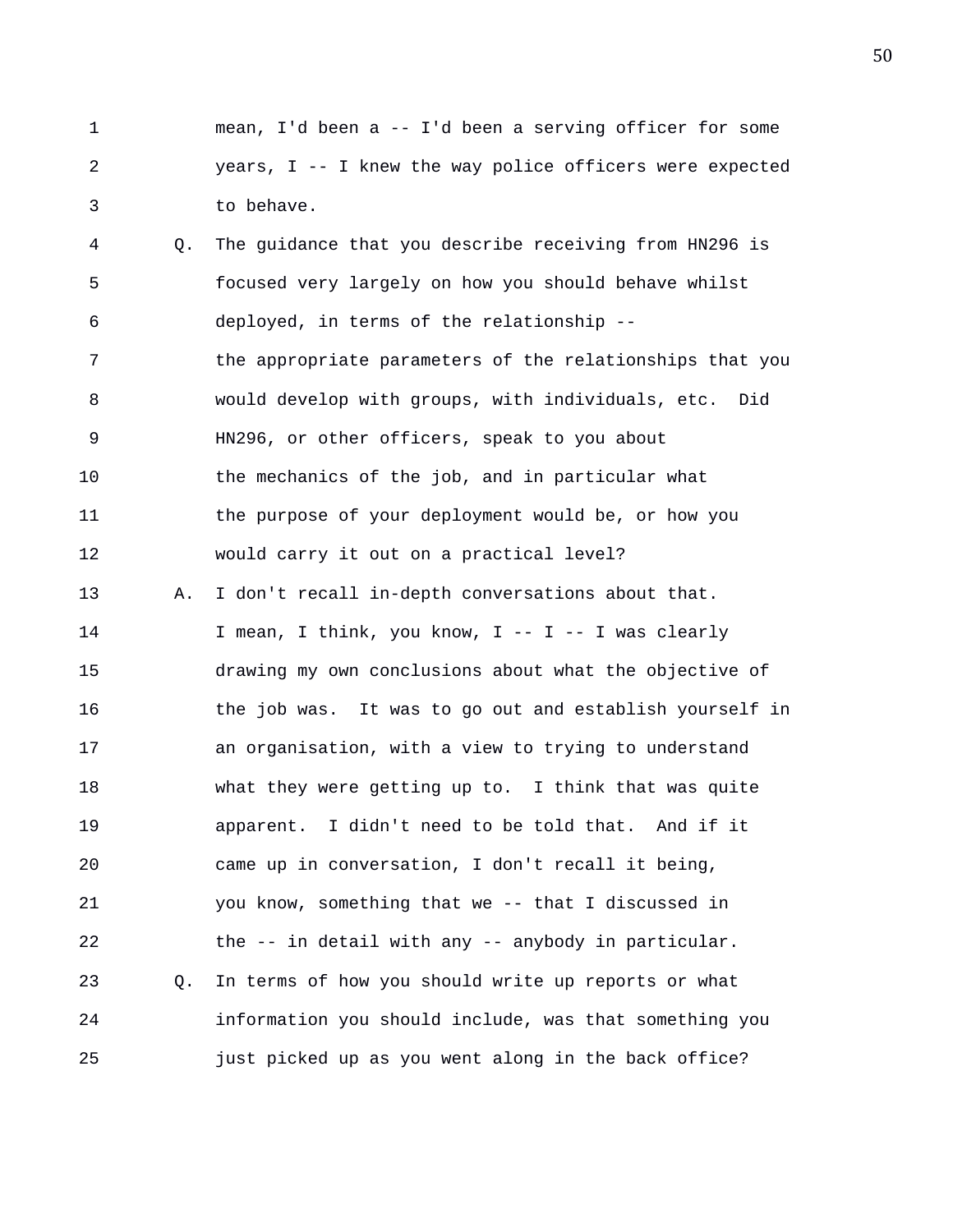mean, I'd been a -- I'd been a serving officer for some years, I -- I knew the way police officers were expected to behave.

Q. The guidance that you describe receiving from HN296 is focused very largely on how you should behave whilst deployed, in terms of the relationship -- the appropriate parameters of the relationships that you would develop with groups, with individuals, etc. Did HN296, or other officers, speak to you about the mechanics of the job, and in particular what the purpose of your deployment would be, or how you would carry it out on a practical level?

A. I don't recall in-depth conversations about that. I mean, I think, you know, I -- I -- I was clearly drawing my own conclusions about what the objective of the job was. It was to go out and establish yourself in an organisation, with a view to trying to understand what they were getting up to. I think that was quite apparent. I didn't need to be told that. And if it came up in conversation, I don't recall it being, you know, something that we -- that I discussed in the -- in detail with any -- anybody in particular.

Q. In terms of how you should write up reports or what information you should include, was that something you just picked up as you went along in the back office?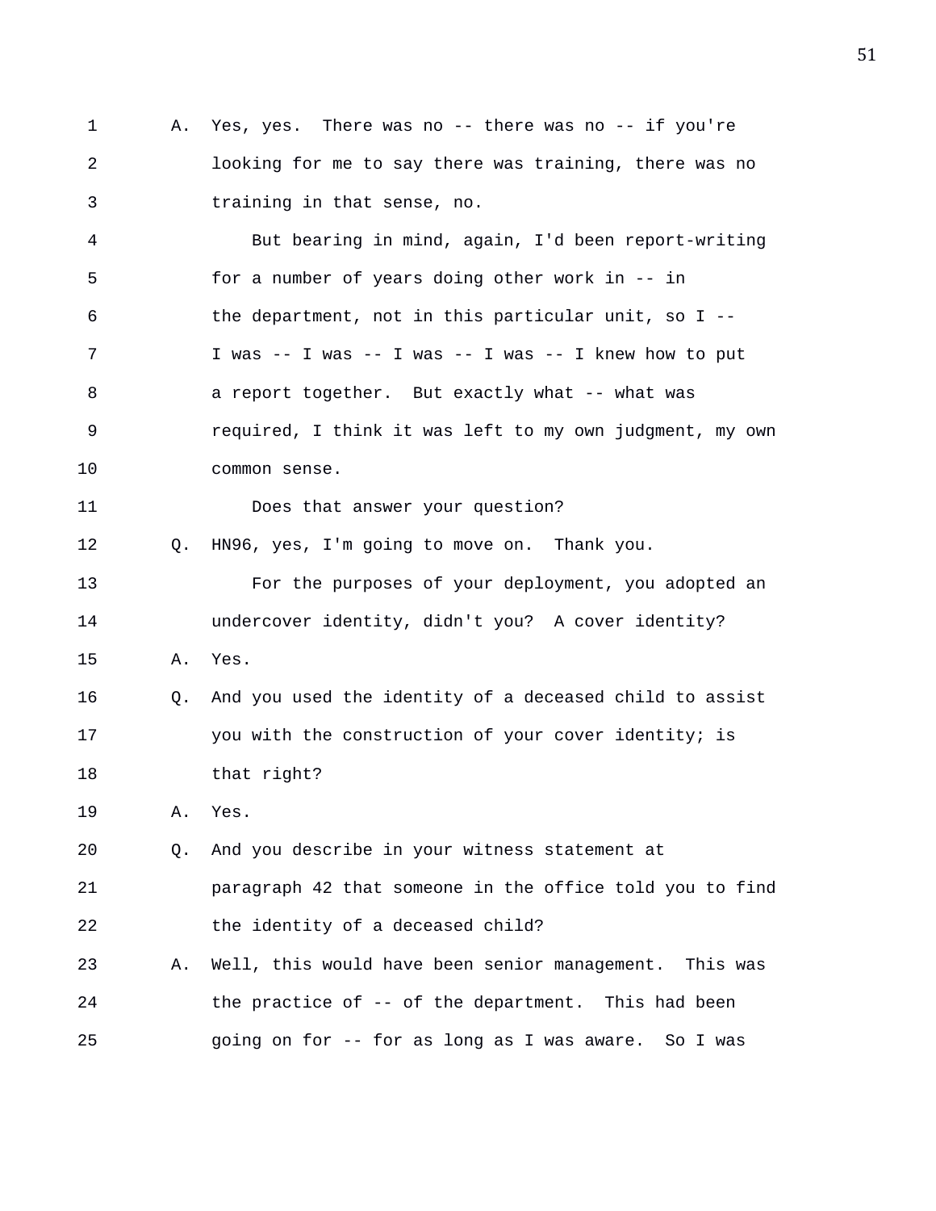A. Yes, yes. There was no -- there was no -- if you're looking for me to say there was training, there was no training in that sense, no.

But bearing in mind, again, I'd been report-writing for a number of years doing other work in -- in the department, not in this particular unit, so I -- I was -- I was -- I was -- I was -- I knew how to put a report together. But exactly what -- what was required, I think it was left to my own judgment, my own common sense.

Does that answer your question?

Q. HN96, yes, I'm going to move on. Thank you.

For the purposes of your deployment, you adopted an undercover identity, didn't you? A cover identity?

A. Yes.

Q. And you used the identity of a deceased child to assist you with the construction of your cover identity; is that right?

A. Yes.

Q. And you describe in your witness statement at paragraph 42 that someone in the office told you to find the identity of a deceased child?

A. Well, this would have been senior management. This was the practice of -- of the department. This had been going on for -- for as long as I was aware. So I was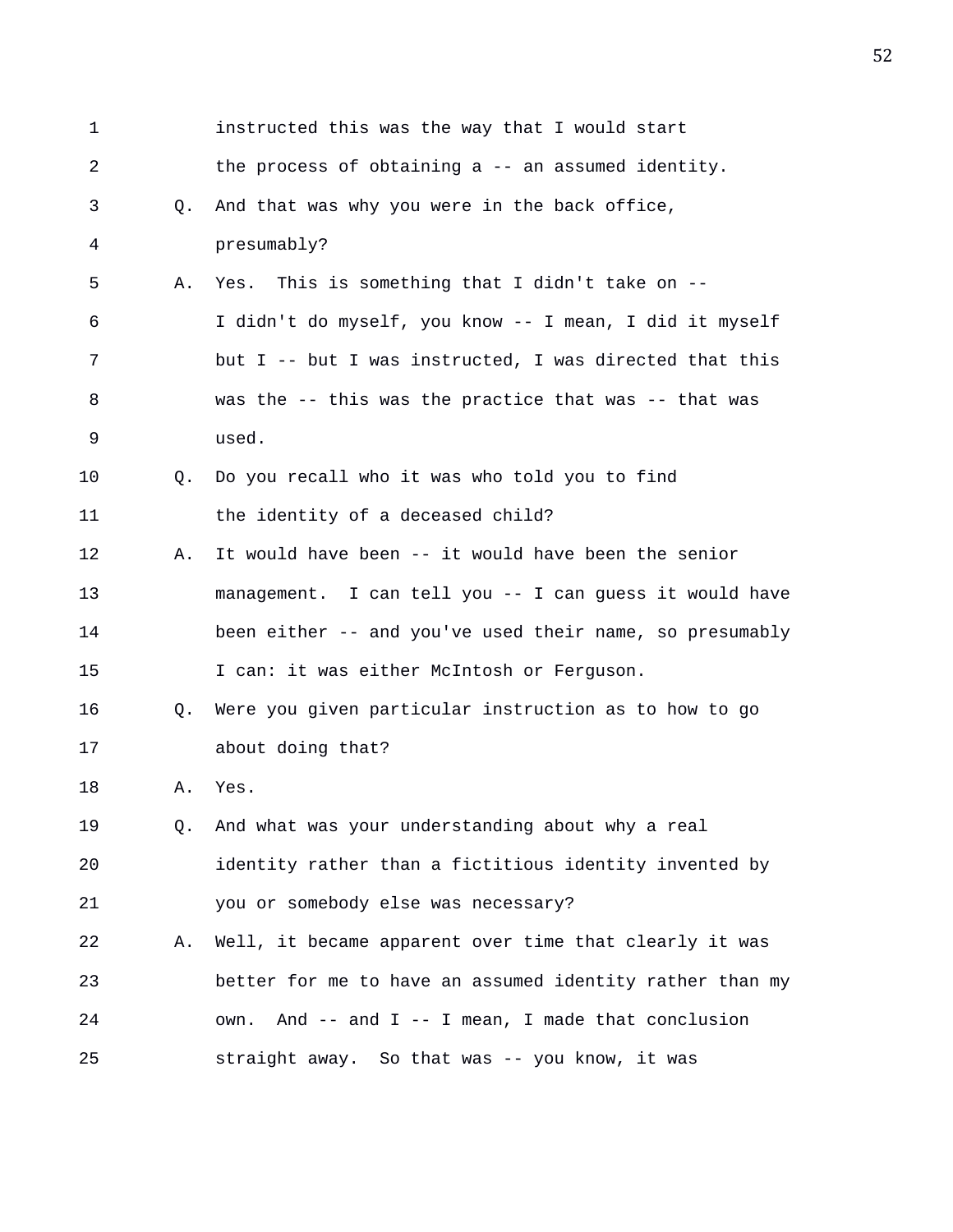1 instructed this was the way that I would start
2 the process of obtaining a -- an assumed identity.
3 Q. And that was why you were in the back office,
4 presumably?
5 A. Yes. This is something that I didn't take on --
6 I didn't do myself, you know -- I mean, I did it myself
7 but I -- but I was instructed, I was directed that this
8 was the -- this was the practice that was -- that was
9 used.
10 Q. Do you recall who it was who told you to find
11 the identity of a deceased child?
12 A. It would have been -- it would have been the senior
13 management. I can tell you -- I can guess it would have
14 been either -- and you've used their name, so presumably
15 I can: it was either McIntosh or Ferguson.
16 Q. Were you given particular instruction as to how to go
17 about doing that?
18 A. Yes.
19 Q. And what was your understanding about why a real
20 identity rather than a fictitious identity invented by
21 you or somebody else was necessary?
22 A. Well, it became apparent over time that clearly it was
23 better for me to have an assumed identity rather than my
24 own. And -- and I -- I mean, I made that conclusion
25 straight away. So that was -- you know, it was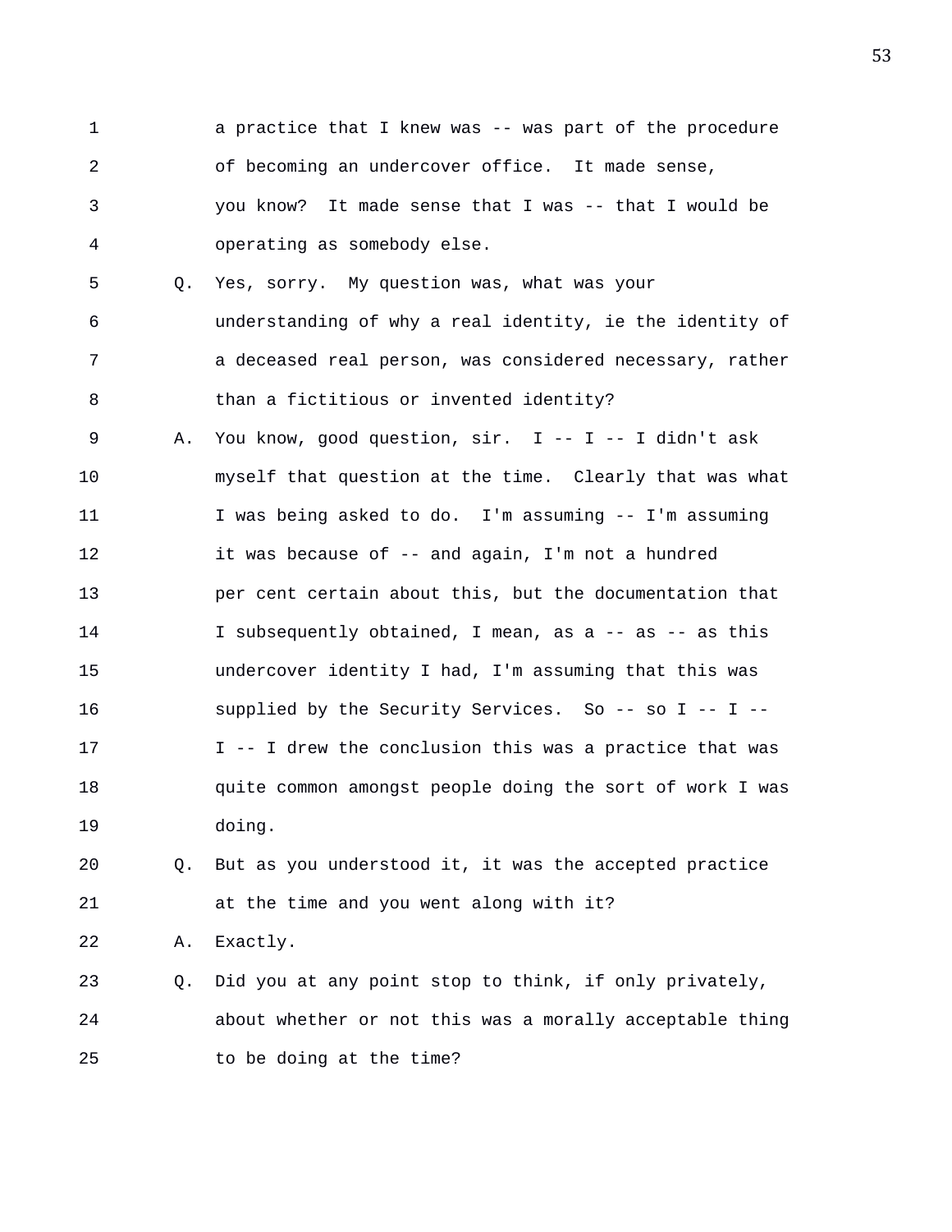a practice that I knew was -- was part of the procedure of becoming an undercover office. It made sense, you know? It made sense that I was -- that I would be operating as somebody else.

Q. Yes, sorry. My question was, what was your understanding of why a real identity, ie the identity of a deceased real person, was considered necessary, rather than a fictitious or invented identity?

A. You know, good question, sir. I -- I -- I didn't ask myself that question at the time. Clearly that was what I was being asked to do. I'm assuming -- I'm assuming it was because of -- and again, I'm not a hundred per cent certain about this, but the documentation that I subsequently obtained, I mean, as a -- as -- as this undercover identity I had, I'm assuming that this was supplied by the Security Services. So -- so I -- I -- I -- I drew the conclusion this was a practice that was quite common amongst people doing the sort of work I was doing.

Q. But as you understood it, it was the accepted practice at the time and you went along with it?

A. Exactly.

Q. Did you at any point stop to think, if only privately, about whether or not this was a morally acceptable thing to be doing at the time?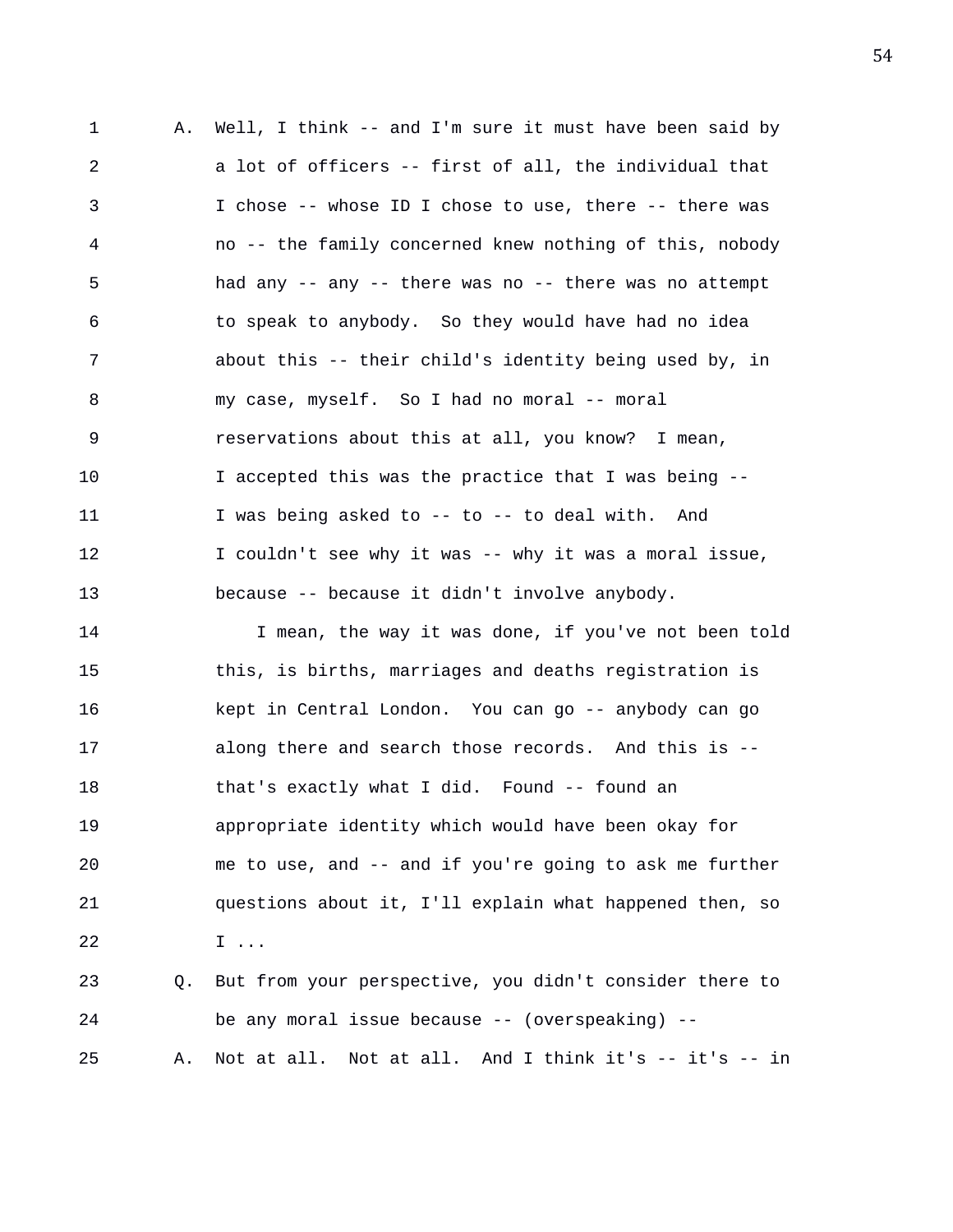A. Well, I think -- and I'm sure it must have been said by a lot of officers -- first of all, the individual that I chose -- whose ID I chose to use, there -- there was no -- the family concerned knew nothing of this, nobody had any -- any -- there was no -- there was no attempt to speak to anybody. So they would have had no idea about this -- their child's identity being used by, in my case, myself. So I had no moral -- moral reservations about this at all, you know? I mean, I accepted this was the practice that I was being -- I was being asked to -- to -- to deal with. And I couldn't see why it was -- why it was a moral issue, because -- because it didn't involve anybody.

I mean, the way it was done, if you've not been told this, is births, marriages and deaths registration is kept in Central London. You can go -- anybody can go along there and search those records. And this is -- that's exactly what I did. Found -- found an appropriate identity which would have been okay for me to use, and -- and if you're going to ask me further questions about it, I'll explain what happened then, so I ...

Q. But from your perspective, you didn't consider there to be any moral issue because -- (overspeaking) --

A. Not at all. Not at all. And I think it's -- it's -- in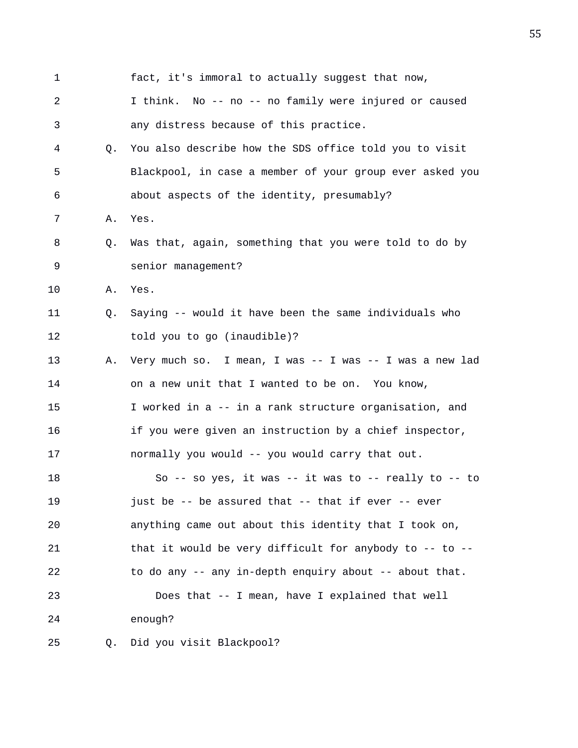fact, it's immoral to actually suggest that now, I think. No -- no -- no family were injured or caused any distress because of this practice.

Q. You also describe how the SDS office told you to visit Blackpool, in case a member of your group ever asked you about aspects of the identity, presumably?

A. Yes.

Q. Was that, again, something that you were told to do by senior management?

A. Yes.

Q. Saying -- would it have been the same individuals who told you to go (inaudible)?

A. Very much so. I mean, I was -- I was -- I was a new lad on a new unit that I wanted to be on. You know, I worked in a -- in a rank structure organisation, and if you were given an instruction by a chief inspector, normally you would -- you would carry that out.

So -- so yes, it was -- it was to -- really to -- to just be -- be assured that -- that if ever -- ever anything came out about this identity that I took on, that it would be very difficult for anybody to -- to -- to do any -- any in-depth enquiry about -- about that.

Does that -- I mean, have I explained that well enough?

Q. Did you visit Blackpool?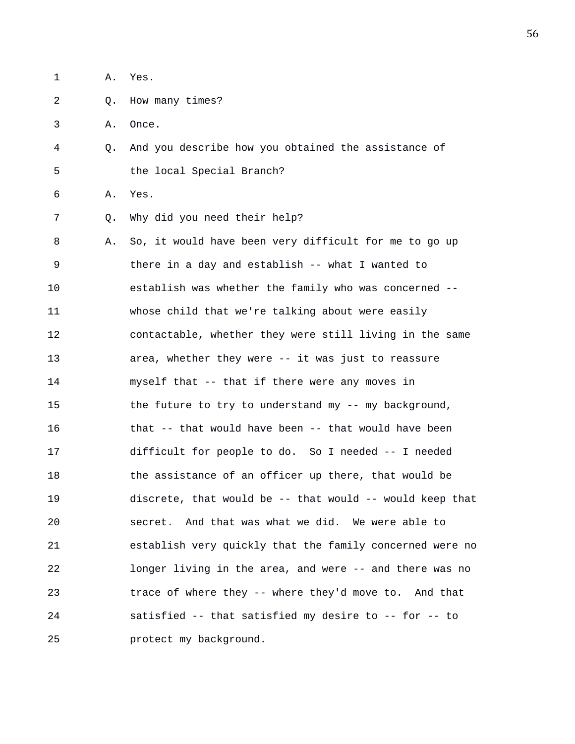1 A. Yes.

2 Q. How many times?

3 A. Once.

4 Q. And you describe how you obtained the assistance of
5 the local Special Branch?

6 A. Yes.

7 Q. Why did you need their help?

8 A. So, it would have been very difficult for me to go up
9 there in a day and establish -- what I wanted to
10 establish was whether the family who was concerned --
11 whose child that we're talking about were easily
12 contactable, whether they were still living in the same
13 area, whether they were -- it was just to reassure
14 myself that -- that if there were any moves in
15 the future to try to understand my -- my background,
16 that -- that would have been -- that would have been
17 difficult for people to do. So I needed -- I needed
18 the assistance of an officer up there, that would be
19 discrete, that would be -- that would -- would keep that
20 secret. And that was what we did. We were able to
21 establish very quickly that the family concerned were no
22 longer living in the area, and were -- and there was no
23 trace of where they -- where they'd move to. And that
24 satisfied -- that satisfied my desire to -- for -- to
25 protect my background.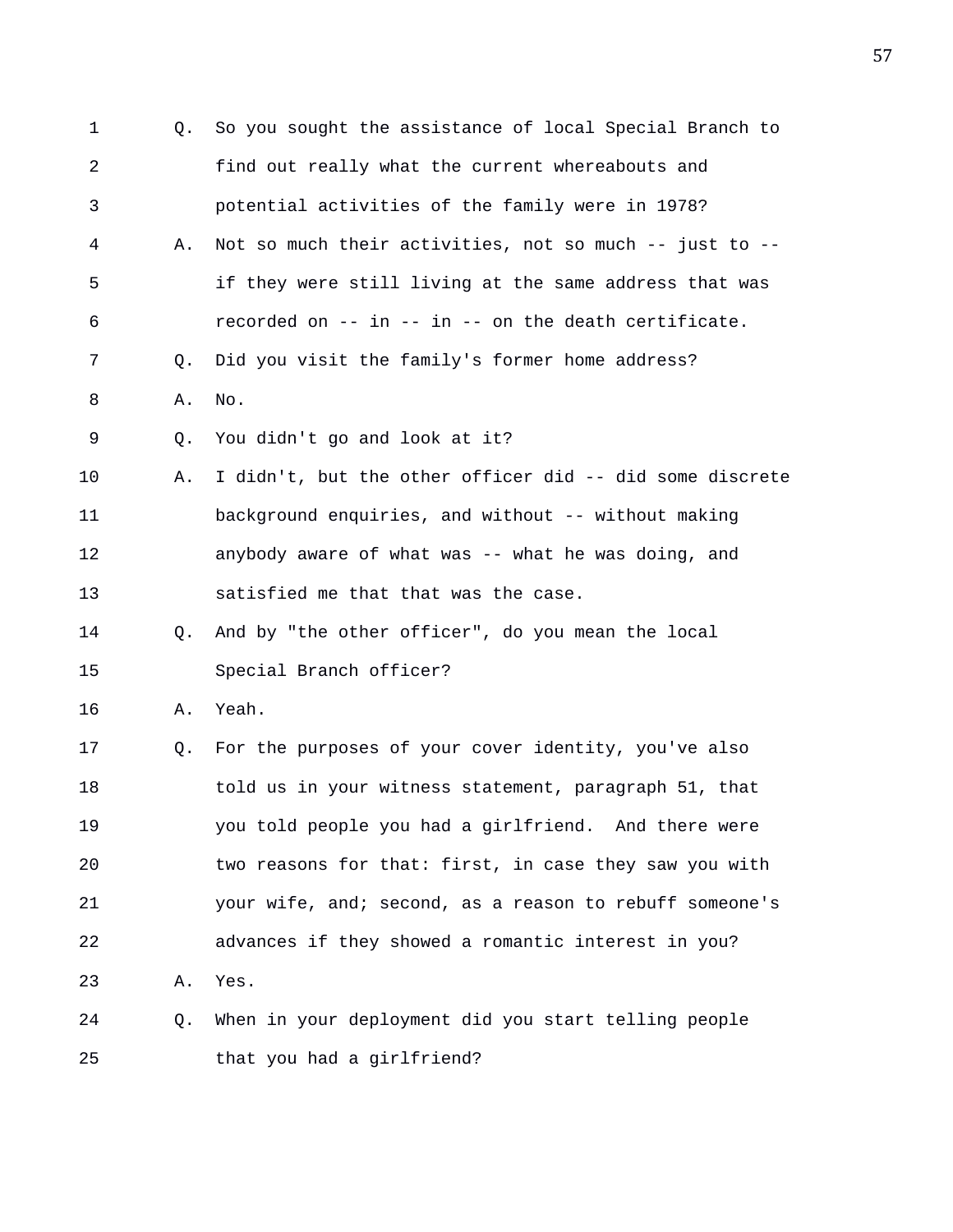1 Q. So you sought the assistance of local Special Branch to
2 find out really what the current whereabouts and
3 potential activities of the family were in 1978?
4 A. Not so much their activities, not so much -- just to --
5 if they were still living at the same address that was
6 recorded on -- in -- in -- on the death certificate.
7 Q. Did you visit the family's former home address?
8 A. No.
9 Q. You didn't go and look at it?
10 A. I didn't, but the other officer did -- did some discrete
11 background enquiries, and without -- without making
12 anybody aware of what was -- what he was doing, and
13 satisfied me that that was the case.
14 Q. And by "the other officer", do you mean the local
15 Special Branch officer?
16 A. Yeah.
17 Q. For the purposes of your cover identity, you've also
18 told us in your witness statement, paragraph 51, that
19 you told people you had a girlfriend. And there were
20 two reasons for that: first, in case they saw you with
21 your wife, and; second, as a reason to rebuff someone's
22 advances if they showed a romantic interest in you?
23 A. Yes.
24 Q. When in your deployment did you start telling people
25 that you had a girlfriend?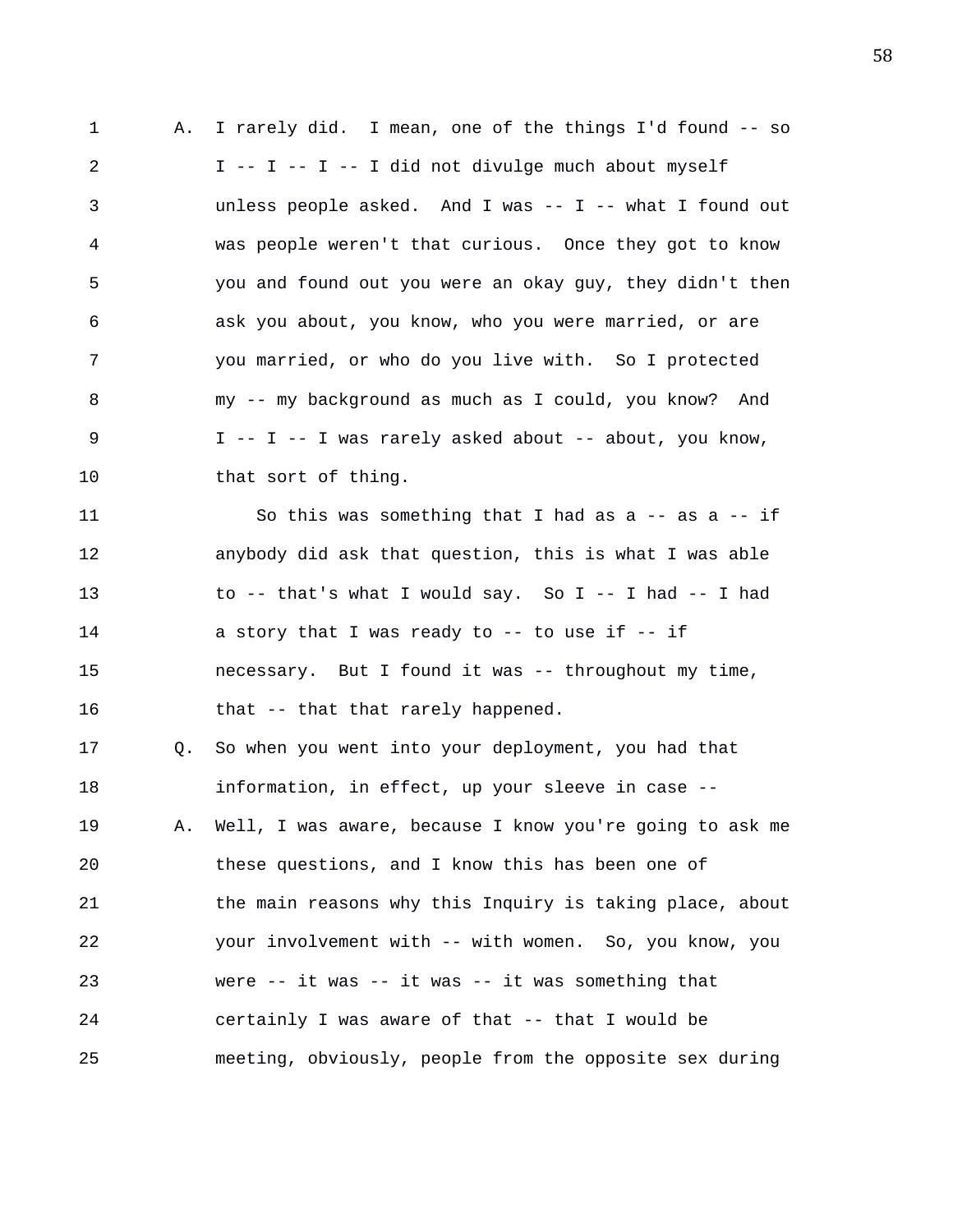A. I rarely did. I mean, one of the things I'd found -- so I -- I -- I -- I did not divulge much about myself unless people asked. And I was -- I -- what I found out was people weren't that curious. Once they got to know you and found out you were an okay guy, they didn't then ask you about, you know, who you were married, or are you married, or who do you live with. So I protected my -- my background as much as I could, you know? And I -- I -- I was rarely asked about -- about, you know, that sort of thing.

So this was something that I had as a -- as a -- if anybody did ask that question, this is what I was able to -- that's what I would say. So I -- I had -- I had a story that I was ready to -- to use if -- if necessary. But I found it was -- throughout my time, that -- that that rarely happened.

Q. So when you went into your deployment, you had that information, in effect, up your sleeve in case --

A. Well, I was aware, because I know you're going to ask me these questions, and I know this has been one of the main reasons why this Inquiry is taking place, about your involvement with -- with women. So, you know, you were -- it was -- it was -- it was something that certainly I was aware of that -- that I would be meeting, obviously, people from the opposite sex during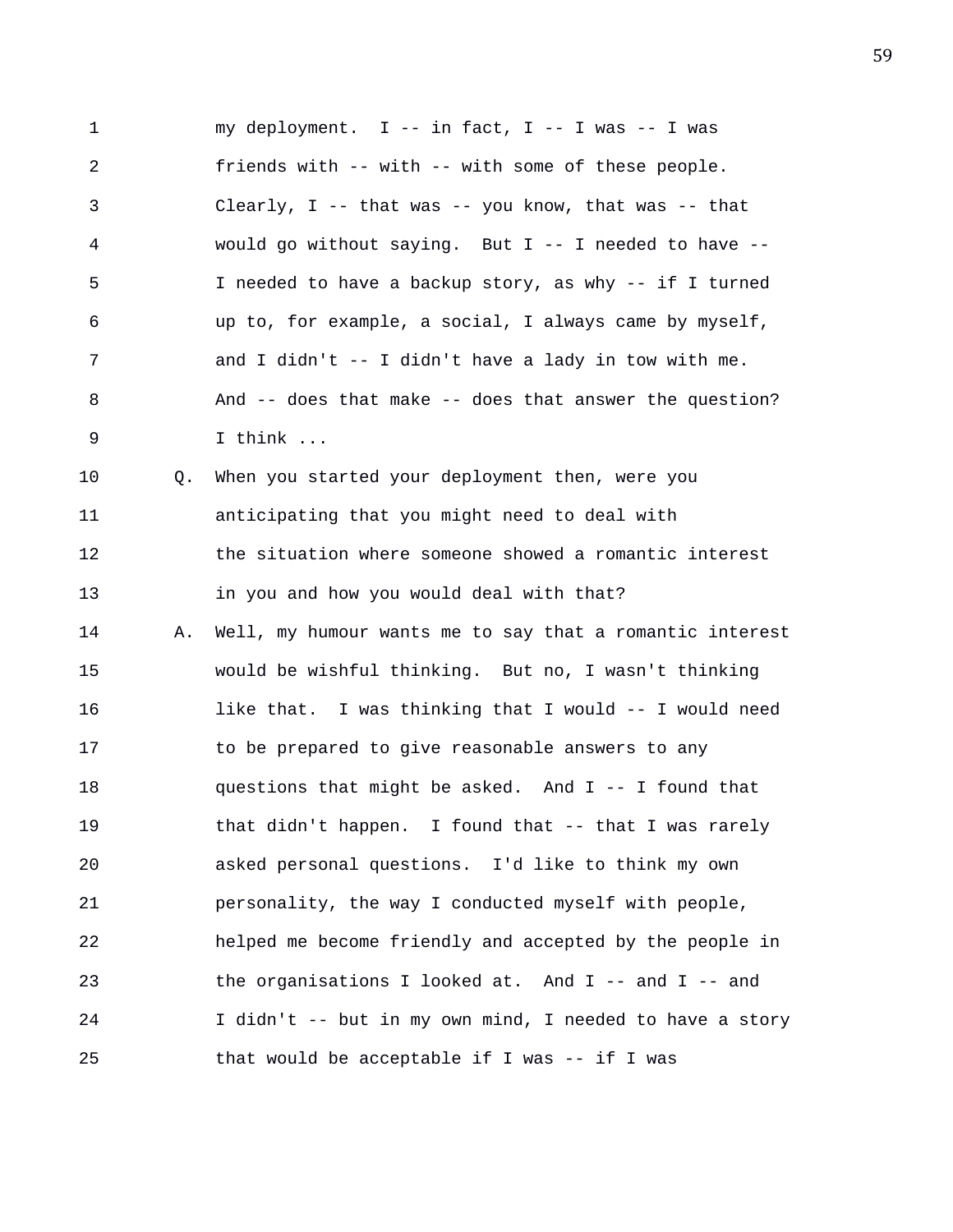my deployment. I -- in fact, I -- I was -- I was friends with -- with -- with some of these people. Clearly, I -- that was -- you know, that was -- that would go without saying. But I -- I needed to have -- I needed to have a backup story, as why -- if I turned up to, for example, a social, I always came by myself, and I didn't -- I didn't have a lady in tow with me. And -- does that make -- does that answer the question? I think ...

Q. When you started your deployment then, were you anticipating that you might need to deal with the situation where someone showed a romantic interest in you and how you would deal with that?

A. Well, my humour wants me to say that a romantic interest would be wishful thinking. But no, I wasn't thinking like that. I was thinking that I would -- I would need to be prepared to give reasonable answers to any questions that might be asked. And I -- I found that that didn't happen. I found that -- that I was rarely asked personal questions. I'd like to think my own personality, the way I conducted myself with people, helped me become friendly and accepted by the people in the organisations I looked at. And I -- and I -- and I didn't -- but in my own mind, I needed to have a story that would be acceptable if I was -- if I was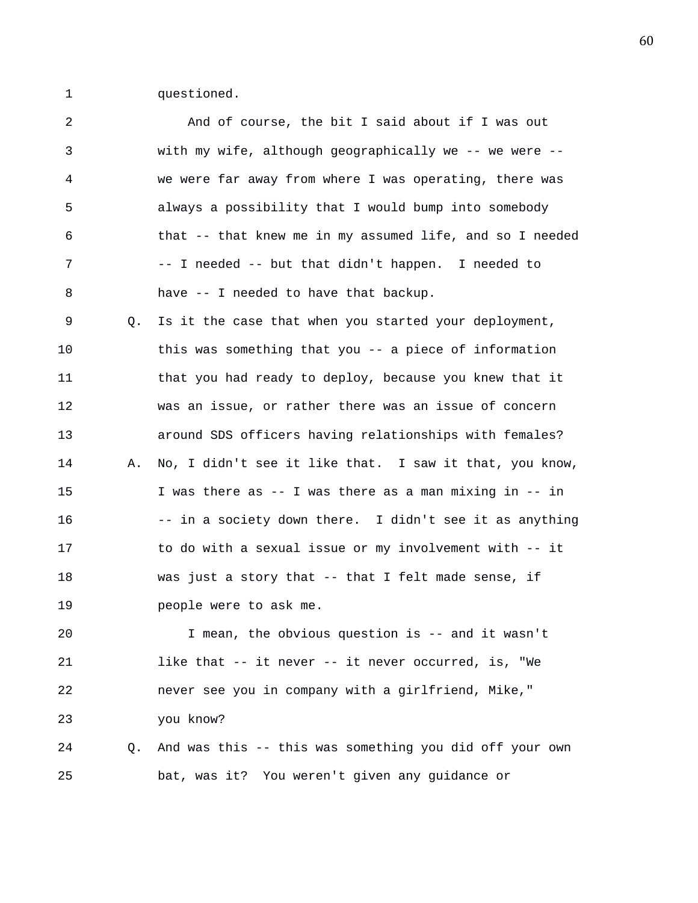1 questioned.

2 And of course, the bit I said about if I was out
3 with my wife, although geographically we -- we were --
4 we were far away from where I was operating, there was
5 always a possibility that I would bump into somebody
6 that -- that knew me in my assumed life, and so I needed
7 -- I needed -- but that didn't happen. I needed to
8 have -- I needed to have that backup.

9 Q. Is it the case that when you started your deployment,
10 this was something that you -- a piece of information
11 that you had ready to deploy, because you knew that it
12 was an issue, or rather there was an issue of concern
13 around SDS officers having relationships with females?

14 A. No, I didn't see it like that. I saw it that, you know,
15 I was there as -- I was there as a man mixing in -- in
16 -- in a society down there. I didn't see it as anything
17 to do with a sexual issue or my involvement with -- it
18 was just a story that -- that I felt made sense, if
19 people were to ask me.

20 I mean, the obvious question is -- and it wasn't
21 like that -- it never -- it never occurred, is, "We
22 never see you in company with a girlfriend, Mike,"
23 you know?

24 Q. And was this -- this was something you did off your own
25 bat, was it? You weren't given any guidance or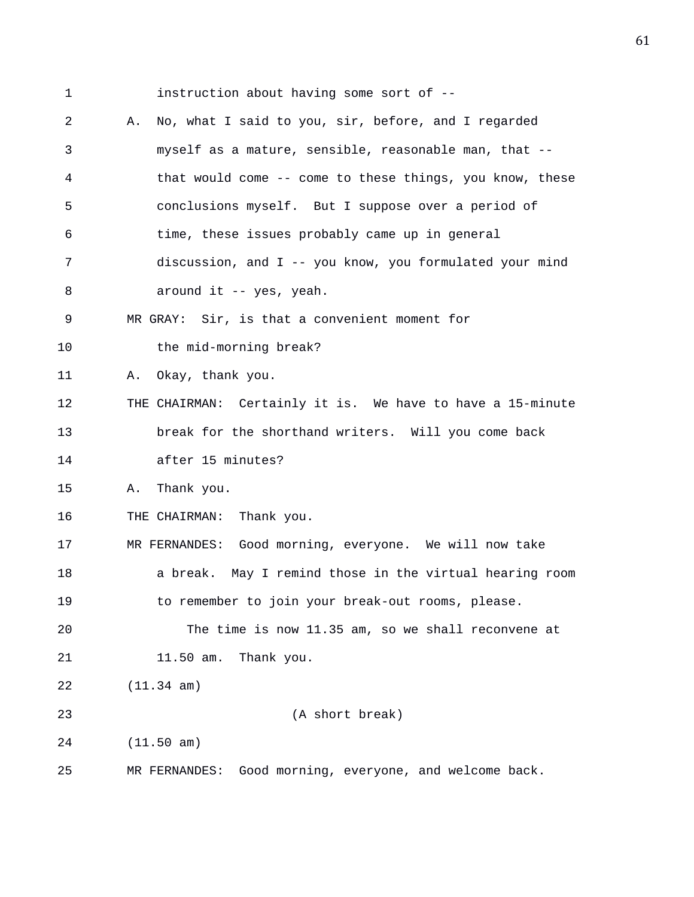instruction about having some sort of --

A. No, what I said to you, sir, before, and I regarded myself as a mature, sensible, reasonable man, that -- that would come -- come to these things, you know, these conclusions myself. But I suppose over a period of time, these issues probably came up in general discussion, and I -- you know, you formulated your mind around it -- yes, yeah.

MR GRAY: Sir, is that a convenient moment for the mid-morning break?

A. Okay, thank you.

THE CHAIRMAN: Certainly it is. We have to have a 15-minute break for the shorthand writers. Will you come back after 15 minutes?

A. Thank you.

THE CHAIRMAN: Thank you.

MR FERNANDES: Good morning, everyone. We will now take a break. May I remind those in the virtual hearing room to remember to join your break-out rooms, please.

The time is now 11.35 am, so we shall reconvene at 11.50 am. Thank you.

(11.34 am)

(A short break)

(11.50 am)

MR FERNANDES: Good morning, everyone, and welcome back.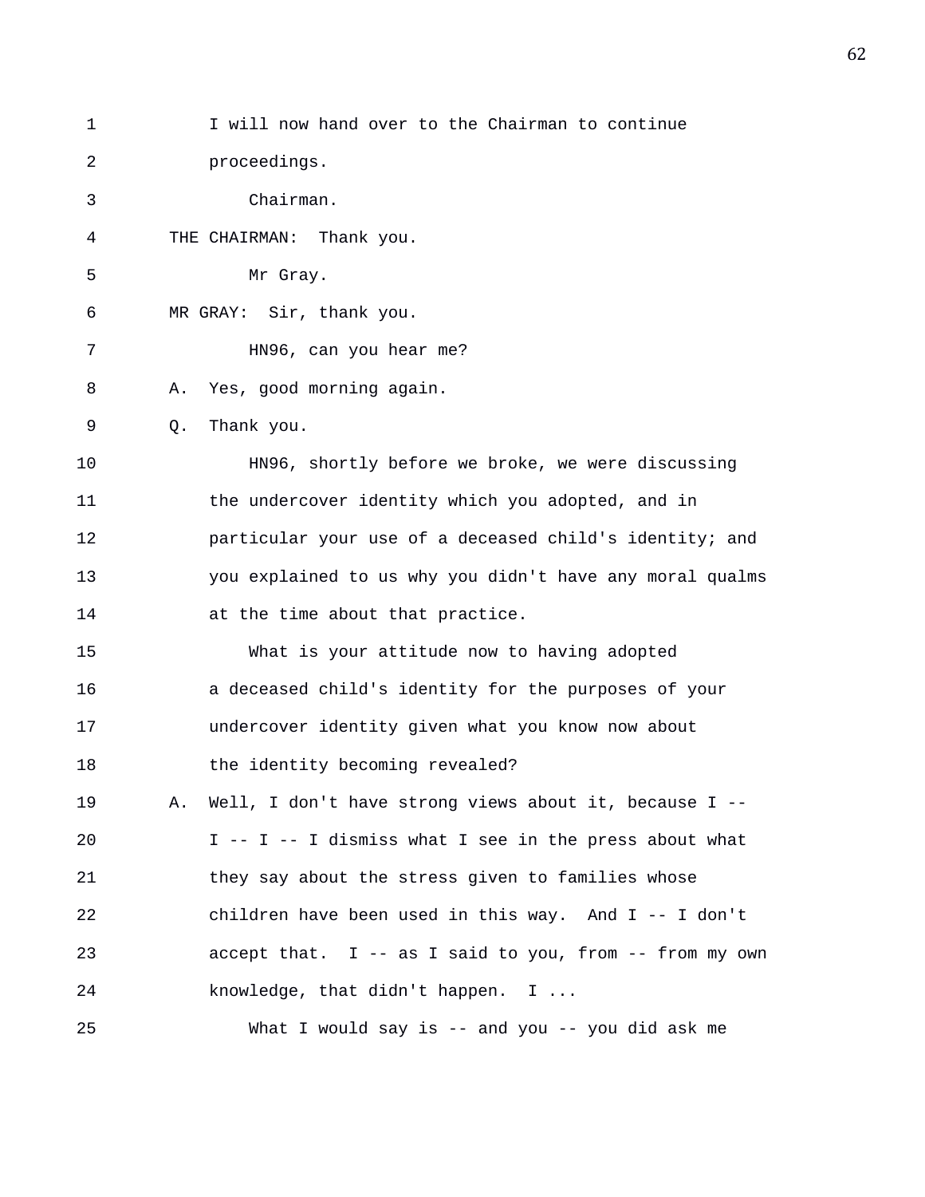I will now hand over to the Chairman to continue proceedings.

Chairman.

THE CHAIRMAN: Thank you.

Mr Gray.

MR GRAY: Sir, thank you.

HN96, can you hear me?

A. Yes, good morning again.

Q. Thank you.

HN96, shortly before we broke, we were discussing the undercover identity which you adopted, and in particular your use of a deceased child's identity; and you explained to us why you didn't have any moral qualms at the time about that practice.

What is your attitude now to having adopted a deceased child's identity for the purposes of your undercover identity given what you know now about the identity becoming revealed?

A. Well, I don't have strong views about it, because I -- I -- I -- I dismiss what I see in the press about what they say about the stress given to families whose children have been used in this way. And I -- I don't accept that. I -- as I said to you, from -- from my own knowledge, that didn't happen. I ...

What I would say is -- and you -- you did ask me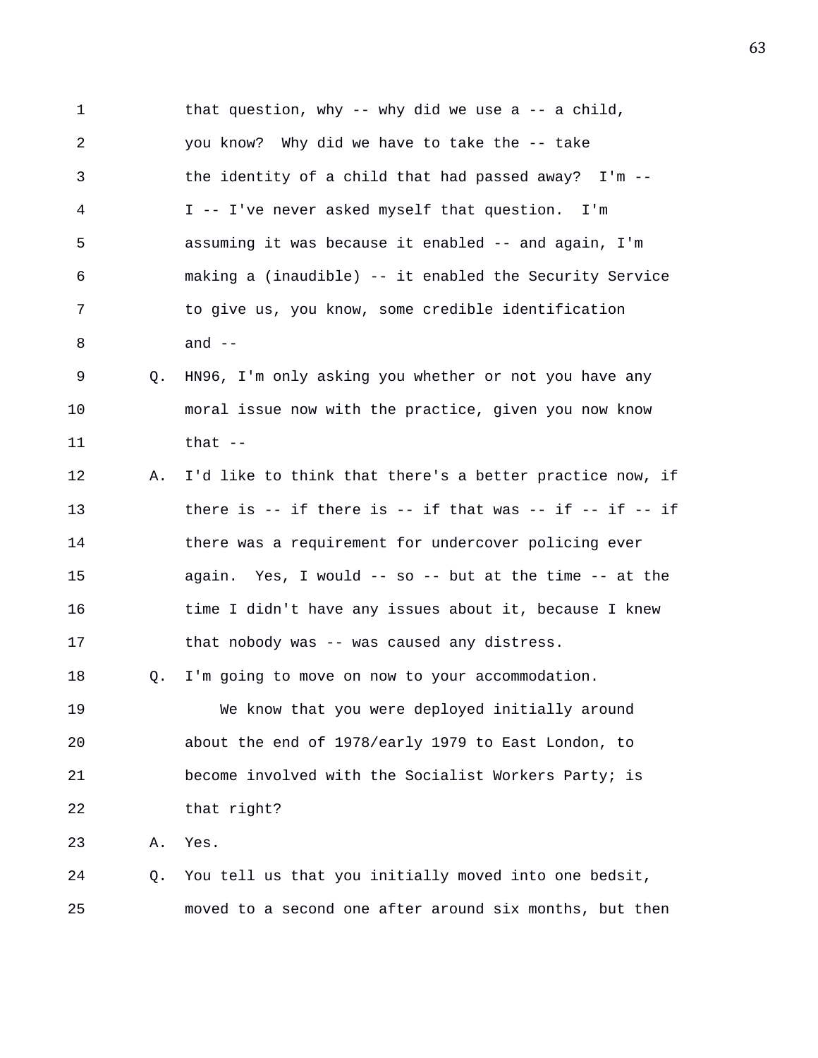1 that question, why -- why did we use a -- a child,
2 you know? Why did we have to take the -- take
3 the identity of a child that had passed away? I'm --
4 I -- I've never asked myself that question. I'm
5 assuming it was because it enabled -- and again, I'm
6 making a (inaudible) -- it enabled the Security Service
7 to give us, you know, some credible identification
8 and --

9 Q. HN96, I'm only asking you whether or not you have any
10 moral issue now with the practice, given you now know
11 that --

12 A. I'd like to think that there's a better practice now, if
13 there is -- if there is -- if that was -- if -- if -- if
14 there was a requirement for undercover policing ever
15 again. Yes, I would -- so -- but at the time -- at the
16 time I didn't have any issues about it, because I knew
17 that nobody was -- was caused any distress.

18 Q. I'm going to move on now to your accommodation.
19 We know that you were deployed initially around
20 about the end of 1978/early 1979 to East London, to
21 become involved with the Socialist Workers Party; is
22 that right?

23 A. Yes.

24 Q. You tell us that you initially moved into one bedsit,
25 moved to a second one after around six months, but then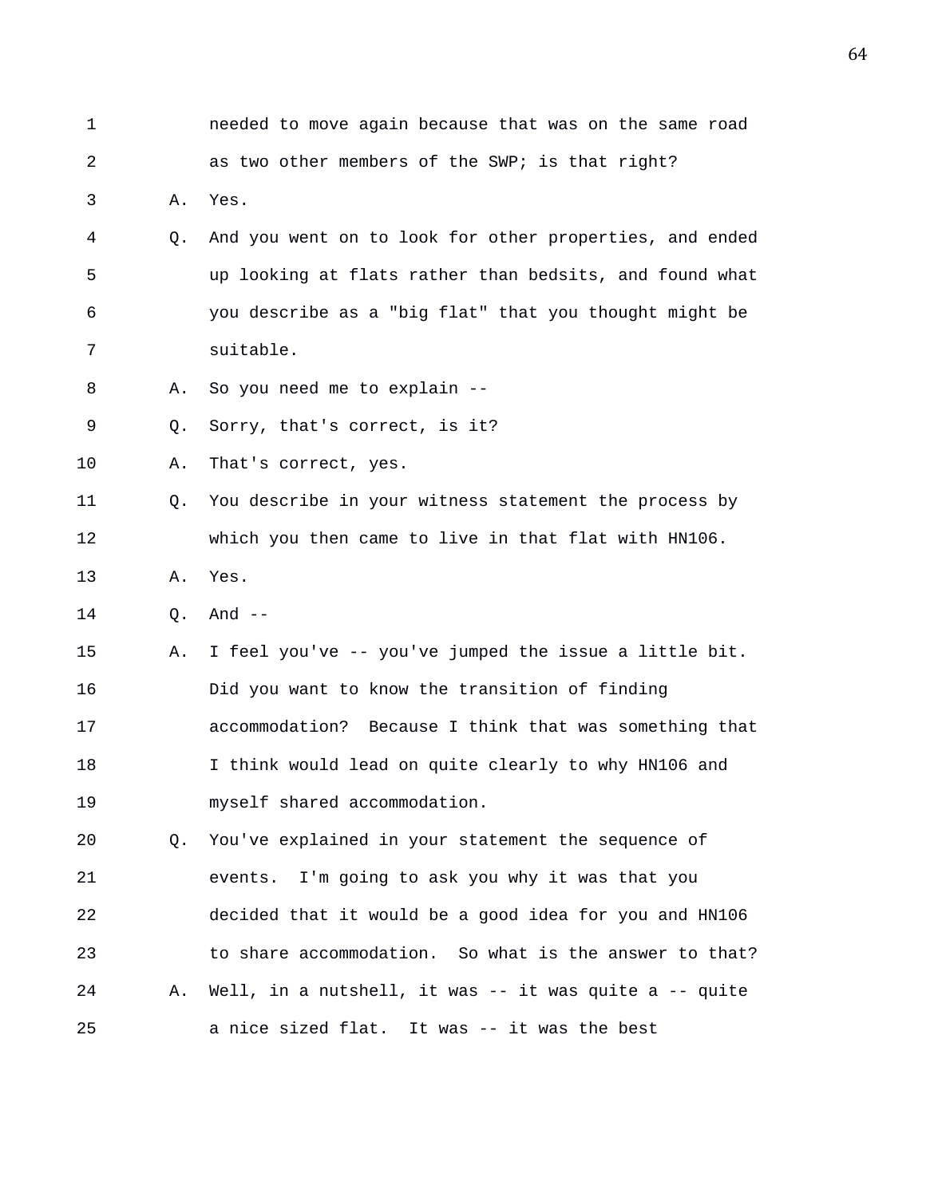needed to move again because that was on the same road as two other members of the SWP; is that right?

A. Yes.

Q. And you went on to look for other properties, and ended up looking at flats rather than bedsits, and found what you describe as a "big flat" that you thought might be suitable.

A. So you need me to explain --

Q. Sorry, that's correct, is it?

A. That's correct, yes.

Q. You describe in your witness statement the process by which you then came to live in that flat with HN106.

A. Yes.

Q. And --

A. I feel you've -- you've jumped the issue a little bit. Did you want to know the transition of finding accommodation? Because I think that was something that I think would lead on quite clearly to why HN106 and myself shared accommodation.

Q. You've explained in your statement the sequence of events. I'm going to ask you why it was that you decided that it would be a good idea for you and HN106 to share accommodation. So what is the answer to that?

A. Well, in a nutshell, it was -- it was quite a -- quite a nice sized flat. It was -- it was the best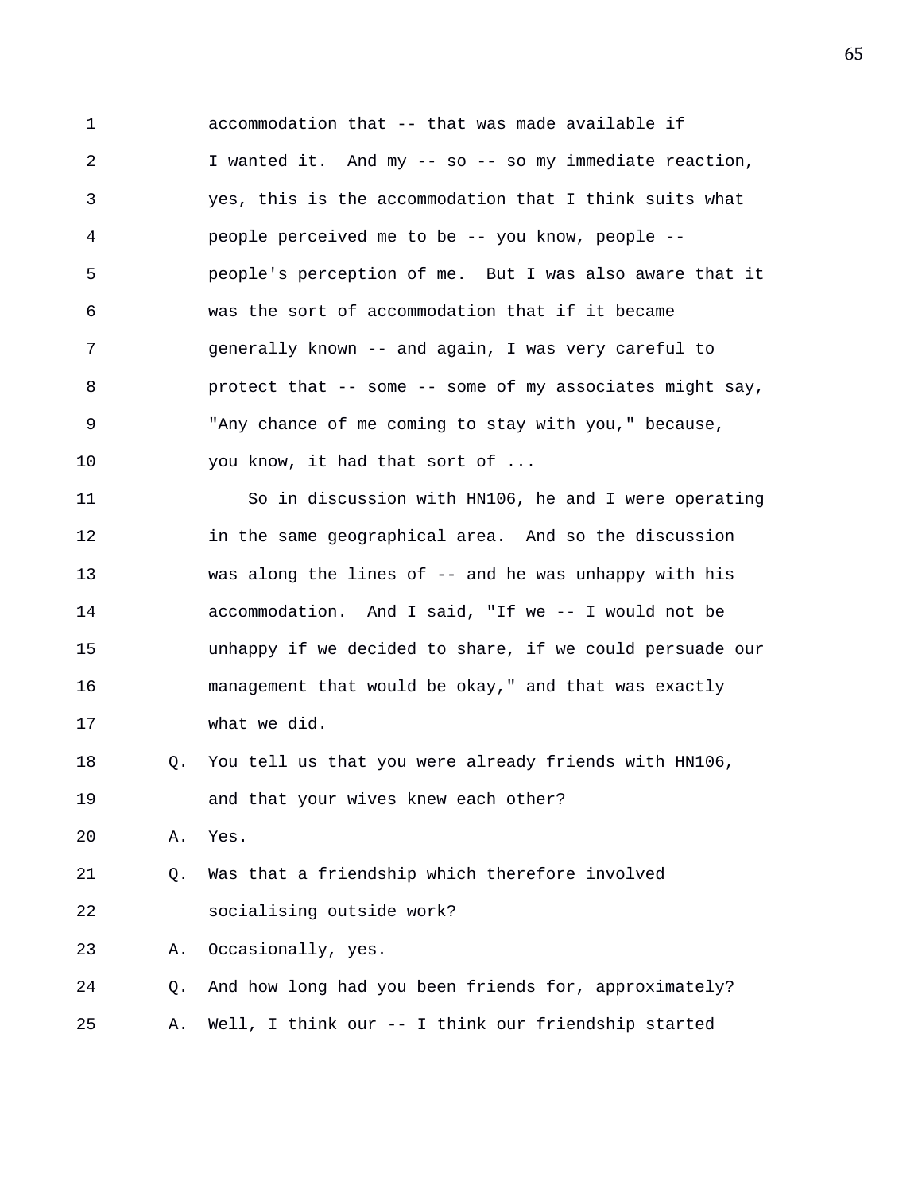accommodation that -- that was made available if I wanted it. And my -- so -- so my immediate reaction, yes, this is the accommodation that I think suits what people perceived me to be -- you know, people -- people's perception of me. But I was also aware that it was the sort of accommodation that if it became generally known -- and again, I was very careful to protect that -- some -- some of my associates might say, "Any chance of me coming to stay with you," because, you know, it had that sort of ...

So in discussion with HN106, he and I were operating in the same geographical area. And so the discussion was along the lines of -- and he was unhappy with his accommodation. And I said, "If we -- I would not be unhappy if we decided to share, if we could persuade our management that would be okay," and that was exactly what we did.

Q. You tell us that you were already friends with HN106, and that your wives knew each other?

A. Yes.

Q. Was that a friendship which therefore involved socialising outside work?

A. Occasionally, yes.

Q. And how long had you been friends for, approximately?

A. Well, I think our -- I think our friendship started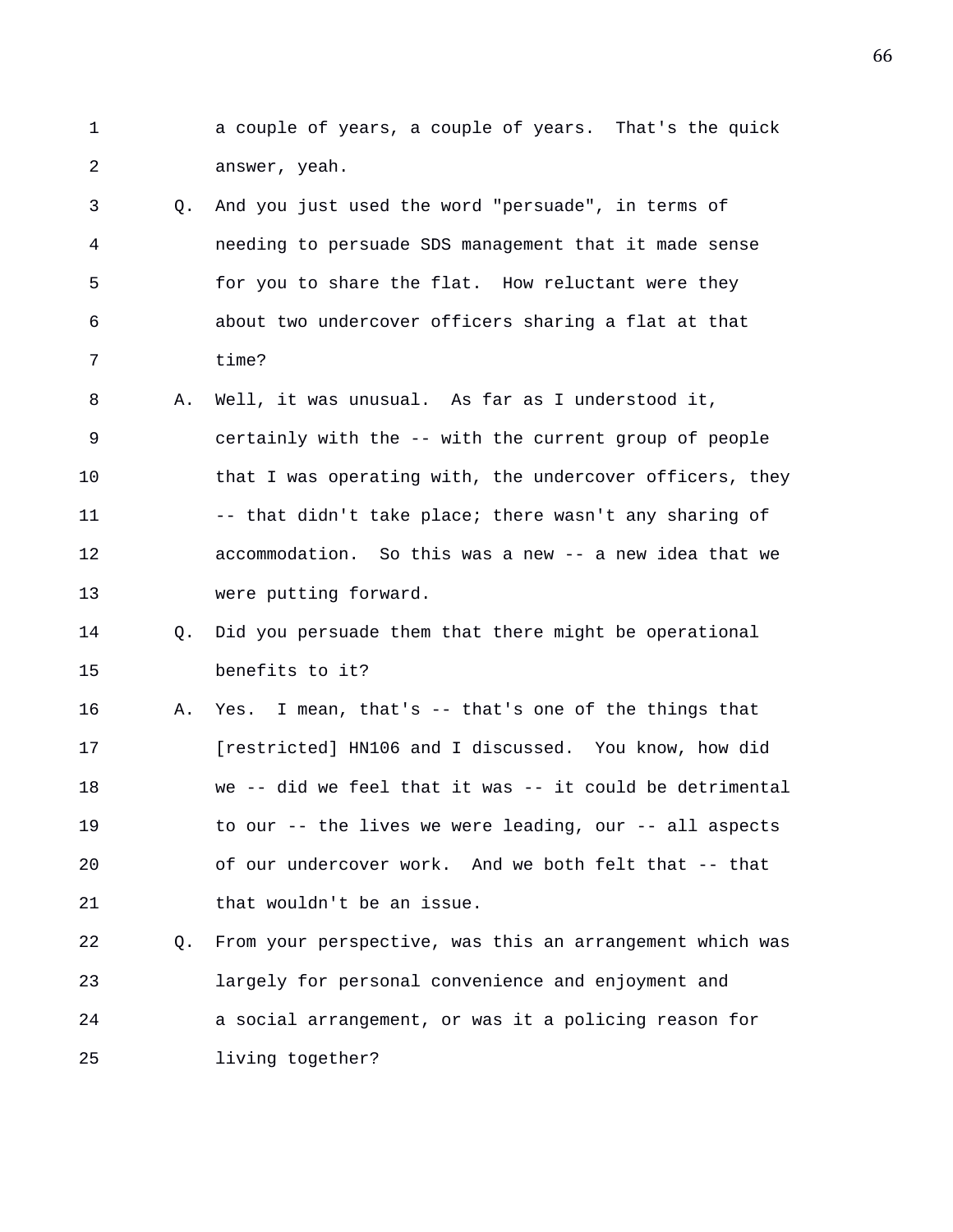a couple of years, a couple of years. That's the quick answer, yeah.

Q. And you just used the word "persuade", in terms of needing to persuade SDS management that it made sense for you to share the flat. How reluctant were they about two undercover officers sharing a flat at that time?

A. Well, it was unusual. As far as I understood it, certainly with the -- with the current group of people that I was operating with, the undercover officers, they -- that didn't take place; there wasn't any sharing of accommodation. So this was a new -- a new idea that we were putting forward.

Q. Did you persuade them that there might be operational benefits to it?

A. Yes. I mean, that's -- that's one of the things that [restricted] HN106 and I discussed. You know, how did we -- did we feel that it was -- it could be detrimental to our -- the lives we were leading, our -- all aspects of our undercover work. And we both felt that -- that that wouldn't be an issue.

Q. From your perspective, was this an arrangement which was largely for personal convenience and enjoyment and a social arrangement, or was it a policing reason for living together?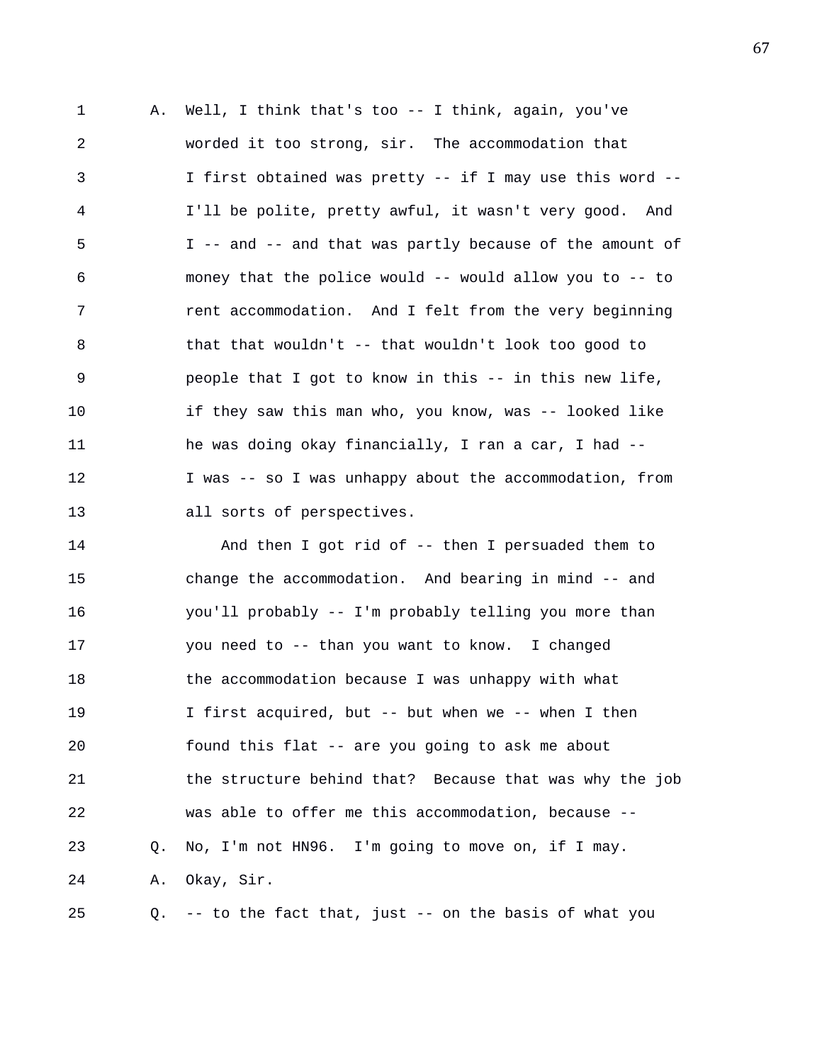A. Well, I think that's too -- I think, again, you've worded it too strong, sir. The accommodation that I first obtained was pretty -- if I may use this word -- I'll be polite, pretty awful, it wasn't very good. And I -- and -- and that was partly because of the amount of money that the police would -- would allow you to -- to rent accommodation. And I felt from the very beginning that that wouldn't -- that wouldn't look too good to people that I got to know in this -- in this new life, if they saw this man who, you know, was -- looked like he was doing okay financially, I ran a car, I had -- I was -- so I was unhappy about the accommodation, from all sorts of perspectives.

And then I got rid of -- then I persuaded them to change the accommodation. And bearing in mind -- and you'll probably -- I'm probably telling you more than you need to -- than you want to know. I changed the accommodation because I was unhappy with what I first acquired, but -- but when we -- when I then found this flat -- are you going to ask me about the structure behind that? Because that was why the job was able to offer me this accommodation, because --

Q. No, I'm not HN96. I'm going to move on, if I may.

A. Okay, Sir.

Q. -- to the fact that, just -- on the basis of what you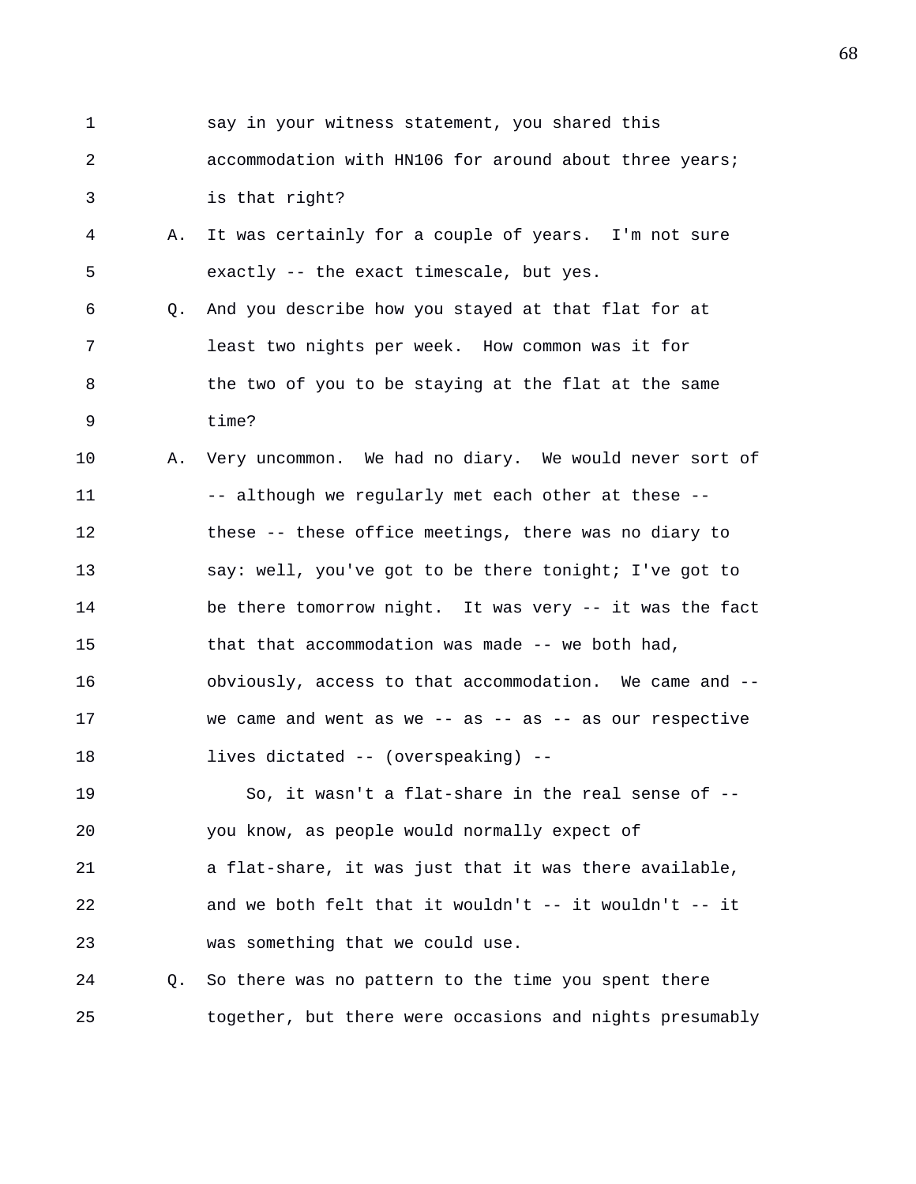say in your witness statement, you shared this accommodation with HN106 for around about three years; is that right?

A. It was certainly for a couple of years. I'm not sure exactly -- the exact timescale, but yes.

Q. And you describe how you stayed at that flat for at least two nights per week. How common was it for the two of you to be staying at the flat at the same time?

A. Very uncommon. We had no diary. We would never sort of -- although we regularly met each other at these -- these -- these office meetings, there was no diary to say: well, you've got to be there tonight; I've got to be there tomorrow night. It was very -- it was the fact that that accommodation was made -- we both had, obviously, access to that accommodation. We came and -- we came and went as we -- as -- as -- as our respective lives dictated -- (overspeaking) --

So, it wasn't a flat-share in the real sense of -- you know, as people would normally expect of a flat-share, it was just that it was there available, and we both felt that it wouldn't -- it wouldn't -- it was something that we could use.

Q. So there was no pattern to the time you spent there together, but there were occasions and nights presumably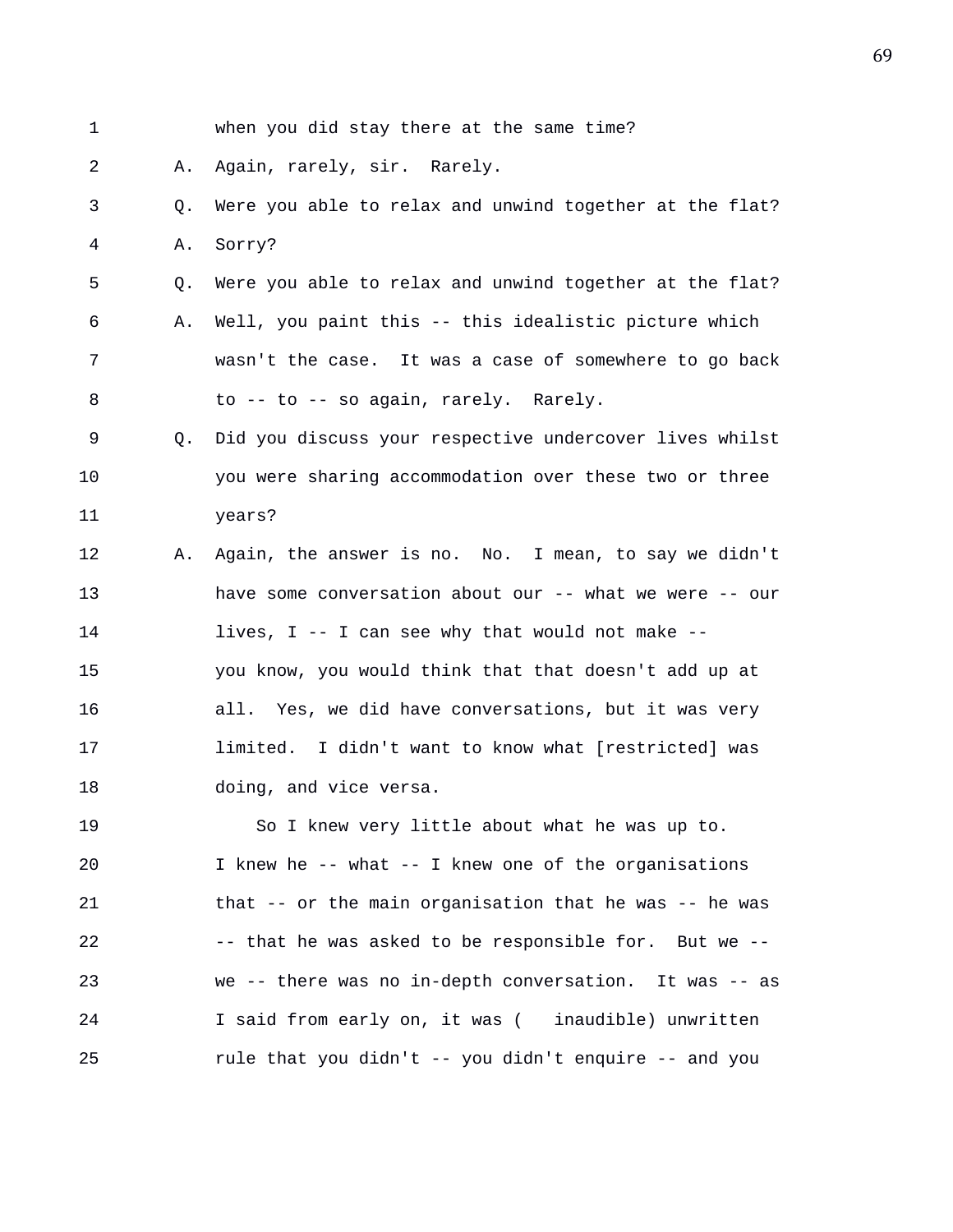1 when you did stay there at the same time?

2 A. Again, rarely, sir. Rarely.

3 Q. Were you able to relax and unwind together at the flat?

4 A. Sorry?

5 Q. Were you able to relax and unwind together at the flat?

6 A. Well, you paint this -- this idealistic picture which

7 wasn't the case. It was a case of somewhere to go back

8 to -- to -- so again, rarely. Rarely.

9 Q. Did you discuss your respective undercover lives whilst

10 you were sharing accommodation over these two or three

11 years?

12 A. Again, the answer is no. No. I mean, to say we didn't

13 have some conversation about our -- what we were -- our

14 lives, I -- I can see why that would not make --

15 you know, you would think that that doesn't add up at

16 all. Yes, we did have conversations, but it was very

17 limited. I didn't want to know what [restricted] was

18 doing, and vice versa.

19 So I knew very little about what he was up to.

20 I knew he -- what -- I knew one of the organisations

21 that -- or the main organisation that he was -- he was

22 -- that he was asked to be responsible for. But we --

23 we -- there was no in-depth conversation. It was -- as

24 I said from early on, it was ( inaudible) unwritten

25 rule that you didn't -- you didn't enquire -- and you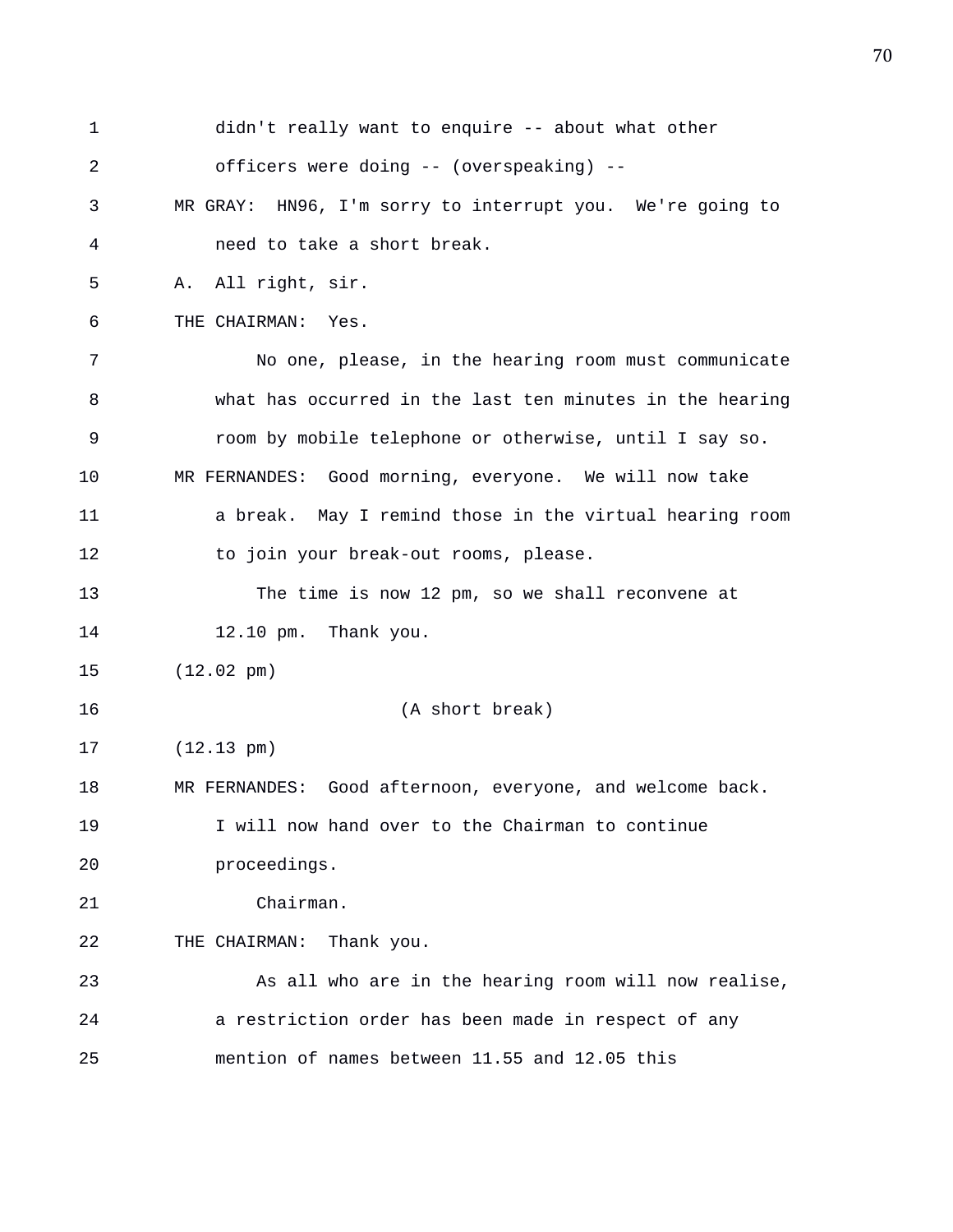didn't really want to enquire -- about what other officers were doing -- (overspeaking) --

MR GRAY: HN96, I'm sorry to interrupt you. We're going to need to take a short break.

A. All right, sir.

THE CHAIRMAN: Yes.

No one, please, in the hearing room must communicate what has occurred in the last ten minutes in the hearing room by mobile telephone or otherwise, until I say so.

MR FERNANDES: Good morning, everyone. We will now take a break. May I remind those in the virtual hearing room to join your break-out rooms, please.

The time is now 12 pm, so we shall reconvene at 12.10 pm. Thank you.

(12.02 pm)

(A short break)

(12.13 pm)

MR FERNANDES: Good afternoon, everyone, and welcome back. I will now hand over to the Chairman to continue proceedings.

Chairman.

THE CHAIRMAN: Thank you.

As all who are in the hearing room will now realise, a restriction order has been made in respect of any mention of names between 11.55 and 12.05 this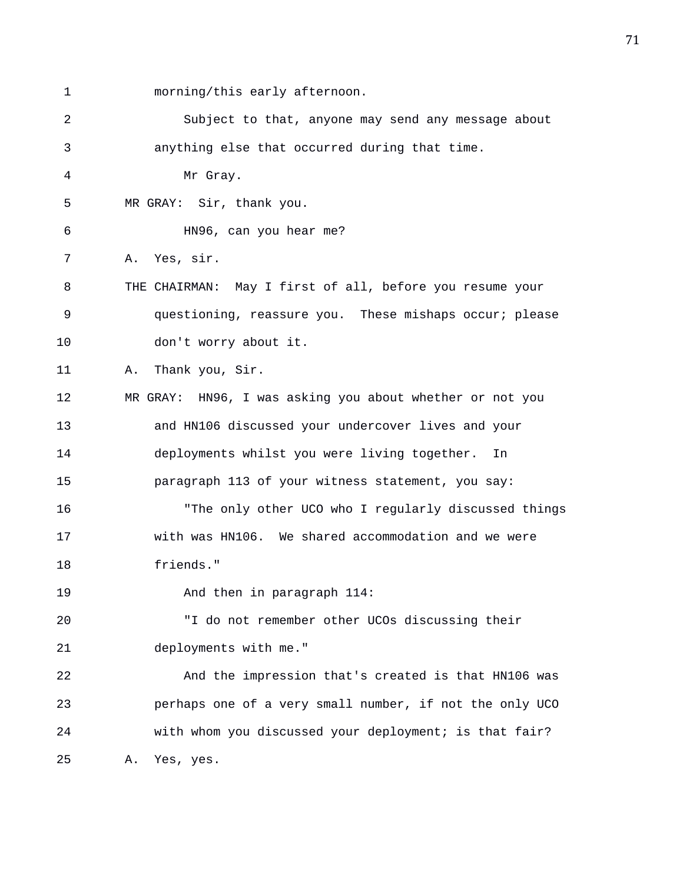1 morning/this early afternoon.

2 Subject to that, anyone may send any message about

3 anything else that occurred during that time.

4 Mr Gray.

5 MR GRAY: Sir, thank you.

6 HN96, can you hear me?

7 A. Yes, sir.

8 THE CHAIRMAN: May I first of all, before you resume your

9 questioning, reassure you. These mishaps occur; please

10 don't worry about it.

11 A. Thank you, Sir.

12 MR GRAY: HN96, I was asking you about whether or not you

13 and HN106 discussed your undercover lives and your

14 deployments whilst you were living together. In

15 paragraph 113 of your witness statement, you say:

16 "The only other UCO who I regularly discussed things

17 with was HN106. We shared accommodation and we were

18 friends."

19 And then in paragraph 114:

20 "I do not remember other UCOs discussing their

21 deployments with me."

22 And the impression that's created is that HN106 was

23 perhaps one of a very small number, if not the only UCO

24 with whom you discussed your deployment; is that fair?

25 A. Yes, yes.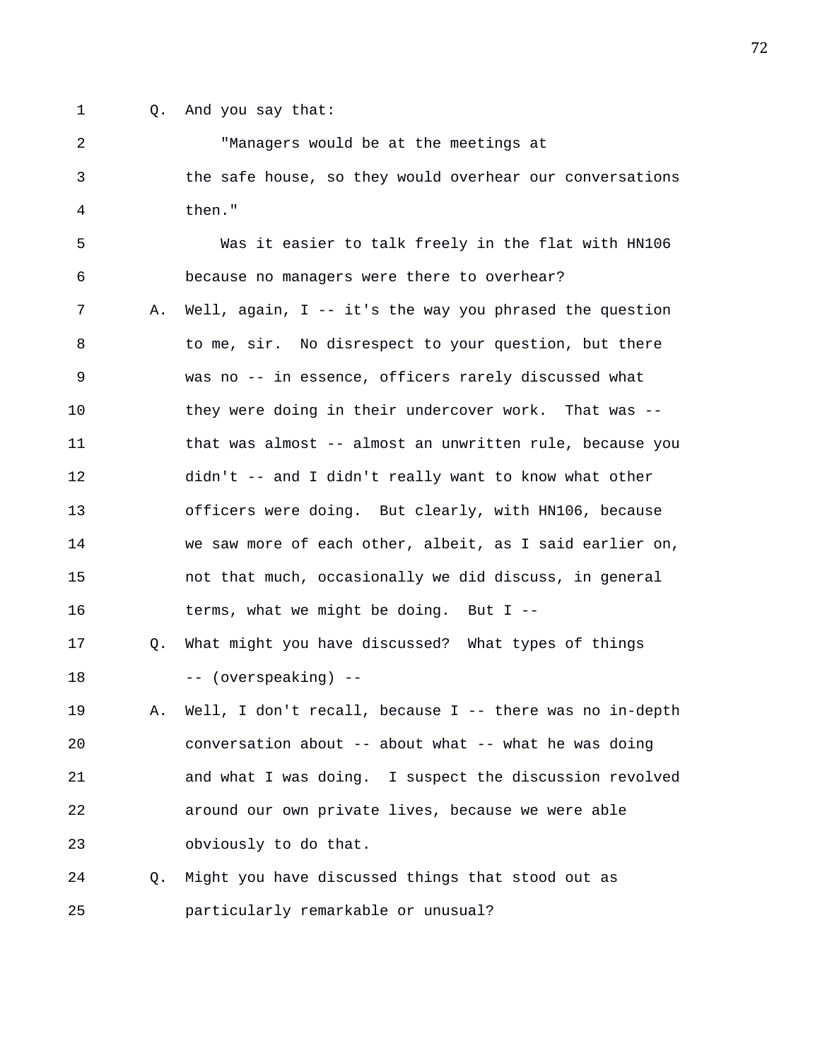Q. And you say that:

"Managers would be at the meetings at the safe house, so they would overhear our conversations then."

Was it easier to talk freely in the flat with HN106 because no managers were there to overhear?

A. Well, again, I -- it's the way you phrased the question to me, sir. No disrespect to your question, but there was no -- in essence, officers rarely discussed what they were doing in their undercover work. That was -- that was almost -- almost an unwritten rule, because you didn't -- and I didn't really want to know what other officers were doing. But clearly, with HN106, because we saw more of each other, albeit, as I said earlier on, not that much, occasionally we did discuss, in general terms, what we might be doing. But I --

Q. What might you have discussed? What types of things -- (overspeaking) --

A. Well, I don't recall, because I -- there was no in-depth conversation about -- about what -- what he was doing and what I was doing. I suspect the discussion revolved around our own private lives, because we were able obviously to do that.

Q. Might you have discussed things that stood out as particularly remarkable or unusual?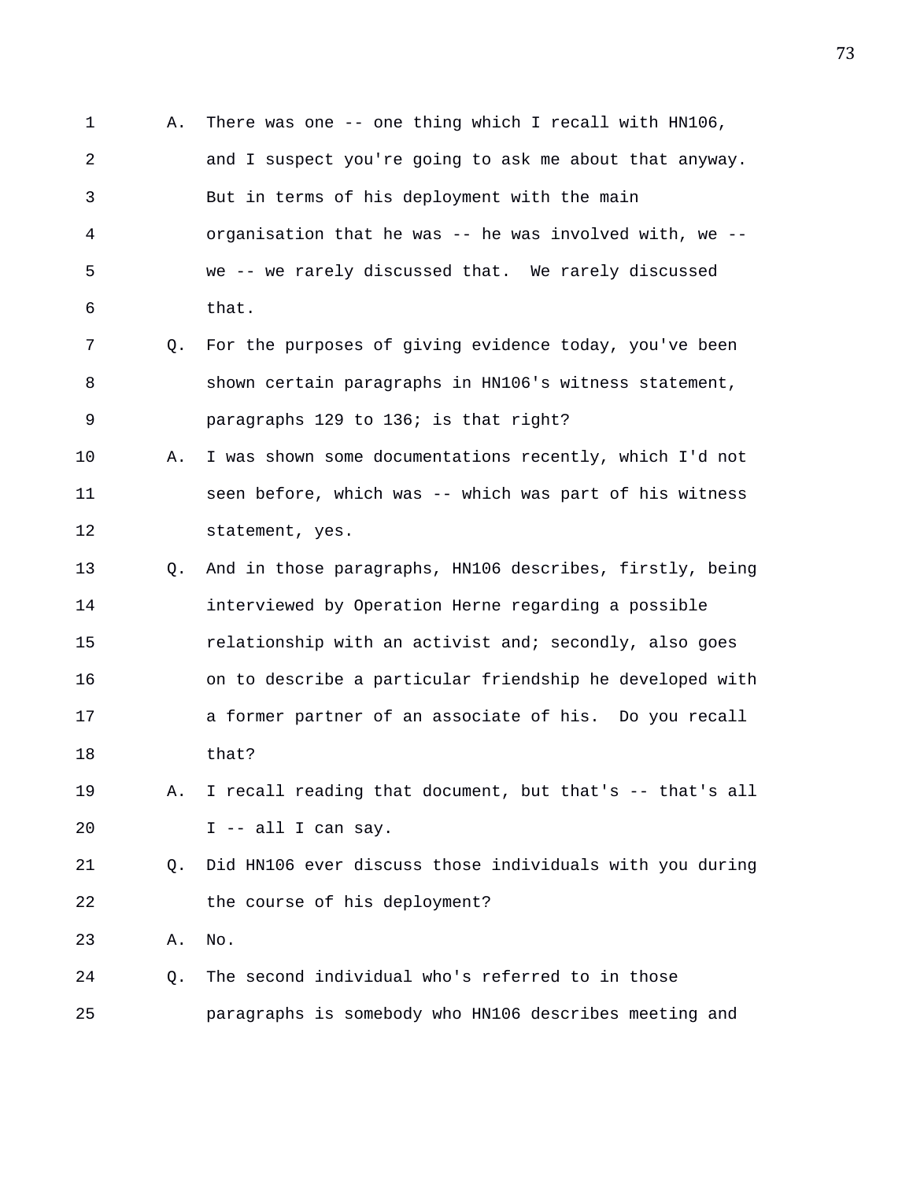A. There was one -- one thing which I recall with HN106, and I suspect you're going to ask me about that anyway. But in terms of his deployment with the main organisation that he was -- he was involved with, we -- we -- we rarely discussed that. We rarely discussed that.

Q. For the purposes of giving evidence today, you've been shown certain paragraphs in HN106's witness statement, paragraphs 129 to 136; is that right?

A. I was shown some documentations recently, which I'd not seen before, which was -- which was part of his witness statement, yes.

Q. And in those paragraphs, HN106 describes, firstly, being interviewed by Operation Herne regarding a possible relationship with an activist and; secondly, also goes on to describe a particular friendship he developed with a former partner of an associate of his. Do you recall that?

A. I recall reading that document, but that's -- that's all I -- all I can say.

Q. Did HN106 ever discuss those individuals with you during the course of his deployment?

A. No.

Q. The second individual who's referred to in those paragraphs is somebody who HN106 describes meeting and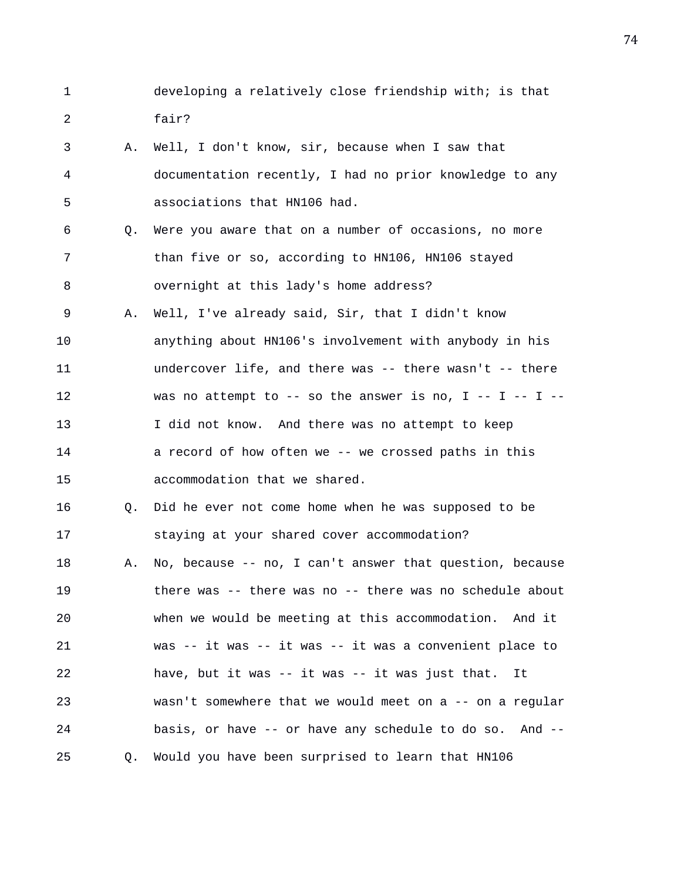developing a relatively close friendship with; is that fair?

A. Well, I don't know, sir, because when I saw that documentation recently, I had no prior knowledge to any associations that HN106 had.

Q. Were you aware that on a number of occasions, no more than five or so, according to HN106, HN106 stayed overnight at this lady's home address?

A. Well, I've already said, Sir, that I didn't know anything about HN106's involvement with anybody in his undercover life, and there was -- there wasn't -- there was no attempt to -- so the answer is no, I -- I -- I -- I did not know. And there was no attempt to keep a record of how often we -- we crossed paths in this accommodation that we shared.

Q. Did he ever not come home when he was supposed to be staying at your shared cover accommodation?

A. No, because -- no, I can't answer that question, because there was -- there was no -- there was no schedule about when we would be meeting at this accommodation. And it was -- it was -- it was -- it was a convenient place to have, but it was -- it was -- it was just that. It wasn't somewhere that we would meet on a -- on a regular basis, or have -- or have any schedule to do so. And --

Q. Would you have been surprised to learn that HN106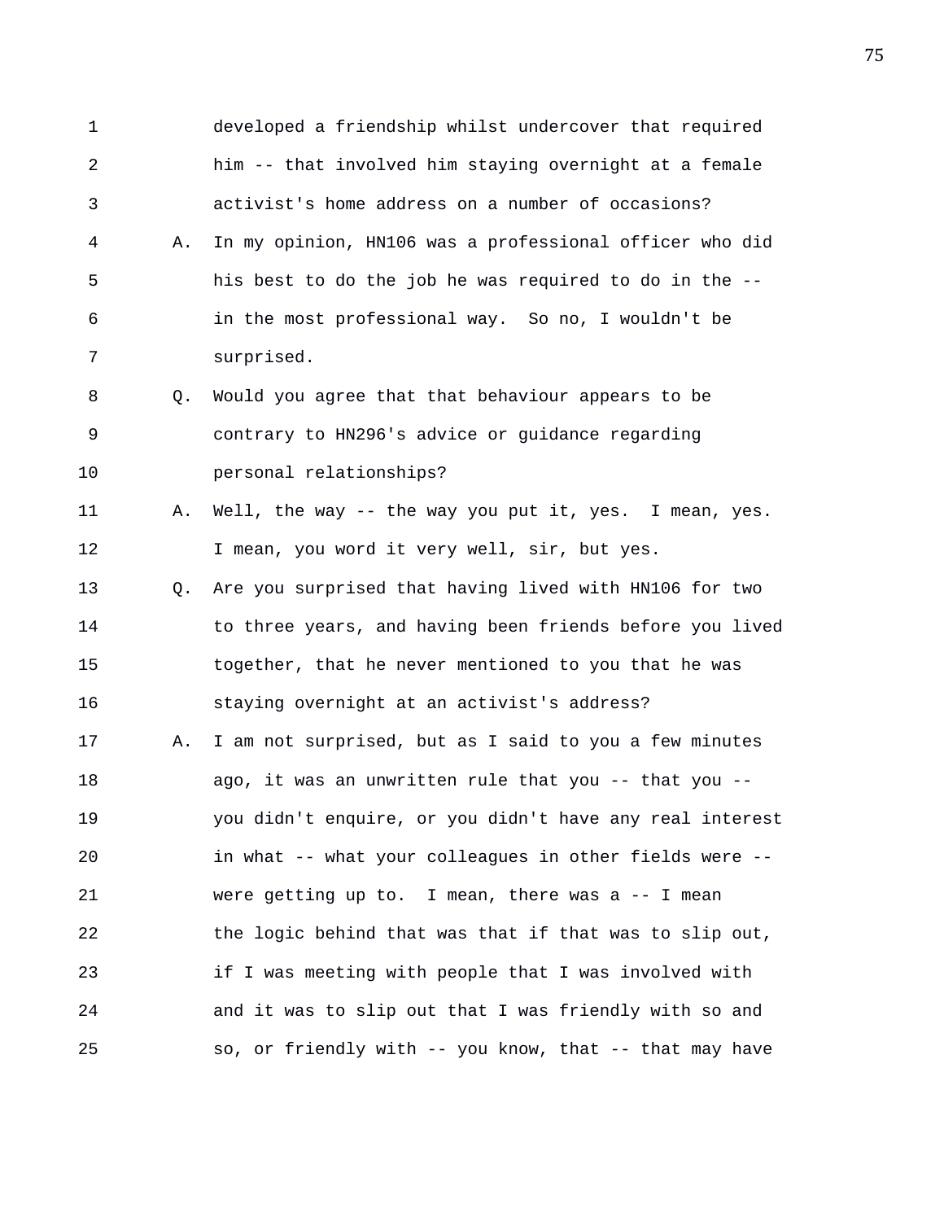developed a friendship whilst undercover that required him -- that involved him staying overnight at a female activist's home address on a number of occasions?

A. In my opinion, HN106 was a professional officer who did his best to do the job he was required to do in the -- in the most professional way. So no, I wouldn't be surprised.

Q. Would you agree that that behaviour appears to be contrary to HN296's advice or guidance regarding personal relationships?

A. Well, the way -- the way you put it, yes. I mean, yes. I mean, you word it very well, sir, but yes.

Q. Are you surprised that having lived with HN106 for two to three years, and having been friends before you lived together, that he never mentioned to you that he was staying overnight at an activist's address?

A. I am not surprised, but as I said to you a few minutes ago, it was an unwritten rule that you -- that you -- you didn't enquire, or you didn't have any real interest in what -- what your colleagues in other fields were -- were getting up to. I mean, there was a -- I mean the logic behind that was that if that was to slip out, if I was meeting with people that I was involved with and it was to slip out that I was friendly with so and so, or friendly with -- you know, that -- that may have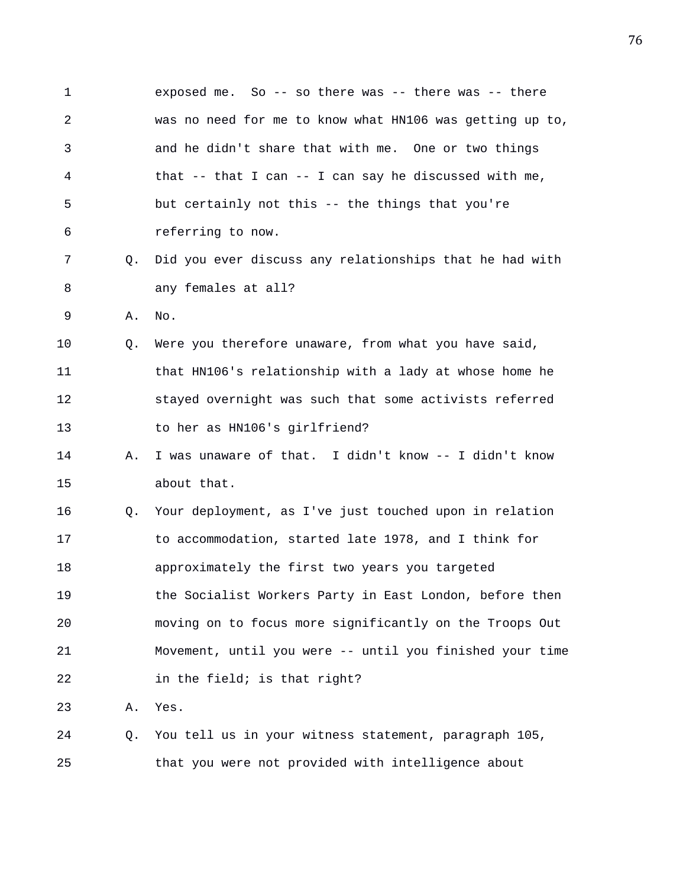1 exposed me. So -- so there was -- there was -- there
2 was no need for me to know what HN106 was getting up to,
3 and he didn't share that with me. One or two things
4 that -- that I can -- I can say he discussed with me,
5 but certainly not this -- the things that you're
6 referring to now.

7 Q. Did you ever discuss any relationships that he had with
8 any females at all?

9 A. No.

10 Q. Were you therefore unaware, from what you have said,
11 that HN106's relationship with a lady at whose home he
12 stayed overnight was such that some activists referred
13 to her as HN106's girlfriend?

14 A. I was unaware of that. I didn't know -- I didn't know
15 about that.

16 Q. Your deployment, as I've just touched upon in relation
17 to accommodation, started late 1978, and I think for
18 approximately the first two years you targeted
19 the Socialist Workers Party in East London, before then
20 moving on to focus more significantly on the Troops Out
21 Movement, until you were -- until you finished your time
22 in the field; is that right?

23 A. Yes.

24 Q. You tell us in your witness statement, paragraph 105,
25 that you were not provided with intelligence about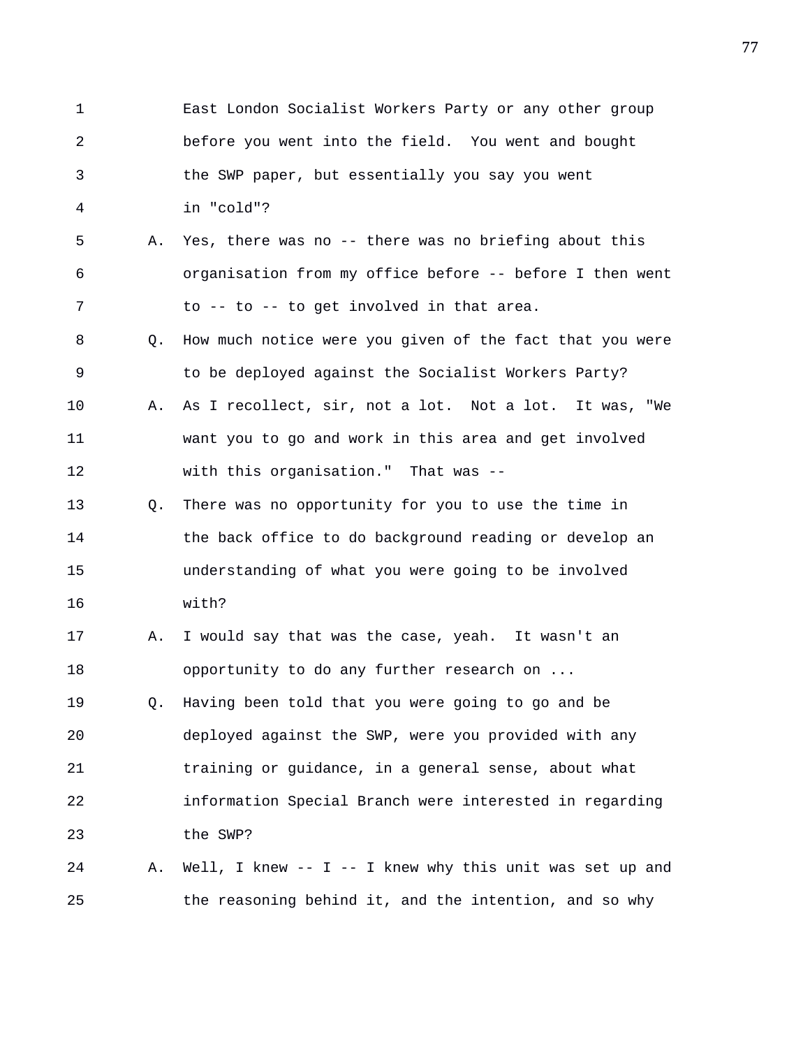1 East London Socialist Workers Party or any other group
2 before you went into the field. You went and bought
3 the SWP paper, but essentially you say you went
4 in "cold"?

5 A. Yes, there was no -- there was no briefing about this
6 organisation from my office before -- before I then went
7 to -- to -- to get involved in that area.

8 Q. How much notice were you given of the fact that you were
9 to be deployed against the Socialist Workers Party?

10 A. As I recollect, sir, not a lot. Not a lot. It was, "We
11 want you to go and work in this area and get involved
12 with this organisation." That was --

13 Q. There was no opportunity for you to use the time in
14 the back office to do background reading or develop an
15 understanding of what you were going to be involved
16 with?

17 A. I would say that was the case, yeah. It wasn't an
18 opportunity to do any further research on ...

19 Q. Having been told that you were going to go and be
20 deployed against the SWP, were you provided with any
21 training or guidance, in a general sense, about what
22 information Special Branch were interested in regarding
23 the SWP?

24 A. Well, I knew -- I -- I knew why this unit was set up and
25 the reasoning behind it, and the intention, and so why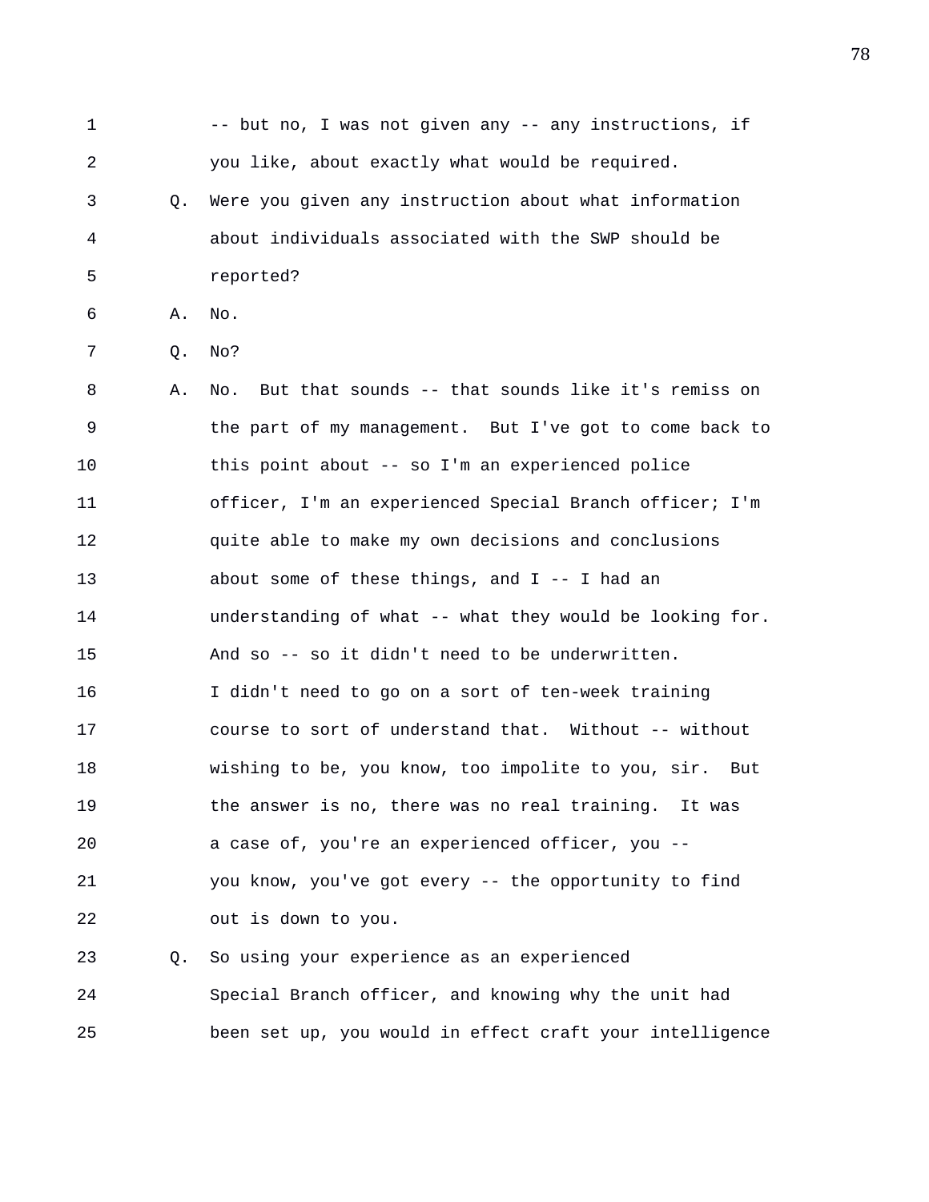1 -- but no, I was not given any -- any instructions, if
2 you like, about exactly what would be required.
3 Q. Were you given any instruction about what information
4 about individuals associated with the SWP should be
5 reported?
6 A. No.
7 Q. No?
8 A. No. But that sounds -- that sounds like it's remiss on
9 the part of my management. But I've got to come back to
10 this point about -- so I'm an experienced police
11 officer, I'm an experienced Special Branch officer; I'm
12 quite able to make my own decisions and conclusions
13 about some of these things, and I -- I had an
14 understanding of what -- what they would be looking for.
15 And so -- so it didn't need to be underwritten.
16 I didn't need to go on a sort of ten-week training
17 course to sort of understand that. Without -- without
18 wishing to be, you know, too impolite to you, sir. But
19 the answer is no, there was no real training. It was
20 a case of, you're an experienced officer, you --
21 you know, you've got every -- the opportunity to find
22 out is down to you.
23 Q. So using your experience as an experienced
24 Special Branch officer, and knowing why the unit had
25 been set up, you would in effect craft your intelligence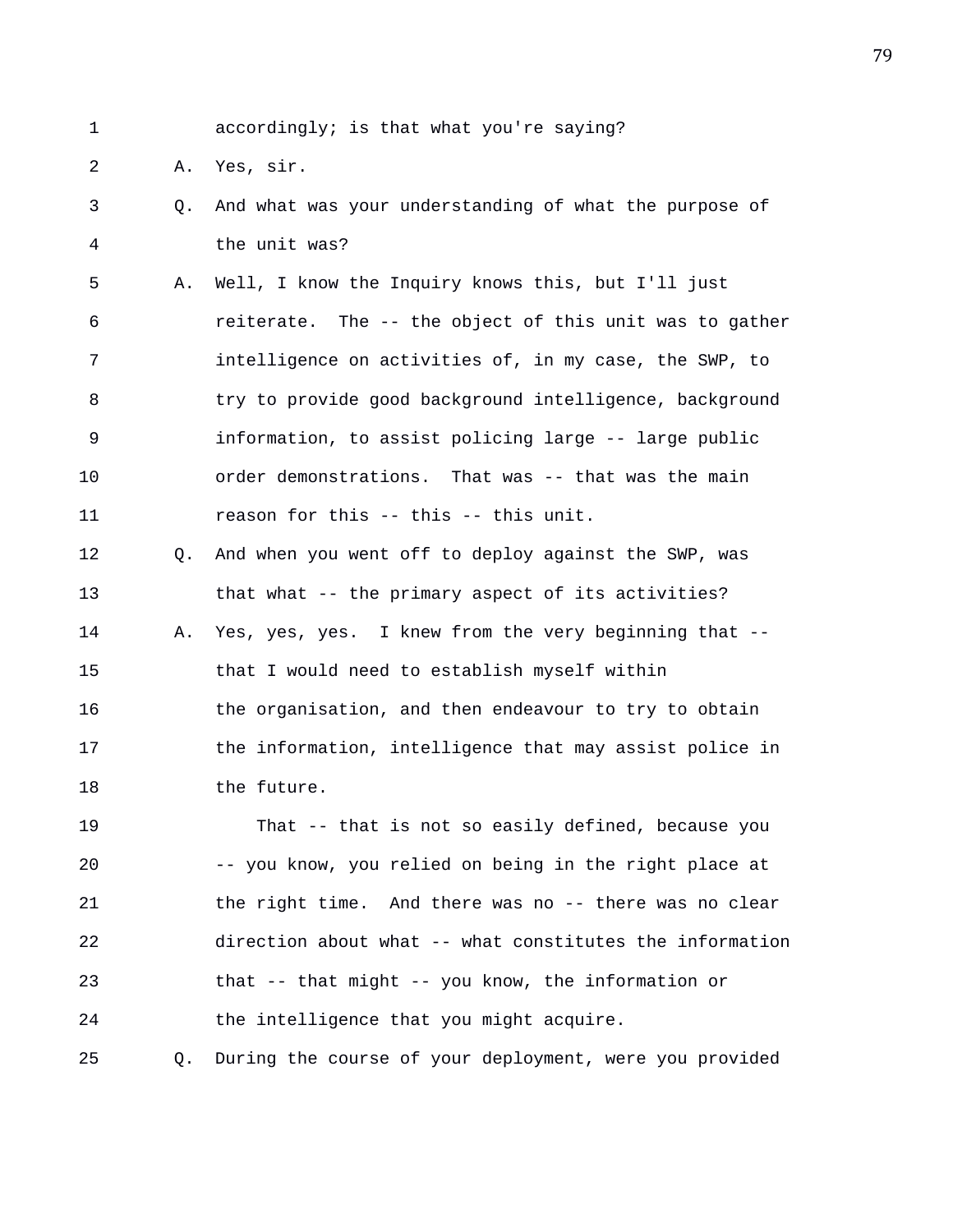accordingly; is that what you're saying?

A. Yes, sir.

Q. And what was your understanding of what the purpose of the unit was?

A. Well, I know the Inquiry knows this, but I'll just reiterate. The -- the object of this unit was to gather intelligence on activities of, in my case, the SWP, to try to provide good background intelligence, background information, to assist policing large -- large public order demonstrations. That was -- that was the main reason for this -- this -- this unit.

Q. And when you went off to deploy against the SWP, was that what -- the primary aspect of its activities?

A. Yes, yes, yes. I knew from the very beginning that -- that I would need to establish myself within the organisation, and then endeavour to try to obtain the information, intelligence that may assist police in the future.

That -- that is not so easily defined, because you -- you know, you relied on being in the right place at the right time. And there was no -- there was no clear direction about what -- what constitutes the information that -- that might -- you know, the information or the intelligence that you might acquire.

Q. During the course of your deployment, were you provided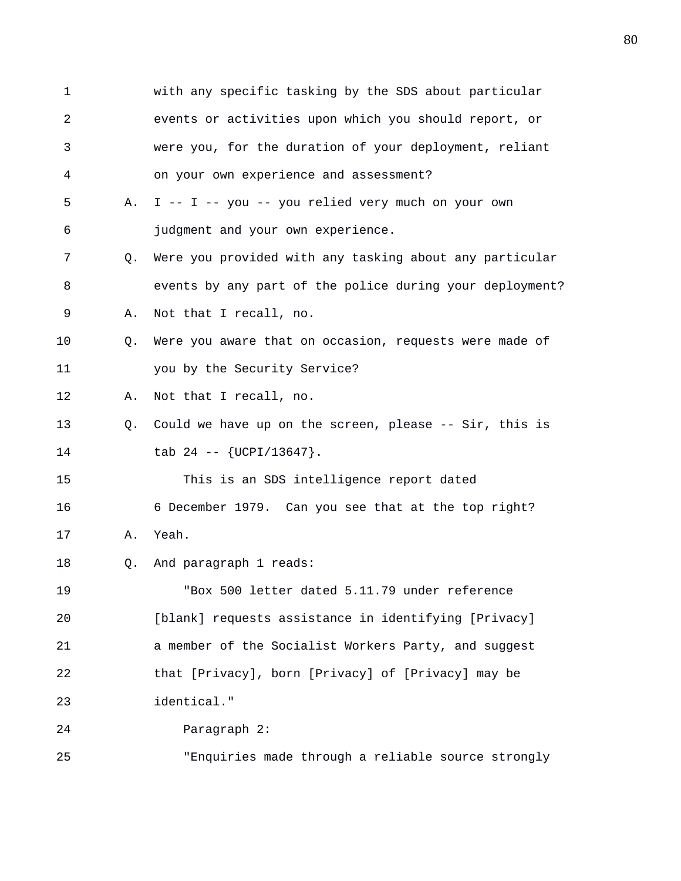with any specific tasking by the SDS about particular events or activities upon which you should report, or were you, for the duration of your deployment, reliant on your own experience and assessment?

A. I -- I -- you -- you relied very much on your own judgment and your own experience.

Q. Were you provided with any tasking about any particular events by any part of the police during your deployment?

A. Not that I recall, no.

Q. Were you aware that on occasion, requests were made of you by the Security Service?

A. Not that I recall, no.

Q. Could we have up on the screen, please -- Sir, this is tab 24 -- {UCPI/13647}.

This is an SDS intelligence report dated 6 December 1979. Can you see that at the top right?

A. Yeah.

Q. And paragraph 1 reads:

"Box 500 letter dated 5.11.79 under reference [blank] requests assistance in identifying [Privacy] a member of the Socialist Workers Party, and suggest that [Privacy], born [Privacy] of [Privacy] may be identical."

Paragraph 2:

"Enquiries made through a reliable source strongly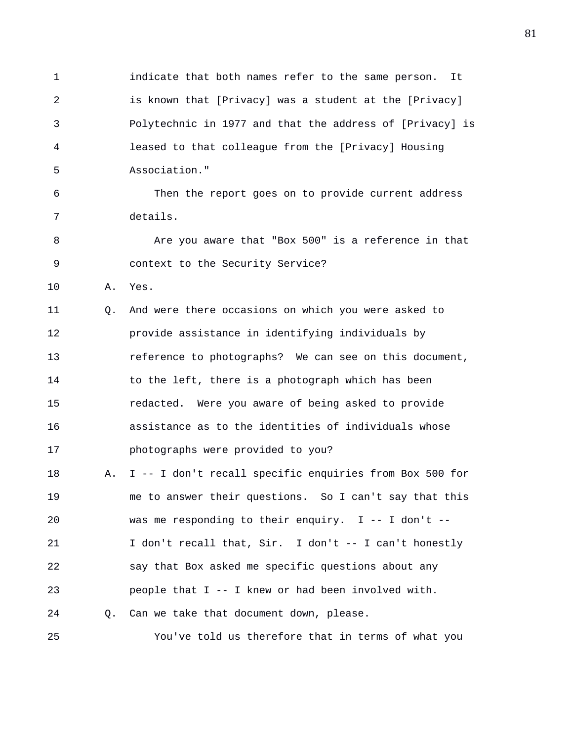indicate that both names refer to the same person. It is known that [Privacy] was a student at the [Privacy] Polytechnic in 1977 and that the address of [Privacy] is leased to that colleague from the [Privacy] Housing Association."

Then the report goes on to provide current address details.

Are you aware that "Box 500" is a reference in that context to the Security Service?

A. Yes.

Q. And were there occasions on which you were asked to provide assistance in identifying individuals by reference to photographs? We can see on this document, to the left, there is a photograph which has been redacted. Were you aware of being asked to provide assistance as to the identities of individuals whose photographs were provided to you?

A. I -- I don't recall specific enquiries from Box 500 for me to answer their questions. So I can't say that this was me responding to their enquiry. I -- I don't -- I don't recall that, Sir. I don't -- I can't honestly say that Box asked me specific questions about any people that I -- I knew or had been involved with.

Q. Can we take that document down, please.

You've told us therefore that in terms of what you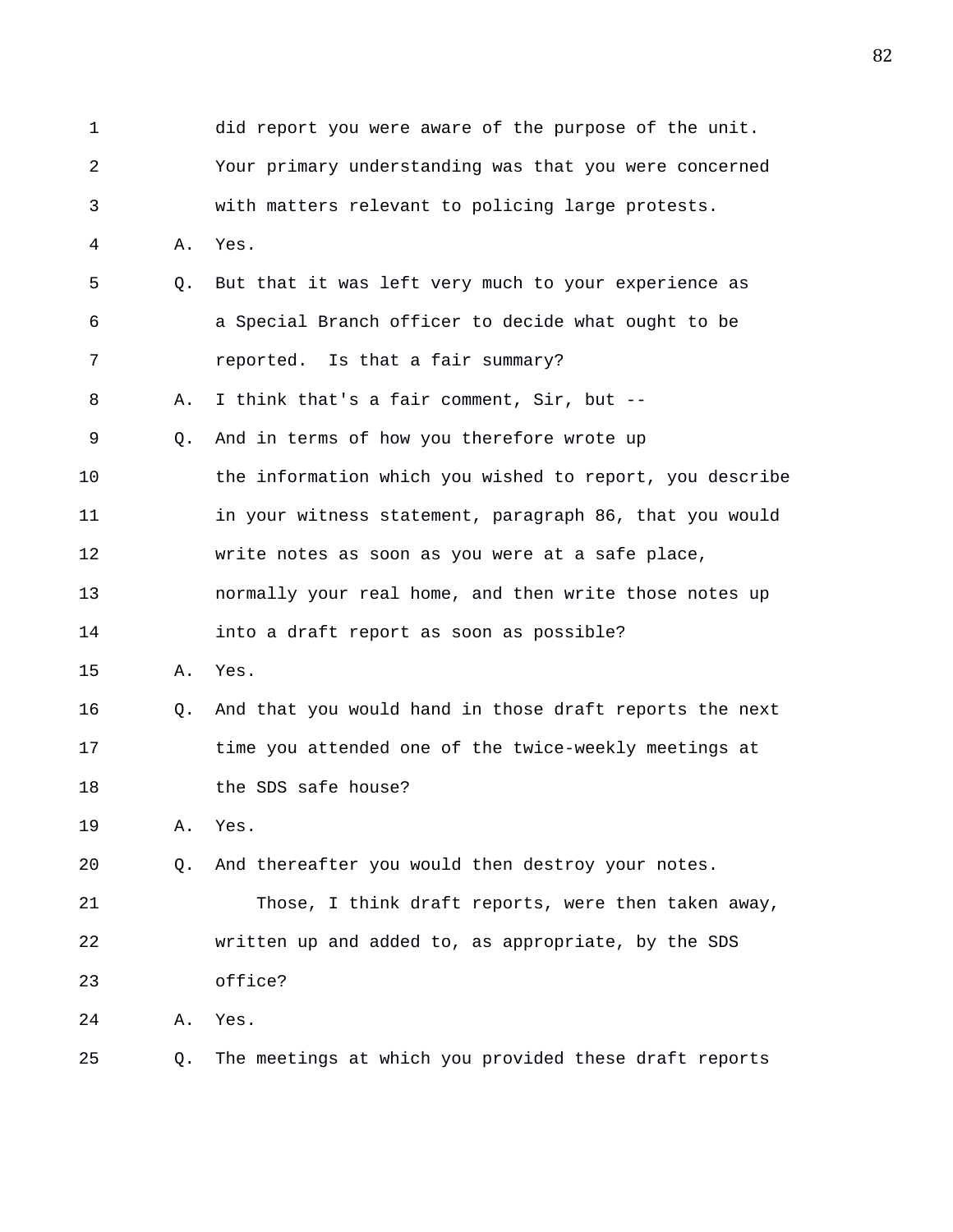did report you were aware of the purpose of the unit. Your primary understanding was that you were concerned with matters relevant to policing large protests.

A. Yes.

Q. But that it was left very much to your experience as a Special Branch officer to decide what ought to be reported. Is that a fair summary?

A. I think that's a fair comment, Sir, but --

Q. And in terms of how you therefore wrote up the information which you wished to report, you describe in your witness statement, paragraph 86, that you would write notes as soon as you were at a safe place, normally your real home, and then write those notes up into a draft report as soon as possible?

A. Yes.

Q. And that you would hand in those draft reports the next time you attended one of the twice-weekly meetings at the SDS safe house?

A. Yes.

Q. And thereafter you would then destroy your notes.

Those, I think draft reports, were then taken away, written up and added to, as appropriate, by the SDS office?

A. Yes.

Q. The meetings at which you provided these draft reports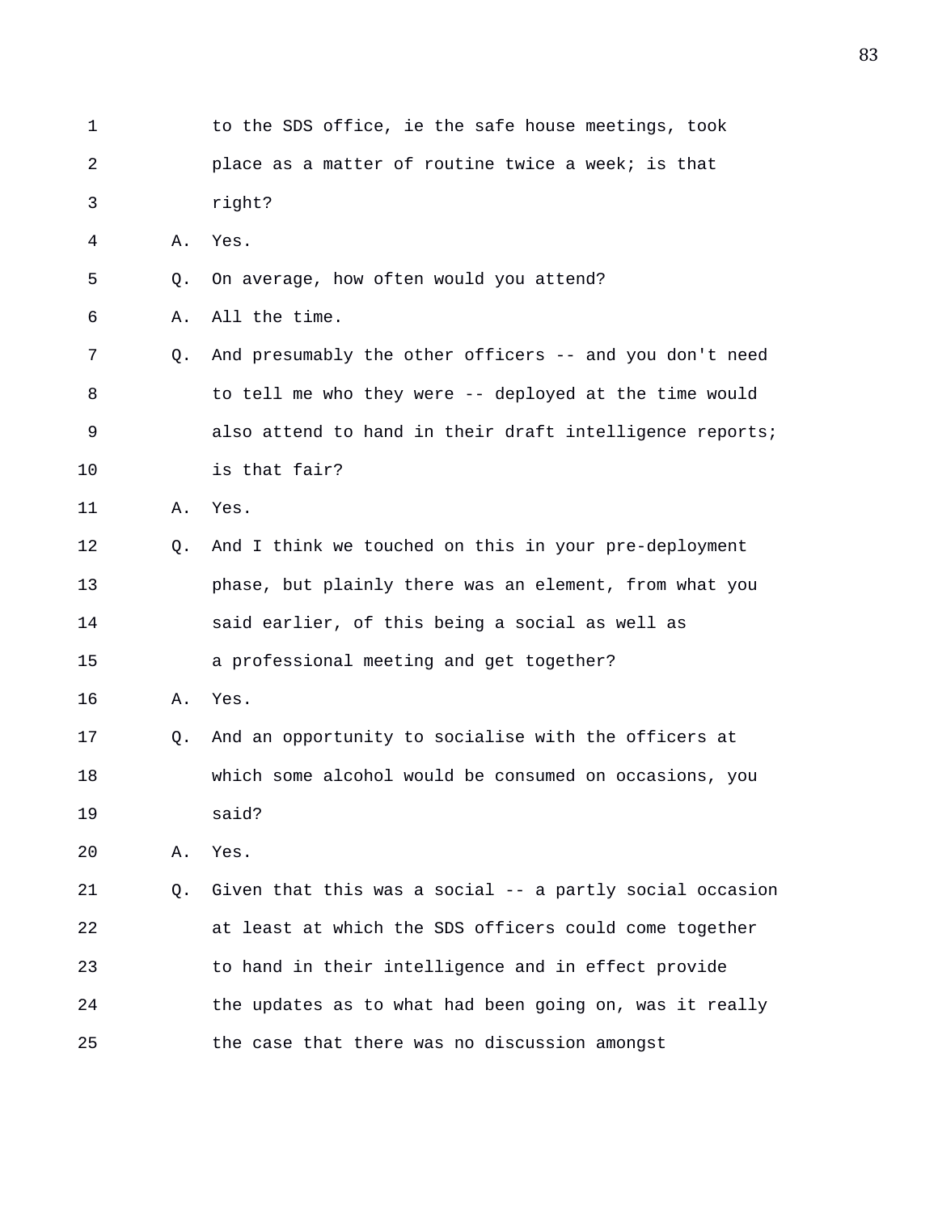to the SDS office, ie the safe house meetings, took place as a matter of routine twice a week; is that right?

A. Yes.

Q. On average, how often would you attend?

A. All the time.

Q. And presumably the other officers -- and you don't need to tell me who they were -- deployed at the time would also attend to hand in their draft intelligence reports; is that fair?

A. Yes.

Q. And I think we touched on this in your pre-deployment phase, but plainly there was an element, from what you said earlier, of this being a social as well as a professional meeting and get together?

A. Yes.

Q. And an opportunity to socialise with the officers at which some alcohol would be consumed on occasions, you said?

A. Yes.

Q. Given that this was a social -- a partly social occasion at least at which the SDS officers could come together to hand in their intelligence and in effect provide the updates as to what had been going on, was it really the case that there was no discussion amongst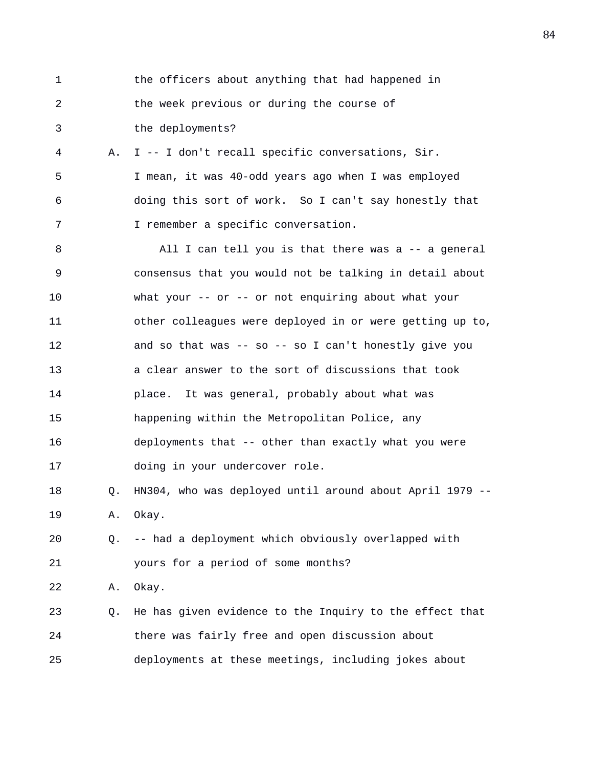the officers about anything that had happened in the week previous or during the course of the deployments?

A. I -- I don't recall specific conversations, Sir. I mean, it was 40-odd years ago when I was employed doing this sort of work. So I can't say honestly that I remember a specific conversation.

All I can tell you is that there was a -- a general consensus that you would not be talking in detail about what your -- or -- or not enquiring about what your other colleagues were deployed in or were getting up to, and so that was -- so -- so I can't honestly give you a clear answer to the sort of discussions that took place. It was general, probably about what was happening within the Metropolitan Police, any deployments that -- other than exactly what you were doing in your undercover role.

Q. HN304, who was deployed until around about April 1979 --

A. Okay.

Q. -- had a deployment which obviously overlapped with yours for a period of some months?

A. Okay.

Q. He has given evidence to the Inquiry to the effect that there was fairly free and open discussion about deployments at these meetings, including jokes about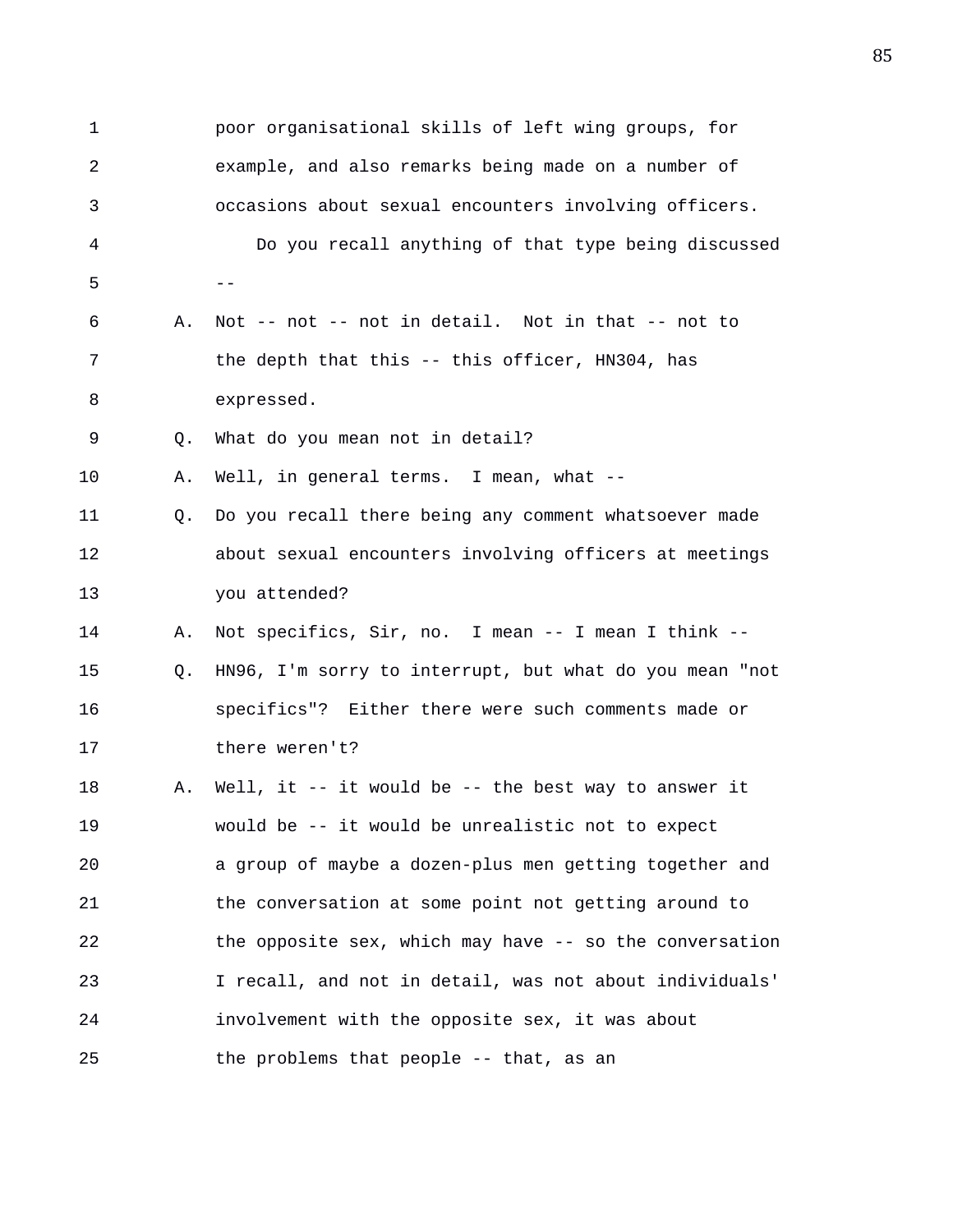1 poor organisational skills of left wing groups, for
2 example, and also remarks being made on a number of
3 occasions about sexual encounters involving officers.
4 Do you recall anything of that type being discussed
5 --
6 A. Not -- not -- not in detail. Not in that -- not to
7 the depth that this -- this officer, HN304, has
8 expressed.
9 Q. What do you mean not in detail?
10 A. Well, in general terms. I mean, what --
11 Q. Do you recall there being any comment whatsoever made
12 about sexual encounters involving officers at meetings
13 you attended?
14 A. Not specifics, Sir, no. I mean -- I mean I think --
15 Q. HN96, I'm sorry to interrupt, but what do you mean "not
16 specifics"? Either there were such comments made or
17 there weren't?
18 A. Well, it -- it would be -- the best way to answer it
19 would be -- it would be unrealistic not to expect
20 a group of maybe a dozen-plus men getting together and
21 the conversation at some point not getting around to
22 the opposite sex, which may have -- so the conversation
23 I recall, and not in detail, was not about individuals'
24 involvement with the opposite sex, it was about
25 the problems that people -- that, as an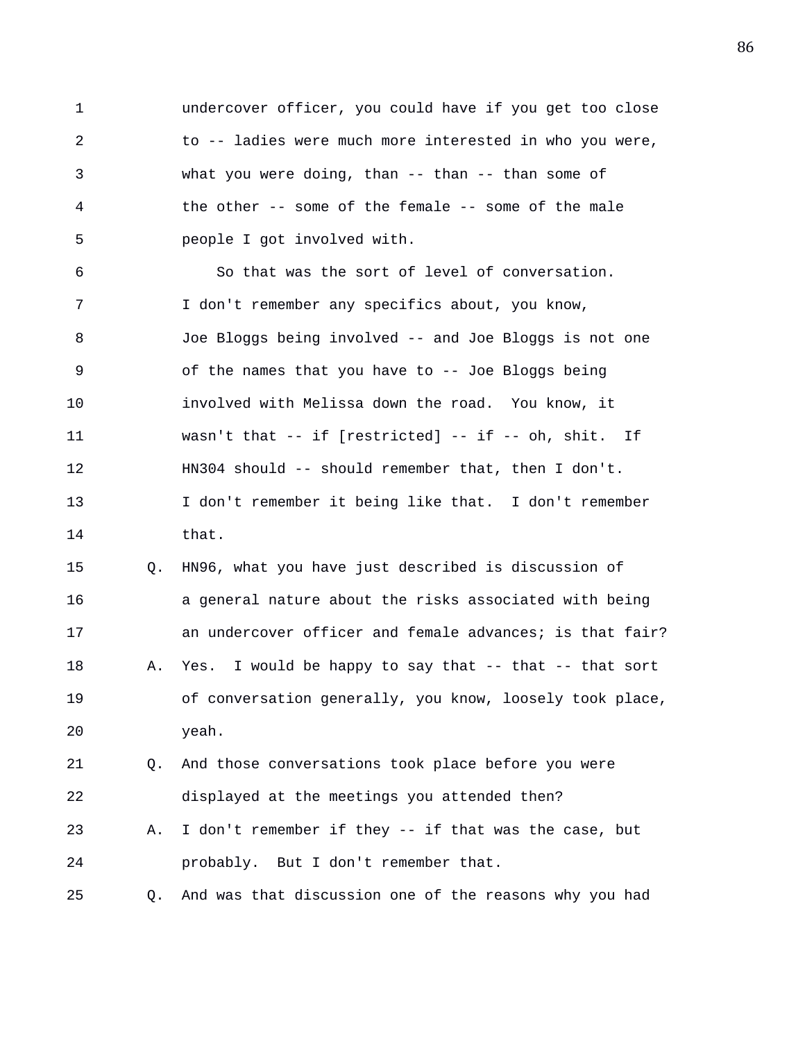1 undercover officer, you could have if you get too close
2 to -- ladies were much more interested in who you were,
3 what you were doing, than -- than -- than some of
4 the other -- some of the female -- some of the male
5 people I got involved with.

6 So that was the sort of level of conversation.
7 I don't remember any specifics about, you know,
8 Joe Bloggs being involved -- and Joe Bloggs is not one
9 of the names that you have to -- Joe Bloggs being
10 involved with Melissa down the road. You know, it
11 wasn't that -- if [restricted] -- if -- oh, shit. If
12 HN304 should -- should remember that, then I don't.
13 I don't remember it being like that. I don't remember
14 that.

15 Q. HN96, what you have just described is discussion of
16 a general nature about the risks associated with being
17 an undercover officer and female advances; is that fair?

18 A. Yes. I would be happy to say that -- that -- that sort
19 of conversation generally, you know, loosely took place,
20 yeah.

21 Q. And those conversations took place before you were
22 displayed at the meetings you attended then?

23 A. I don't remember if they -- if that was the case, but
24 probably. But I don't remember that.

25 Q. And was that discussion one of the reasons why you had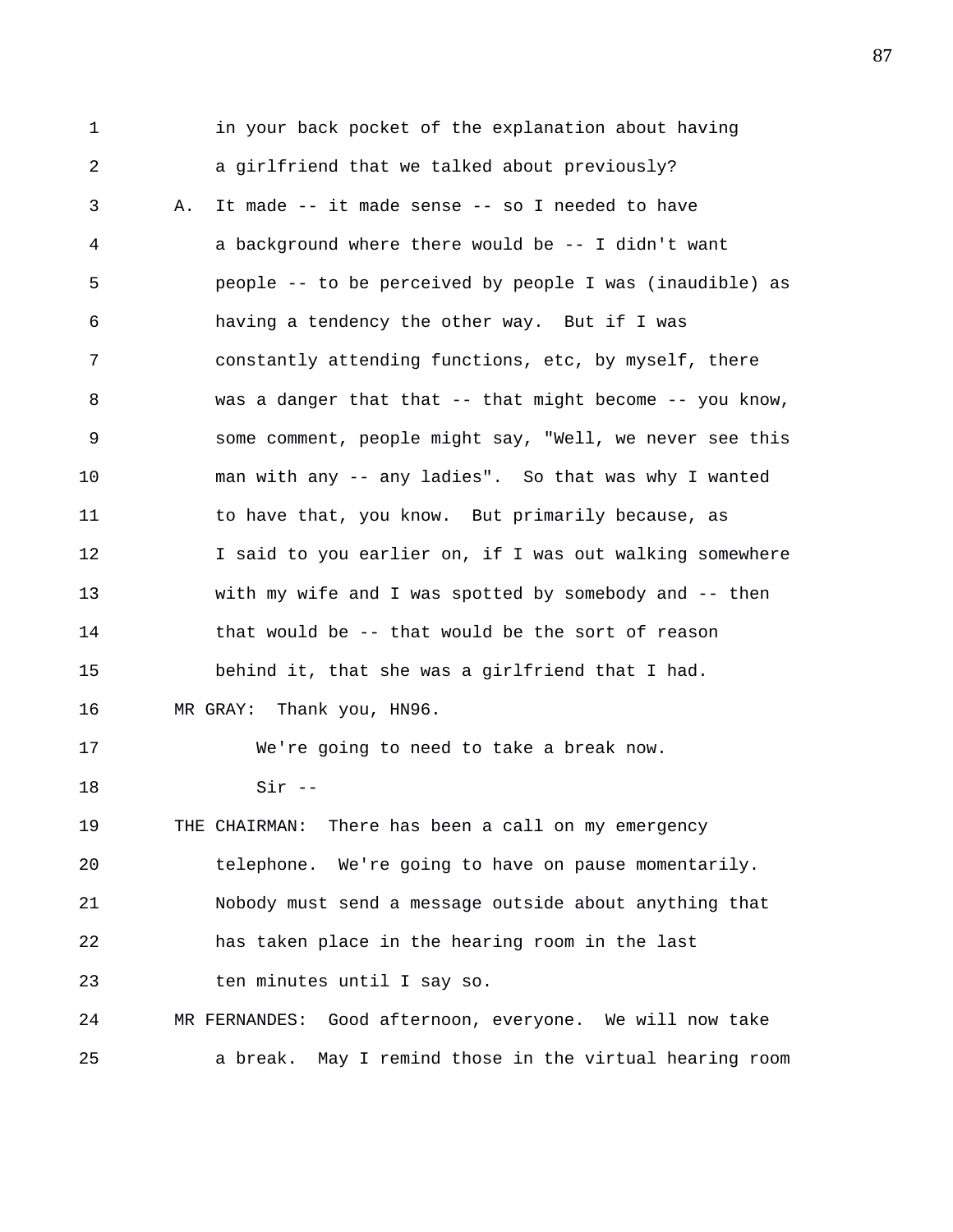in your back pocket of the explanation about having a girlfriend that we talked about previously?

A. It made -- it made sense -- so I needed to have a background where there would be -- I didn't want people -- to be perceived by people I was (inaudible) as having a tendency the other way. But if I was constantly attending functions, etc, by myself, there was a danger that that -- that might become -- you know, some comment, people might say, "Well, we never see this man with any -- any ladies". So that was why I wanted to have that, you know. But primarily because, as I said to you earlier on, if I was out walking somewhere with my wife and I was spotted by somebody and -- then that would be -- that would be the sort of reason behind it, that she was a girlfriend that I had.

MR GRAY: Thank you, HN96.

We're going to need to take a break now.

Sir --

THE CHAIRMAN: There has been a call on my emergency telephone. We're going to have on pause momentarily. Nobody must send a message outside about anything that has taken place in the hearing room in the last ten minutes until I say so.

MR FERNANDES: Good afternoon, everyone. We will now take a break. May I remind those in the virtual hearing room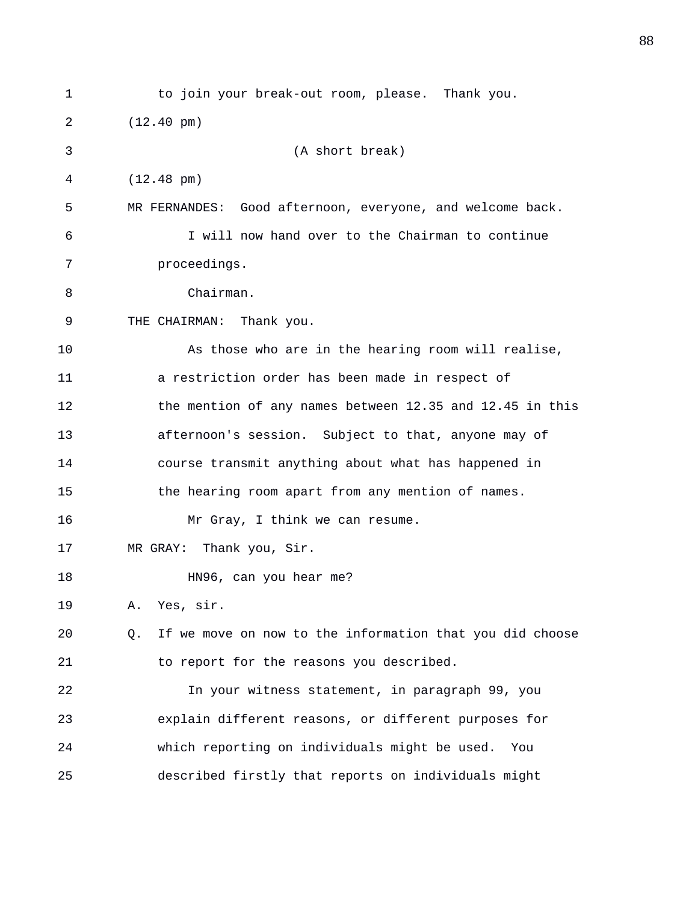to join your break-out room, please. Thank you.

(12.40 pm)

(A short break)

(12.48 pm)

MR FERNANDES: Good afternoon, everyone, and welcome back.

I will now hand over to the Chairman to continue proceedings.

Chairman.

THE CHAIRMAN: Thank you.

As those who are in the hearing room will realise, a restriction order has been made in respect of the mention of any names between 12.35 and 12.45 in this afternoon's session. Subject to that, anyone may of course transmit anything about what has happened in the hearing room apart from any mention of names.

Mr Gray, I think we can resume.

MR GRAY: Thank you, Sir.

HN96, can you hear me?

A. Yes, sir.

Q. If we move on now to the information that you did choose to report for the reasons you described.

In your witness statement, in paragraph 99, you explain different reasons, or different purposes for which reporting on individuals might be used. You described firstly that reports on individuals might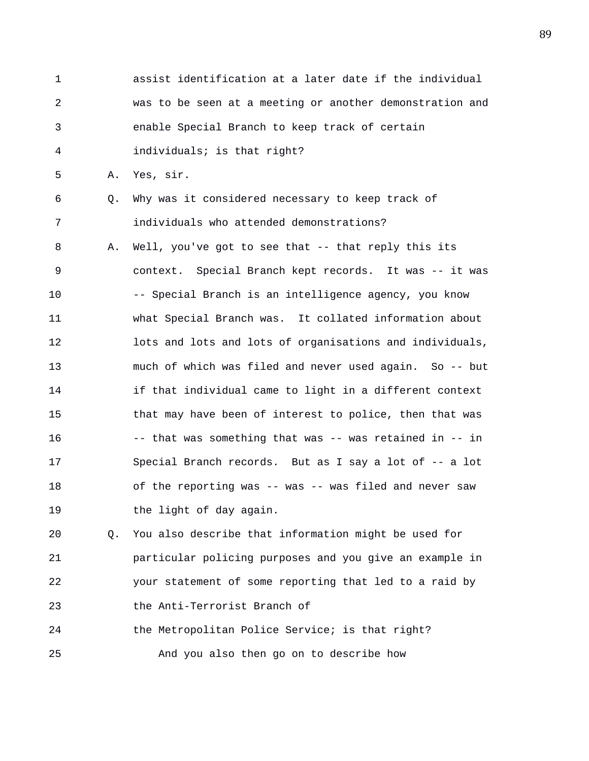1 assist identification at a later date if the individual
2 was to be seen at a meeting or another demonstration and
3 enable Special Branch to keep track of certain
4 individuals; is that right?

5 A. Yes, sir.

6 Q. Why was it considered necessary to keep track of
7 individuals who attended demonstrations?

8 A. Well, you've got to see that -- that reply this its
9 context. Special Branch kept records. It was -- it was
10 -- Special Branch is an intelligence agency, you know
11 what Special Branch was. It collated information about
12 lots and lots and lots of organisations and individuals,
13 much of which was filed and never used again. So -- but
14 if that individual came to light in a different context
15 that may have been of interest to police, then that was
16 -- that was something that was -- was retained in -- in
17 Special Branch records. But as I say a lot of -- a lot
18 of the reporting was -- was -- was filed and never saw
19 the light of day again.

20 Q. You also describe that information might be used for
21 particular policing purposes and you give an example in
22 your statement of some reporting that led to a raid by
23 the Anti-Terrorist Branch of
24 the Metropolitan Police Service; is that right?
25 And you also then go on to describe how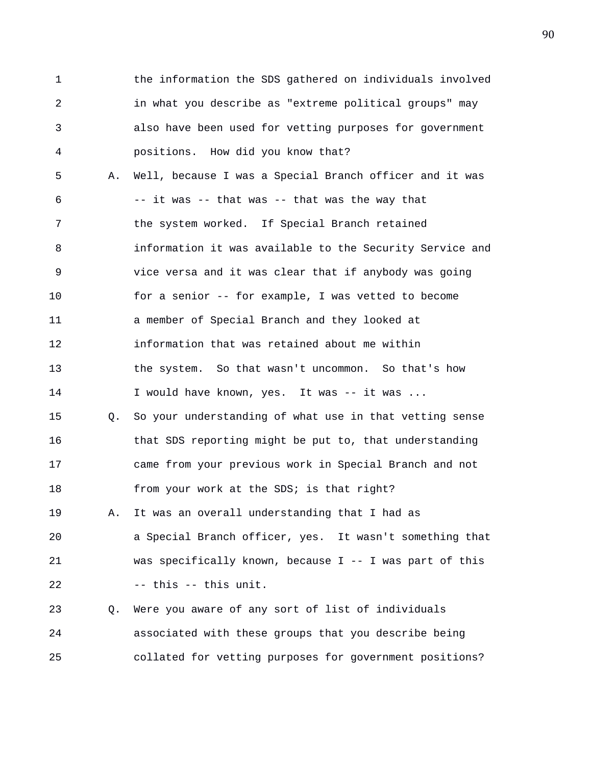the information the SDS gathered on individuals involved in what you describe as "extreme political groups" may also have been used for vetting purposes for government positions. How did you know that?

A. Well, because I was a Special Branch officer and it was -- it was -- that was -- that was the way that the system worked. If Special Branch retained information it was available to the Security Service and vice versa and it was clear that if anybody was going for a senior -- for example, I was vetted to become a member of Special Branch and they looked at information that was retained about me within the system. So that wasn't uncommon. So that's how I would have known, yes. It was -- it was ...

Q. So your understanding of what use in that vetting sense that SDS reporting might be put to, that understanding came from your previous work in Special Branch and not from your work at the SDS; is that right?

A. It was an overall understanding that I had as a Special Branch officer, yes. It wasn't something that was specifically known, because I -- I was part of this -- this -- this unit.

Q. Were you aware of any sort of list of individuals associated with these groups that you describe being collated for vetting purposes for government positions?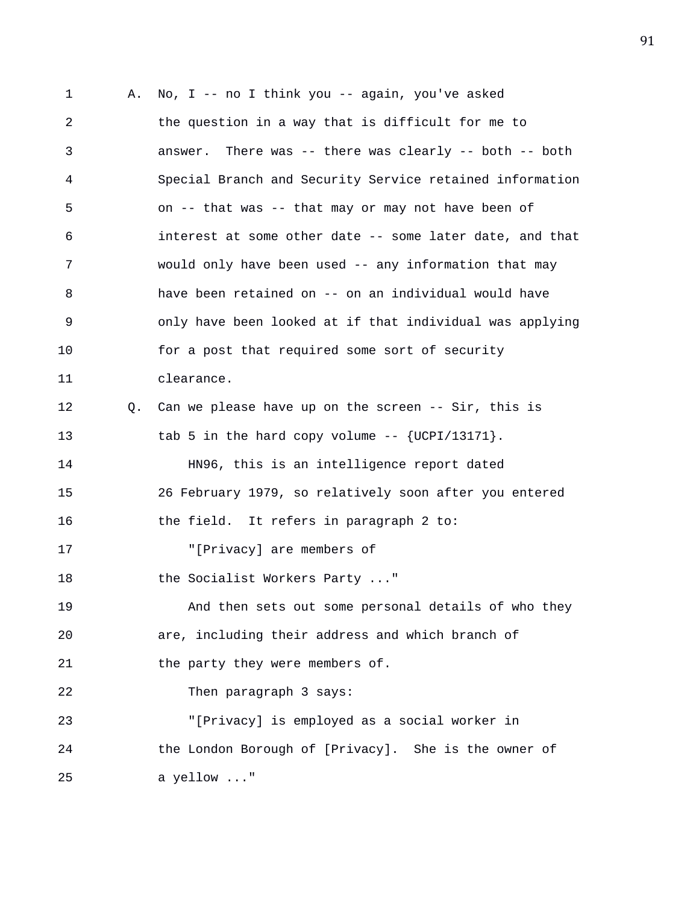A. No, I -- no I think you -- again, you've asked the question in a way that is difficult for me to answer. There was -- there was clearly -- both -- both Special Branch and Security Service retained information on -- that was -- that may or may not have been of interest at some other date -- some later date, and that would only have been used -- any information that may have been retained on -- on an individual would have only have been looked at if that individual was applying for a post that required some sort of security clearance.

Q. Can we please have up on the screen -- Sir, this is tab 5 in the hard copy volume -- {UCPI/13171}.

HN96, this is an intelligence report dated 26 February 1979, so relatively soon after you entered the field. It refers in paragraph 2 to:

"[Privacy] are members of the Socialist Workers Party ..."

And then sets out some personal details of who they are, including their address and which branch of the party they were members of.

Then paragraph 3 says:

"[Privacy] is employed as a social worker in the London Borough of [Privacy]. She is the owner of a yellow ..."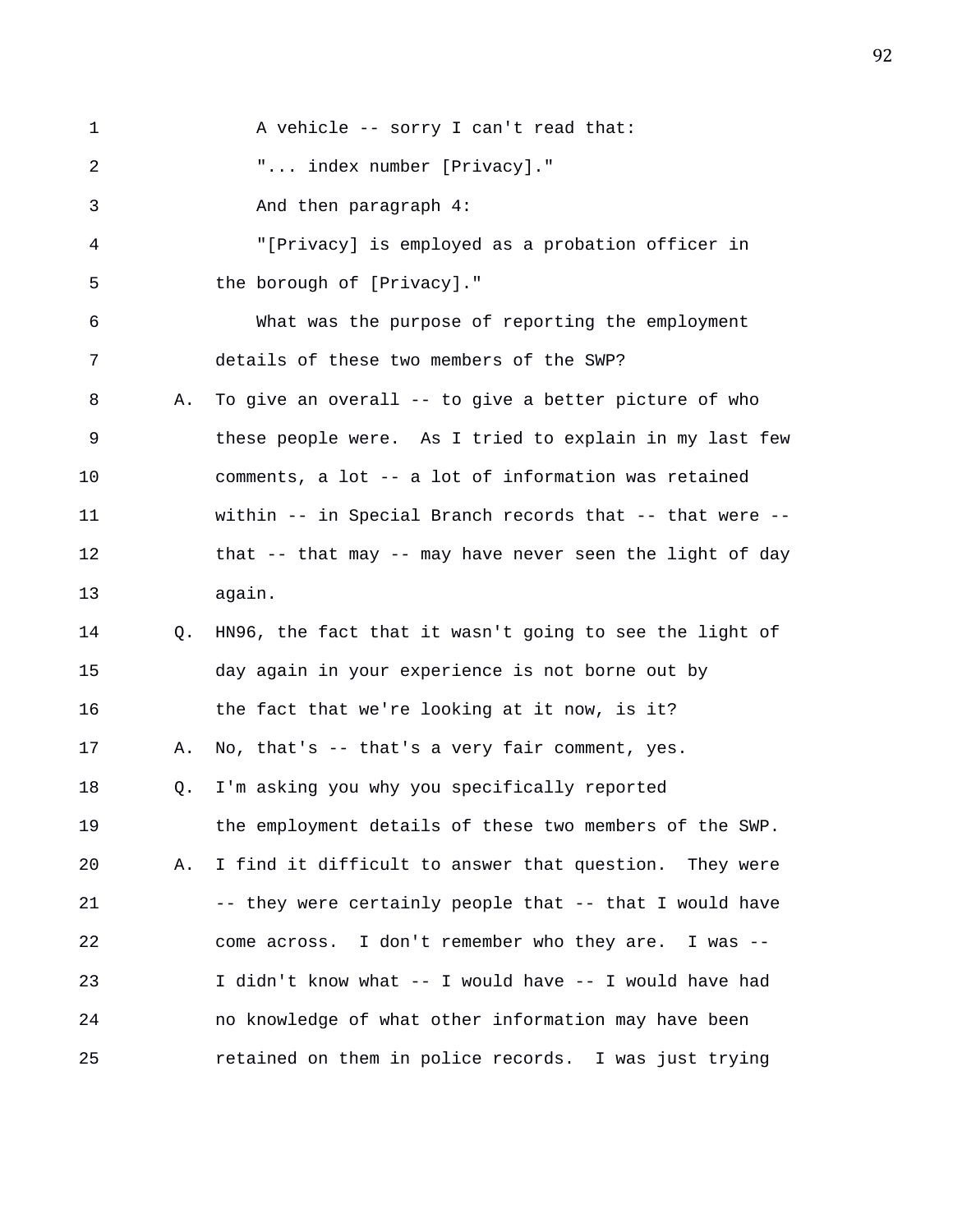A vehicle -- sorry I can't read that:

"... index number [Privacy]."

And then paragraph 4:

"[Privacy] is employed as a probation officer in the borough of [Privacy]."

What was the purpose of reporting the employment details of these two members of the SWP?

A. To give an overall -- to give a better picture of who these people were. As I tried to explain in my last few comments, a lot -- a lot of information was retained within -- in Special Branch records that -- that were -- that -- that may -- may have never seen the light of day again.

Q. HN96, the fact that it wasn't going to see the light of day again in your experience is not borne out by the fact that we're looking at it now, is it?

A. No, that's -- that's a very fair comment, yes.

Q. I'm asking you why you specifically reported the employment details of these two members of the SWP.

A. I find it difficult to answer that question. They were -- they were certainly people that -- that I would have come across. I don't remember who they are. I was -- I didn't know what -- I would have -- I would have had no knowledge of what other information may have been retained on them in police records. I was just trying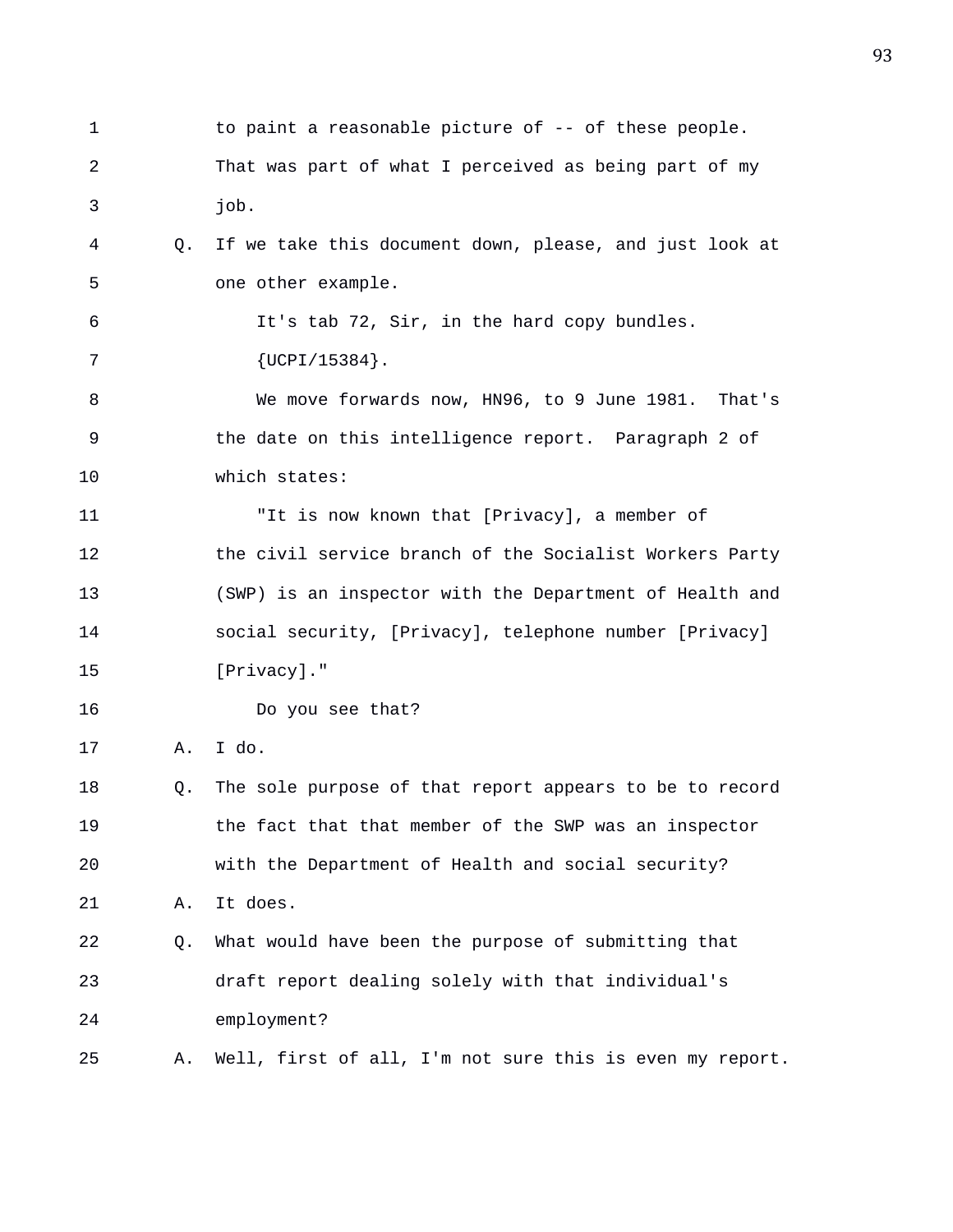1 to paint a reasonable picture of -- of these people.
2 That was part of what I perceived as being part of my
3 job.
4 Q. If we take this document down, please, and just look at
5 one other example.
6 It's tab 72, Sir, in the hard copy bundles.
7 {UCPI/15384}.
8 We move forwards now, HN96, to 9 June 1981. That's
9 the date on this intelligence report. Paragraph 2 of
10 which states:
11 "It is now known that [Privacy], a member of
12 the civil service branch of the Socialist Workers Party
13 (SWP) is an inspector with the Department of Health and
14 social security, [Privacy], telephone number [Privacy]
15 [Privacy]."
16 Do you see that?
17 A. I do.
18 Q. The sole purpose of that report appears to be to record
19 the fact that that member of the SWP was an inspector
20 with the Department of Health and social security?
21 A. It does.
22 Q. What would have been the purpose of submitting that
23 draft report dealing solely with that individual's
24 employment?
25 A. Well, first of all, I'm not sure this is even my report.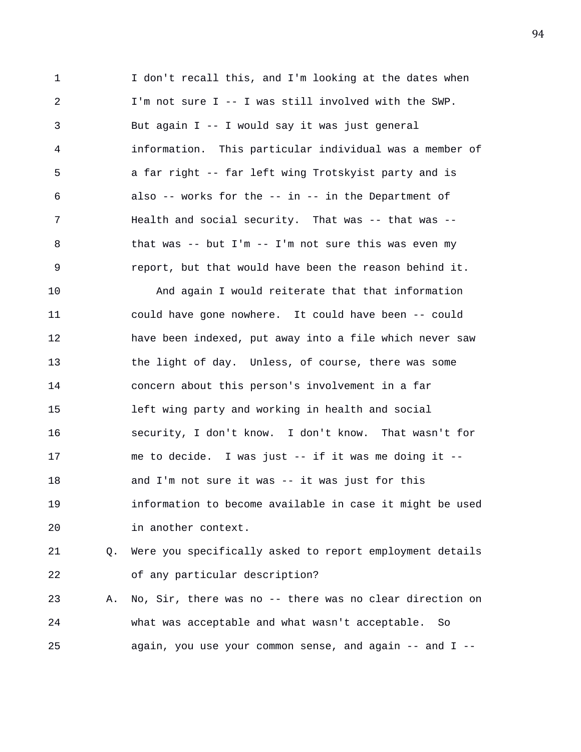I don't recall this, and I'm looking at the dates when I'm not sure I -- I was still involved with the SWP. But again I -- I would say it was just general information. This particular individual was a member of a far right -- far left wing Trotskyist party and is also -- works for the -- in -- in the Department of Health and social security. That was -- that was -- that was -- but I'm -- I'm not sure this was even my report, but that would have been the reason behind it.

And again I would reiterate that that information could have gone nowhere. It could have been -- could have been indexed, put away into a file which never saw the light of day. Unless, of course, there was some concern about this person's involvement in a far left wing party and working in health and social security, I don't know. I don't know. That wasn't for me to decide. I was just -- if it was me doing it -- and I'm not sure it was -- it was just for this information to become available in case it might be used in another context.

Q. Were you specifically asked to report employment details of any particular description?

A. No, Sir, there was no -- there was no clear direction on what was acceptable and what wasn't acceptable. So again, you use your common sense, and again -- and I --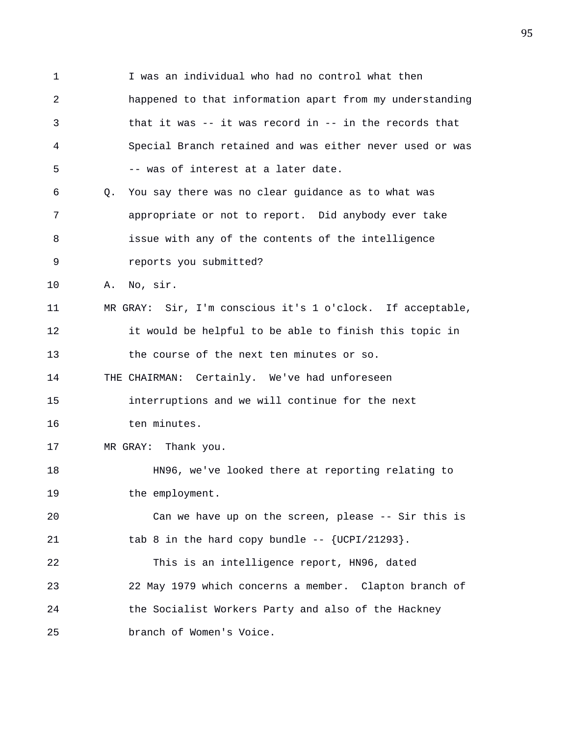I was an individual who had no control what then happened to that information apart from my understanding that it was -- it was record in -- in the records that Special Branch retained and was either never used or was -- was of interest at a later date.

Q. You say there was no clear guidance as to what was appropriate or not to report. Did anybody ever take issue with any of the contents of the intelligence reports you submitted?

A. No, sir.

MR GRAY: Sir, I'm conscious it's 1 o'clock. If acceptable, it would be helpful to be able to finish this topic in the course of the next ten minutes or so.

THE CHAIRMAN: Certainly. We've had unforeseen interruptions and we will continue for the next ten minutes.

MR GRAY: Thank you.

HN96, we've looked there at reporting relating to the employment.

Can we have up on the screen, please -- Sir this is tab 8 in the hard copy bundle -- {UCPI/21293}.

This is an intelligence report, HN96, dated 22 May 1979 which concerns a member. Clapton branch of the Socialist Workers Party and also of the Hackney branch of Women's Voice.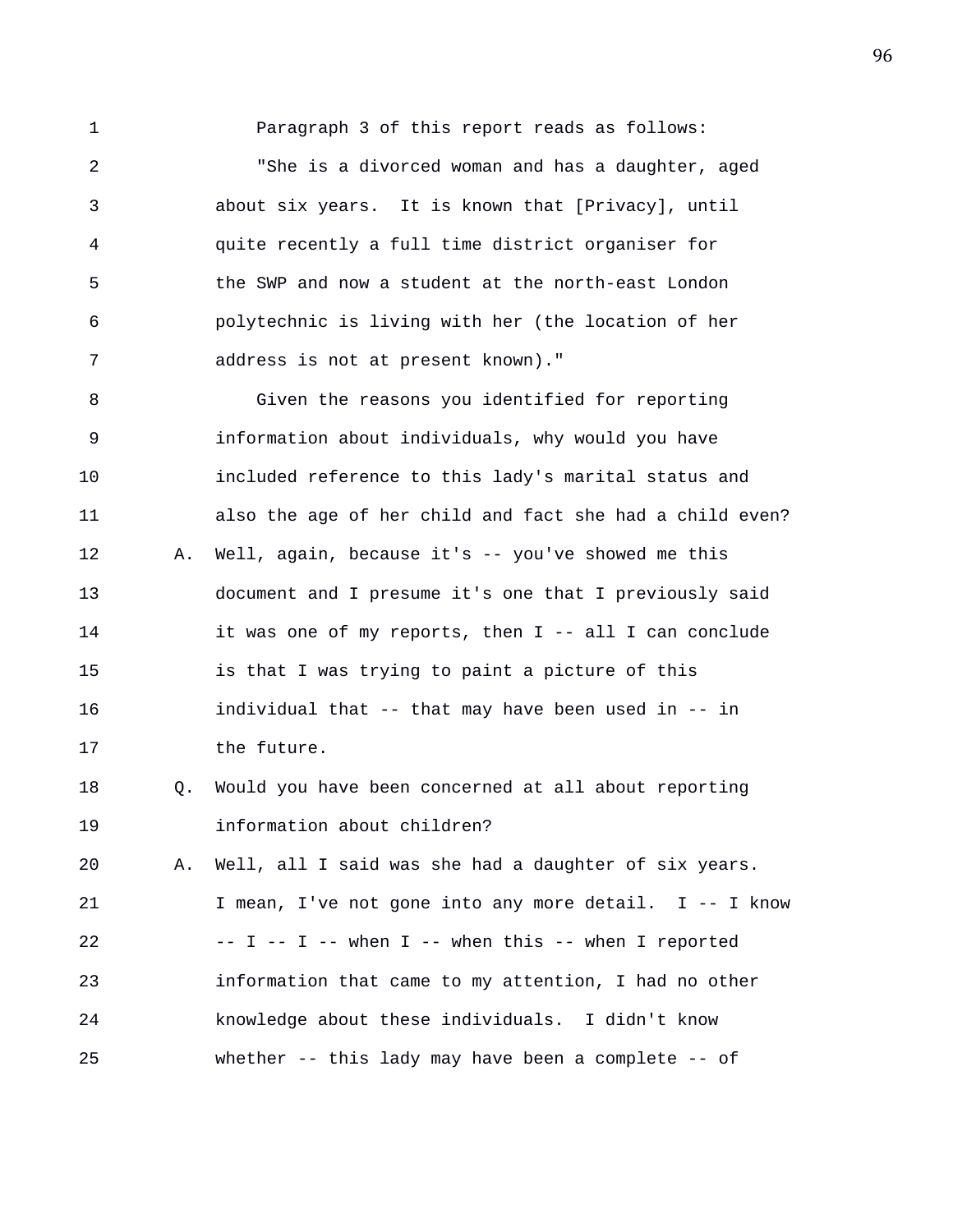Paragraph 3 of this report reads as follows:

"She is a divorced woman and has a daughter, aged about six years. It is known that [Privacy], until quite recently a full time district organiser for the SWP and now a student at the north-east London polytechnic is living with her (the location of her address is not at present known)."

Given the reasons you identified for reporting information about individuals, why would you have included reference to this lady's marital status and also the age of her child and fact she had a child even?

A. Well, again, because it's -- you've showed me this document and I presume it's one that I previously said it was one of my reports, then I -- all I can conclude is that I was trying to paint a picture of this individual that -- that may have been used in -- in the future.

Q. Would you have been concerned at all about reporting information about children?

A. Well, all I said was she had a daughter of six years. I mean, I've not gone into any more detail. I -- I know -- I -- I -- when I -- when this -- when I reported information that came to my attention, I had no other knowledge about these individuals. I didn't know whether -- this lady may have been a complete -- of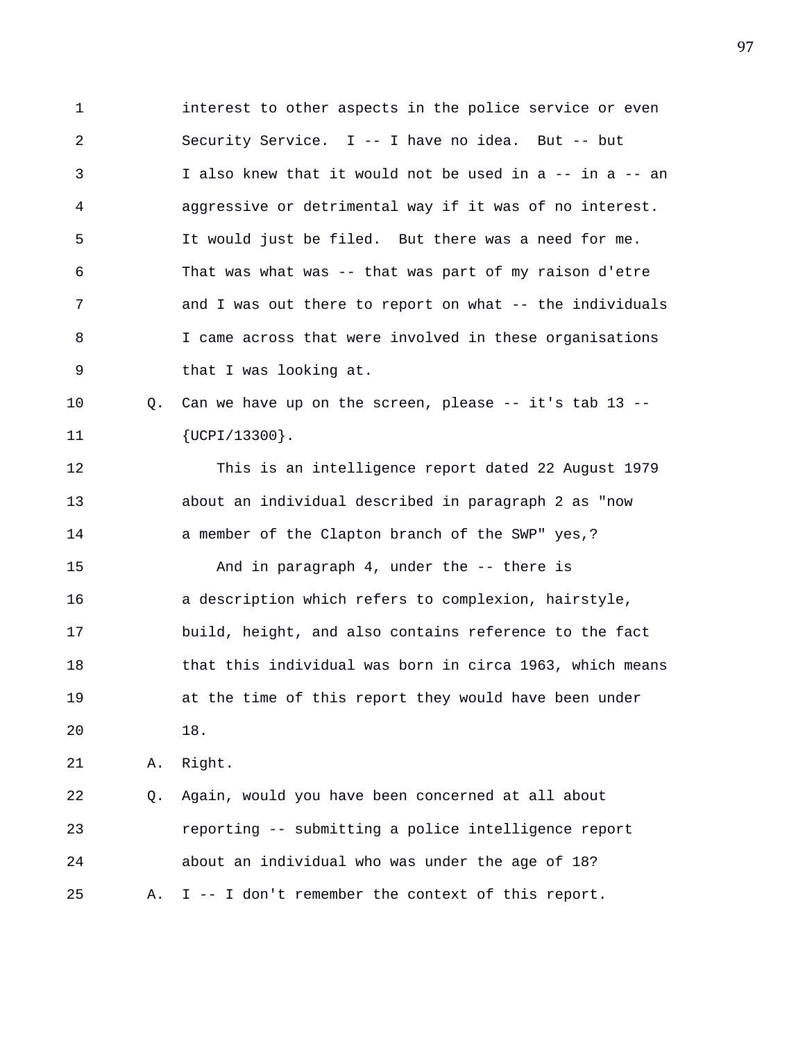1 interest to other aspects in the police service or even
2 Security Service. I -- I have no idea. But -- but
3 I also knew that it would not be used in a -- in a -- an
4 aggressive or detrimental way if it was of no interest.
5 It would just be filed. But there was a need for me.
6 That was what was -- that was part of my raison d'etre
7 and I was out there to report on what -- the individuals
8 I came across that were involved in these organisations
9 that I was looking at.
10 Q. Can we have up on the screen, please -- it's tab 13 --
11 {UCPI/13300}.
12 This is an intelligence report dated 22 August 1979
13 about an individual described in paragraph 2 as "now
14 a member of the Clapton branch of the SWP" yes,?
15 And in paragraph 4, under the -- there is
16 a description which refers to complexion, hairstyle,
17 build, height, and also contains reference to the fact
18 that this individual was born in circa 1963, which means
19 at the time of this report they would have been under
20 18.
21 A. Right.
22 Q. Again, would you have been concerned at all about
23 reporting -- submitting a police intelligence report
24 about an individual who was under the age of 18?
25 A. I -- I don't remember the context of this report.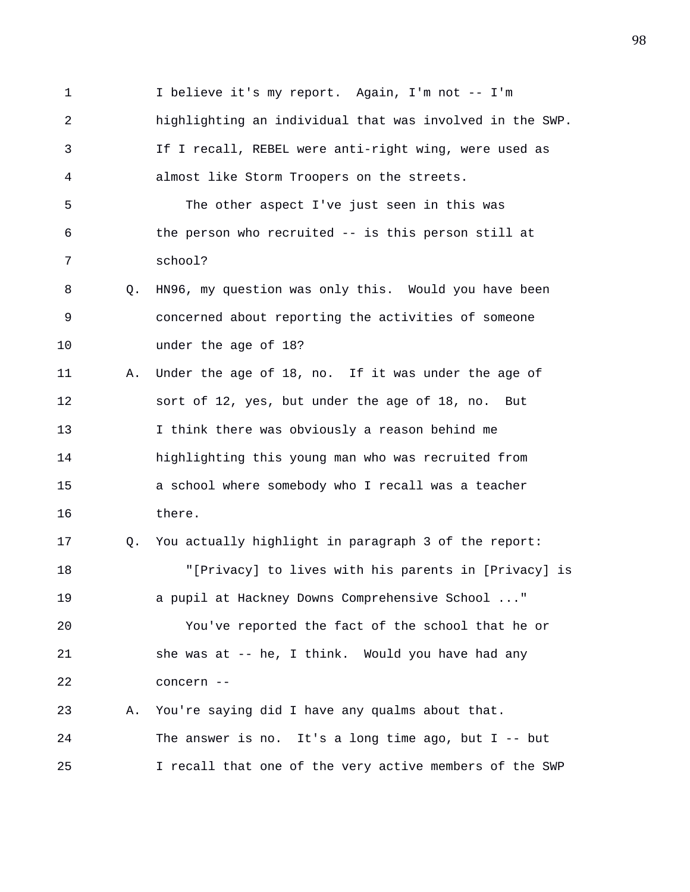I believe it's my report. Again, I'm not -- I'm highlighting an individual that was involved in the SWP. If I recall, REBEL were anti-right wing, were used as almost like Storm Troopers on the streets.

The other aspect I've just seen in this was the person who recruited -- is this person still at school?

Q. HN96, my question was only this. Would you have been concerned about reporting the activities of someone under the age of 18?

A. Under the age of 18, no. If it was under the age of sort of 12, yes, but under the age of 18, no. But I think there was obviously a reason behind me highlighting this young man who was recruited from a school where somebody who I recall was a teacher there.

Q. You actually highlight in paragraph 3 of the report:

"[Privacy] to lives with his parents in [Privacy] is a pupil at Hackney Downs Comprehensive School ..."

You've reported the fact of the school that he or she was at -- he, I think. Would you have had any concern --

A. You're saying did I have any qualms about that. The answer is no. It's a long time ago, but I -- but I recall that one of the very active members of the SWP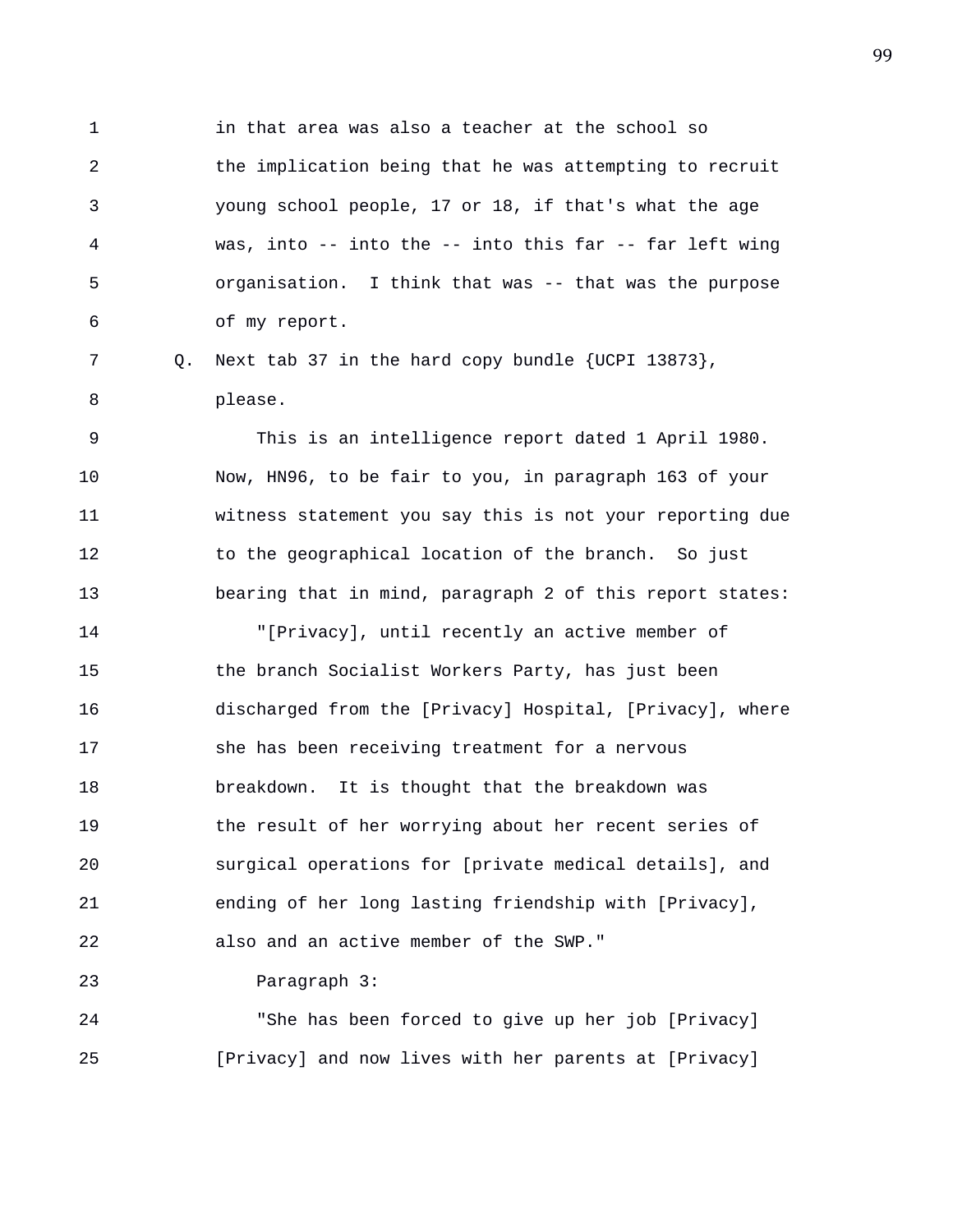1 in that area was also a teacher at the school so
2 the implication being that he was attempting to recruit
3 young school people, 17 or 18, if that's what the age
4 was, into -- into the -- into this far -- far left wing
5 organisation. I think that was -- that was the purpose
6 of my report.

7 Q. Next tab 37 in the hard copy bundle {UCPI 13873},
8 please.

9 This is an intelligence report dated 1 April 1980.
10 Now, HN96, to be fair to you, in paragraph 163 of your
11 witness statement you say this is not your reporting due
12 to the geographical location of the branch. So just
13 bearing that in mind, paragraph 2 of this report states:

14 "[Privacy], until recently an active member of
15 the branch Socialist Workers Party, has just been
16 discharged from the [Privacy] Hospital, [Privacy], where
17 she has been receiving treatment for a nervous
18 breakdown. It is thought that the breakdown was
19 the result of her worrying about her recent series of
20 surgical operations for [private medical details], and
21 ending of her long lasting friendship with [Privacy],
22 also and an active member of the SWP."

23 Paragraph 3:

24 "She has been forced to give up her job [Privacy]
25 [Privacy] and now lives with her parents at [Privacy]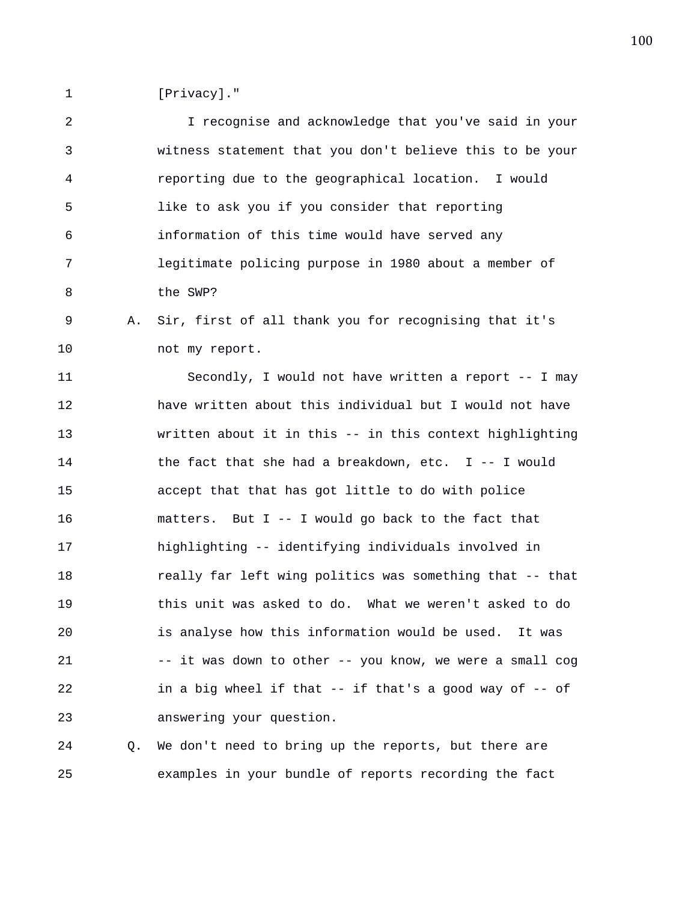[Privacy]."

I recognise and acknowledge that you've said in your witness statement that you don't believe this to be your reporting due to the geographical location. I would like to ask you if you consider that reporting information of this time would have served any legitimate policing purpose in 1980 about a member of the SWP?

A. Sir, first of all thank you for recognising that it's not my report.

Secondly, I would not have written a report -- I may have written about this individual but I would not have written about it in this -- in this context highlighting the fact that she had a breakdown, etc. I -- I would accept that that has got little to do with police matters. But I -- I would go back to the fact that highlighting -- identifying individuals involved in really far left wing politics was something that -- that this unit was asked to do. What we weren't asked to do is analyse how this information would be used. It was -- it was down to other -- you know, we were a small cog in a big wheel if that -- if that's a good way of -- of answering your question.

Q. We don't need to bring up the reports, but there are examples in your bundle of reports recording the fact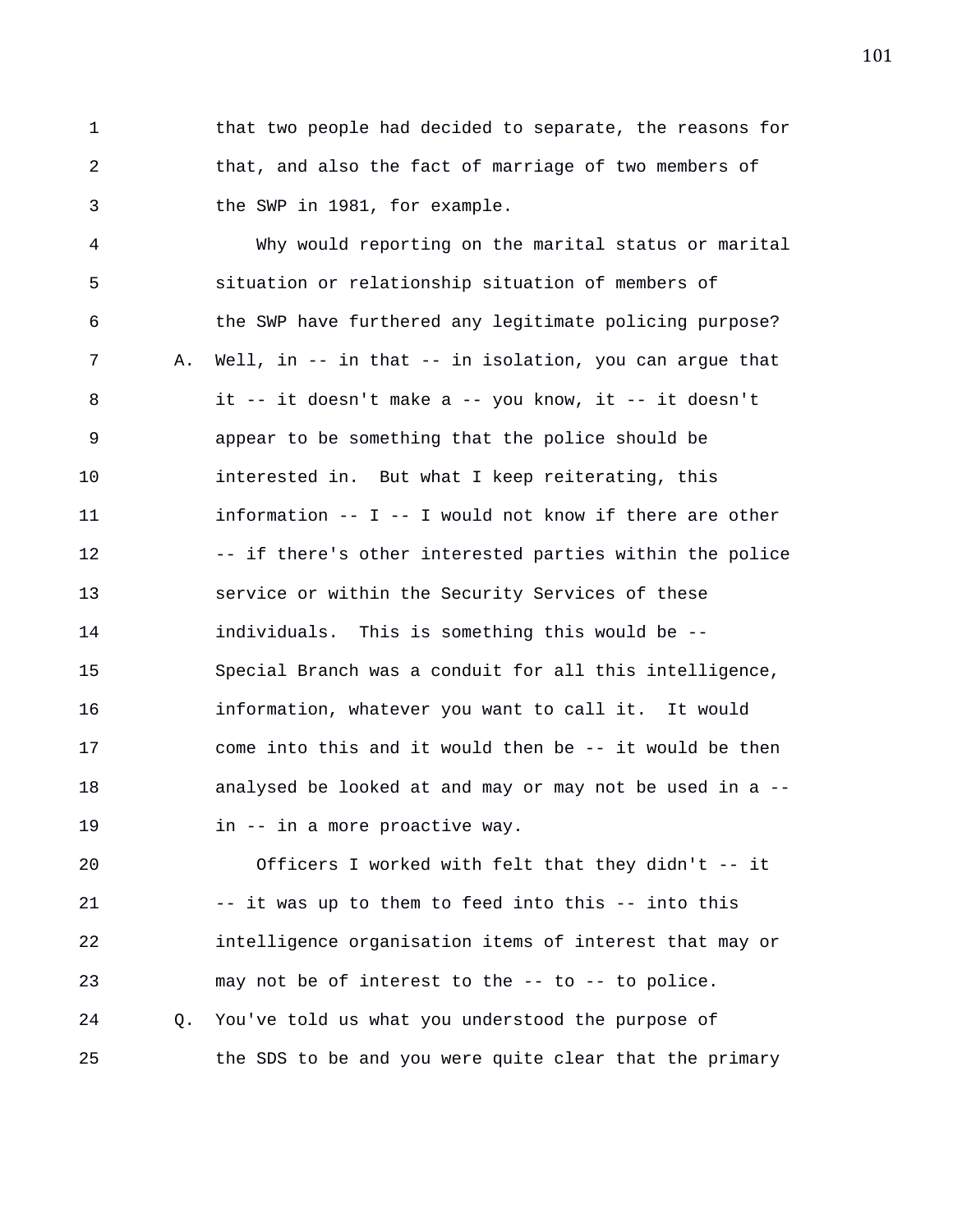that two people had decided to separate, the reasons for that, and also the fact of marriage of two members of the SWP in 1981, for example.

Why would reporting on the marital status or marital situation or relationship situation of members of the SWP have furthered any legitimate policing purpose?

A. Well, in -- in that -- in isolation, you can argue that it -- it doesn't make a -- you know, it -- it doesn't appear to be something that the police should be interested in. But what I keep reiterating, this information -- I -- I would not know if there are other -- if there's other interested parties within the police service or within the Security Services of these individuals. This is something this would be -- Special Branch was a conduit for all this intelligence, information, whatever you want to call it. It would come into this and it would then be -- it would be then analysed be looked at and may or may not be used in a -- in -- in a more proactive way.

Officers I worked with felt that they didn't -- it -- it was up to them to feed into this -- into this intelligence organisation items of interest that may or may not be of interest to the -- to -- to police.

Q. You've told us what you understood the purpose of the SDS to be and you were quite clear that the primary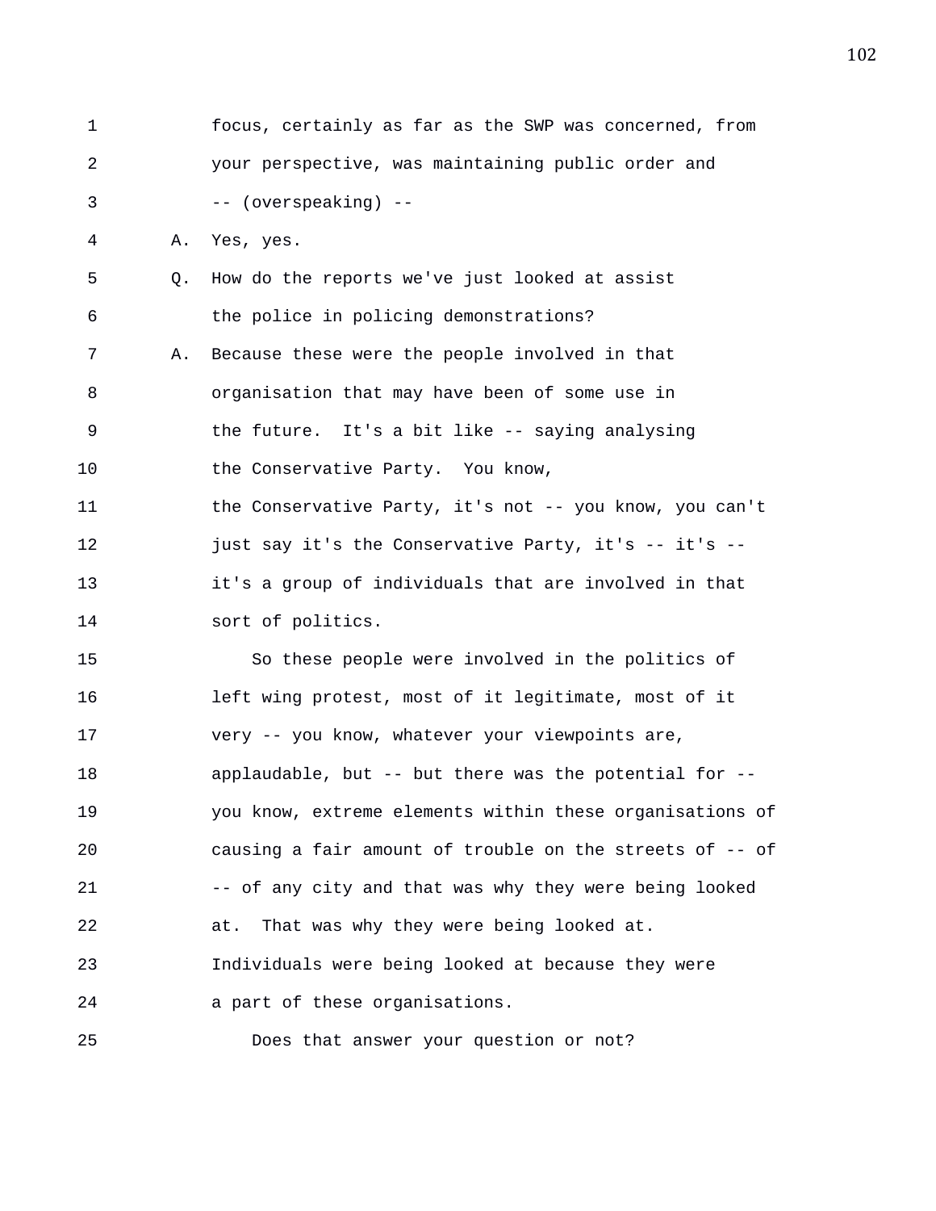focus, certainly as far as the SWP was concerned, from your perspective, was maintaining public order and -- (overspeaking) --

A. Yes, yes.

Q. How do the reports we've just looked at assist the police in policing demonstrations?

A. Because these were the people involved in that organisation that may have been of some use in the future. It's a bit like -- saying analysing the Conservative Party. You know, the Conservative Party, it's not -- you know, you can't just say it's the Conservative Party, it's -- it's -- it's a group of individuals that are involved in that sort of politics.

So these people were involved in the politics of left wing protest, most of it legitimate, most of it very -- you know, whatever your viewpoints are, applaudable, but -- but there was the potential for -- you know, extreme elements within these organisations of causing a fair amount of trouble on the streets of -- of -- of any city and that was why they were being looked at. That was why they were being looked at. Individuals were being looked at because they were a part of these organisations.

Does that answer your question or not?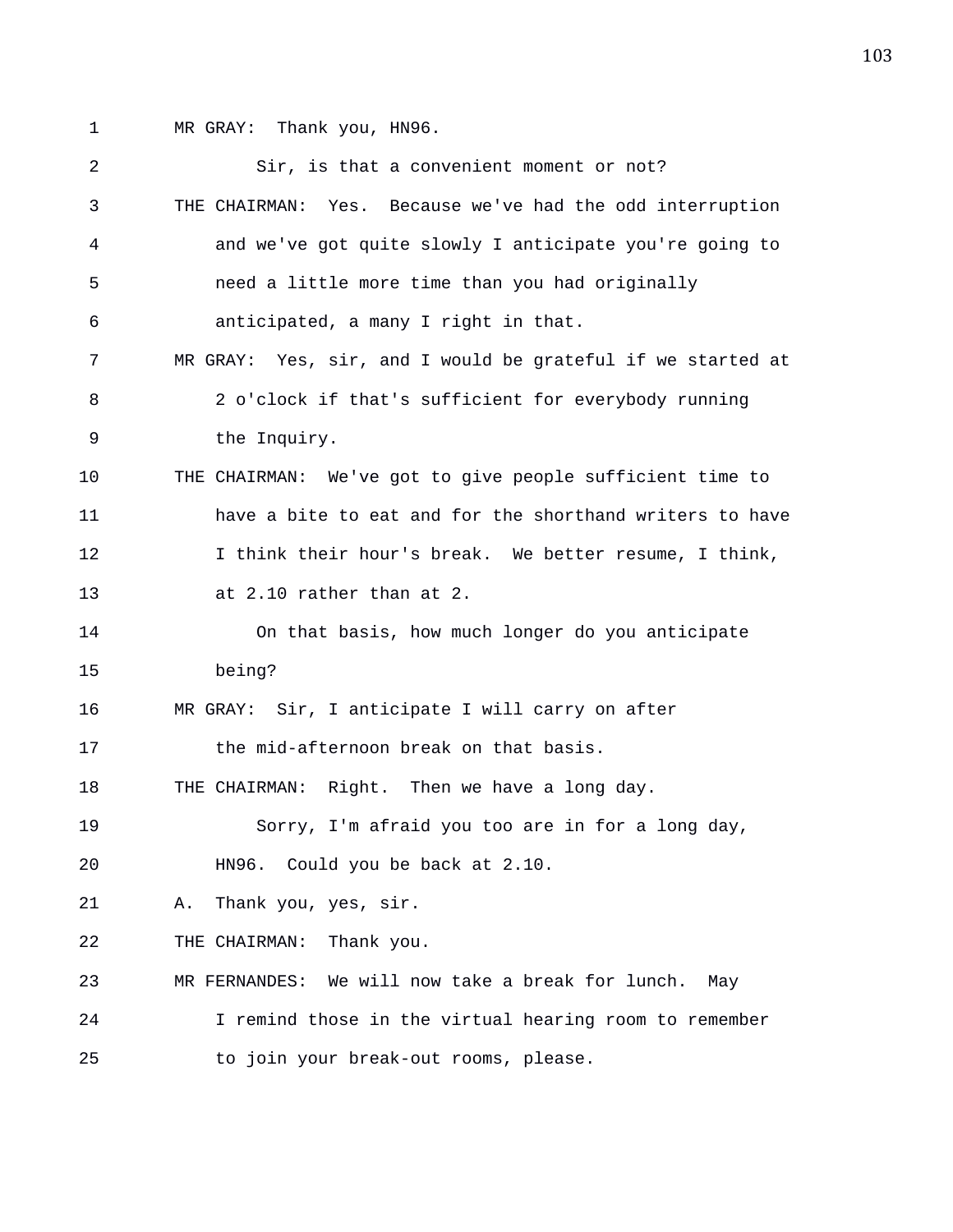MR GRAY: Thank you, HN96.

Sir, is that a convenient moment or not?

THE CHAIRMAN: Yes. Because we've had the odd interruption and we've got quite slowly I anticipate you're going to need a little more time than you had originally anticipated, a many I right in that.

MR GRAY: Yes, sir, and I would be grateful if we started at 2 o'clock if that's sufficient for everybody running the Inquiry.

THE CHAIRMAN: We've got to give people sufficient time to have a bite to eat and for the shorthand writers to have I think their hour's break. We better resume, I think, at 2.10 rather than at 2.

On that basis, how much longer do you anticipate being?

MR GRAY: Sir, I anticipate I will carry on after the mid-afternoon break on that basis.

THE CHAIRMAN: Right. Then we have a long day.

Sorry, I'm afraid you too are in for a long day, HN96. Could you be back at 2.10.

A. Thank you, yes, sir.

THE CHAIRMAN: Thank you.

MR FERNANDES: We will now take a break for lunch. May I remind those in the virtual hearing room to remember to join your break-out rooms, please.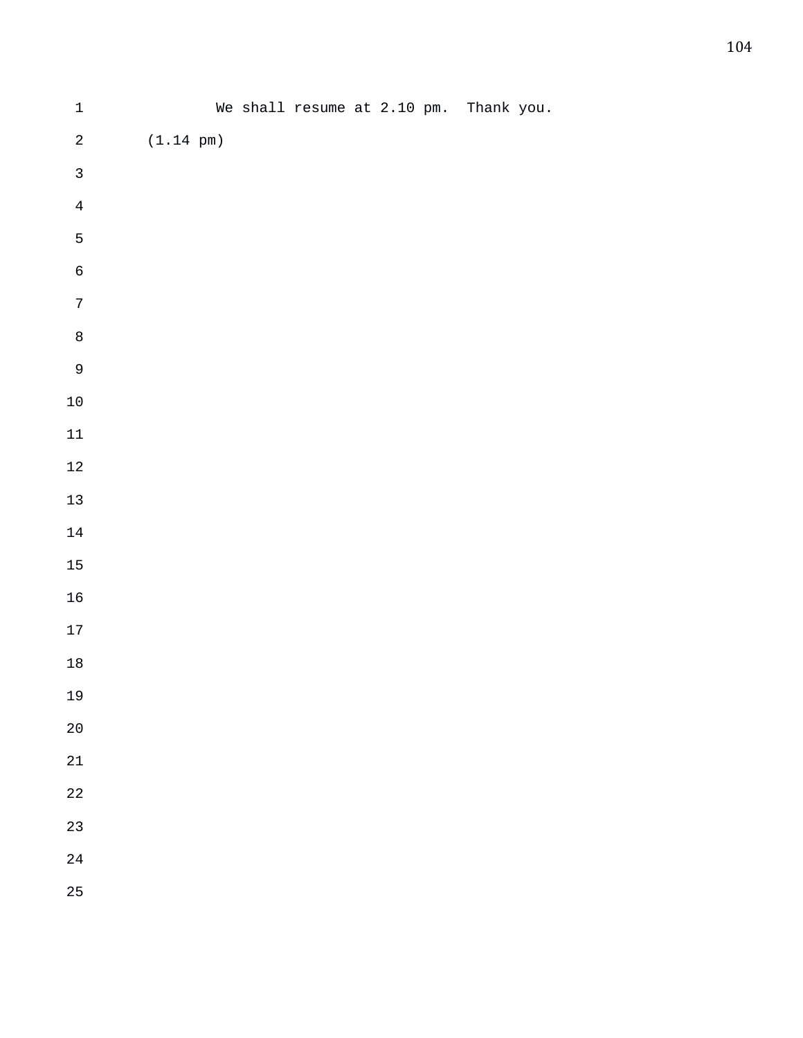We shall resume at 2.10 pm. Thank you.

(1.14 pm)